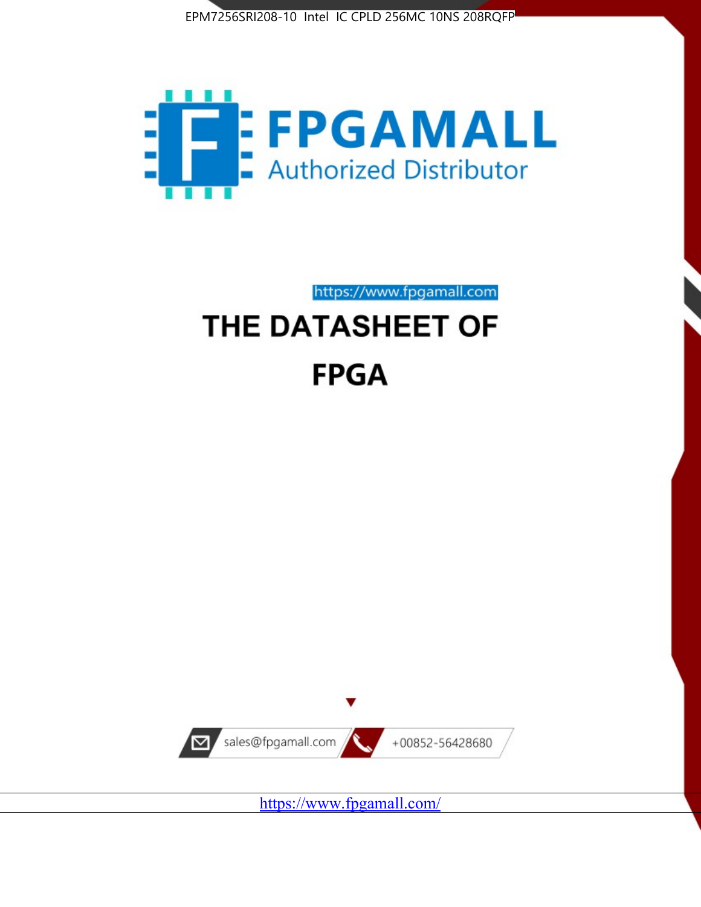EPM7256SRI208-10 Intel IC CPLD 256MC 10NS 208RQFP

FPGAMALL

Authorized Distributor

https://www.fpgamall.com

# THE DATASHEET OF

# FPGA

sales@fpgamall.com

+00852-56428680

https://www.fpgamall.com/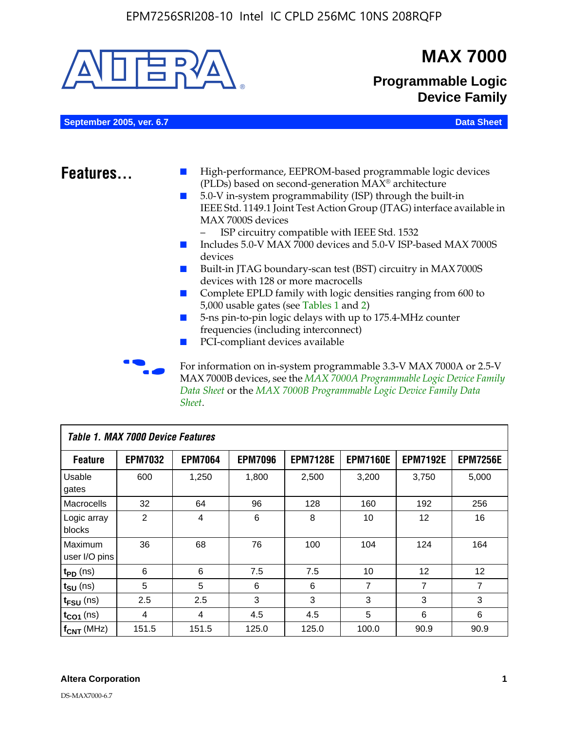# MAX 7000

## Programmable Logic Device Family

**September 2005, ver. 6.7** — **Data Sheet**

## Features...

- High-performance, EEPROM-based programmable logic devices (PLDs) based on second-generation MAX® architecture
- 5.0-V in-system programmability (ISP) through the built-in IEEE Std. 1149.1 Joint Test Action Group (JTAG) interface available in MAX 7000S devices
  - ISP circuitry compatible with IEEE Std. 1532
- Includes 5.0-V MAX 7000 devices and 5.0-V ISP-based MAX 7000S devices
- Built-in JTAG boundary-scan test (BST) circuitry in MAX 7000S devices with 128 or more macrocells
- Complete EPLD family with logic densities ranging from 600 to 5,000 usable gates (see Tables 1 and 2)
- 5-ns pin-to-pin logic delays with up to 175.4-MHz counter frequencies (including interconnect)
- PCI-compliant devices available

For information on in-system programmable 3.3-V MAX 7000A or 2.5-V MAX 7000B devices, see the *MAX 7000A Programmable Logic Device Family Data Sheet* or the *MAX 7000B Programmable Logic Device Family Data Sheet*.

**Table 1. MAX 7000 Device Features**

| Feature | EPM7032 | EPM7064 | EPM7096 | EPM7128E | EPM7160E | EPM7192E | EPM7256E |
|---|---|---|---|---|---|---|---|
| Usable gates | 600 | 1,250 | 1,800 | 2,500 | 3,200 | 3,750 | 5,000 |
| Macrocells | 32 | 64 | 96 | 128 | 160 | 192 | 256 |
| Logic array blocks | 2 | 4 | 6 | 8 | 10 | 12 | 16 |
| Maximum user I/O pins | 36 | 68 | 76 | 100 | 104 | 124 | 164 |
| $t_{PD}$ (ns) | 6 | 6 | 7.5 | 7.5 | 10 | 12 | 12 |
| $t_{SU}$ (ns) | 5 | 5 | 6 | 6 | 7 | 7 | 7 |
| $t_{FSU}$ (ns) | 2.5 | 2.5 | 3 | 3 | 3 | 3 | 3 |
| $t_{CO1}$ (ns) | 4 | 4 | 4.5 | 4.5 | 5 | 6 | 6 |
| $f_{CNT}$ (MHz) | 151.5 | 151.5 | 125.0 | 125.0 | 100.0 | 90.9 | 90.9 |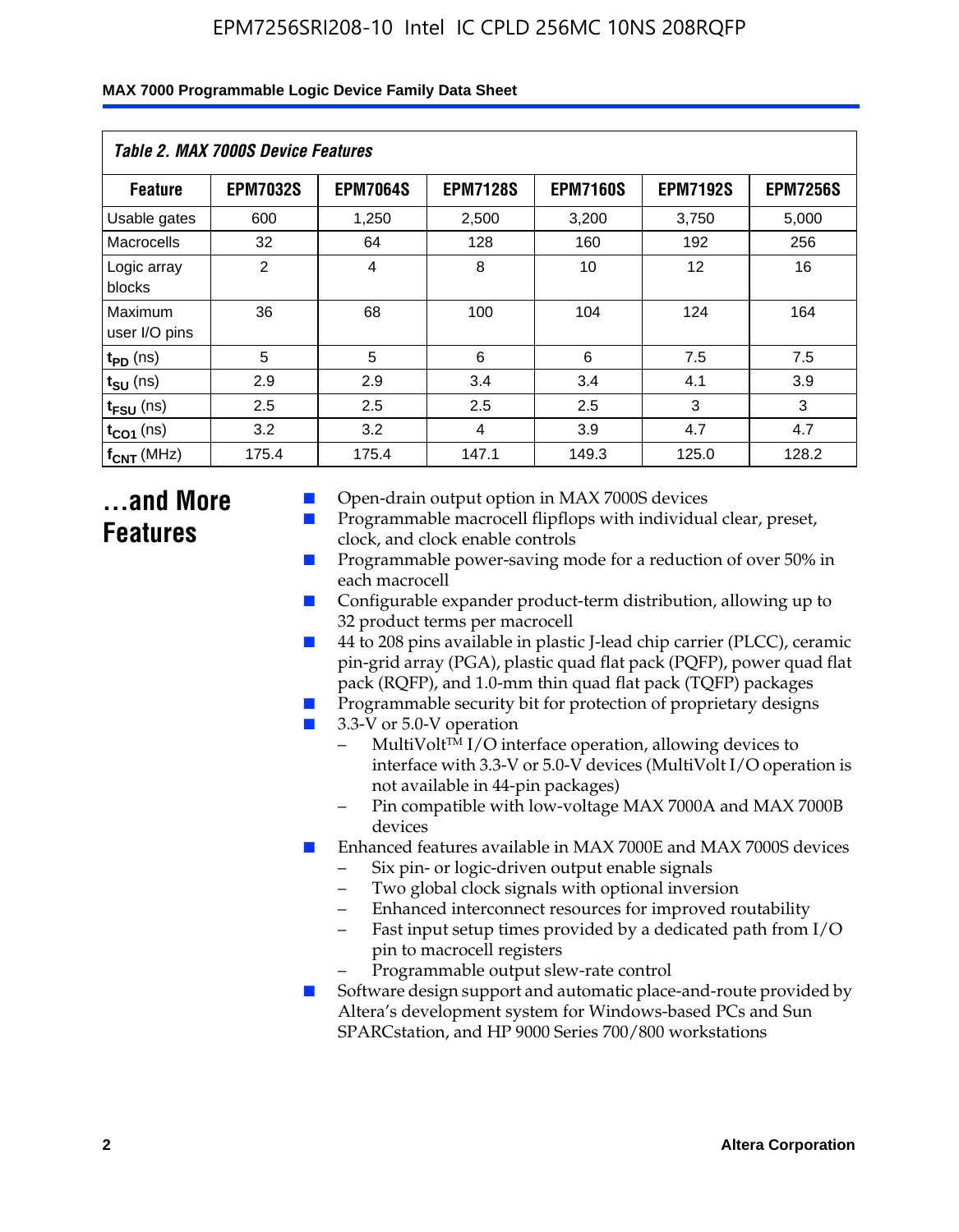*Table 2. MAX 7000S Device Features*

| Feature | EPM7032S | EPM7064S | EPM7128S | EPM7160S | EPM7192S | EPM7256S |
|---|---|---|---|---|---|---|
| Usable gates | 600 | 1,250 | 2,500 | 3,200 | 3,750 | 5,000 |
| Macrocells | 32 | 64 | 128 | 160 | 192 | 256 |
| Logic array blocks | 2 | 4 | 8 | 10 | 12 | 16 |
| Maximum user I/O pins | 36 | 68 | 100 | 104 | 124 | 164 |
| $t_{PD}$ (ns) | 5 | 5 | 6 | 6 | 7.5 | 7.5 |
| $t_{SU}$ (ns) | 2.9 | 2.9 | 3.4 | 3.4 | 4.1 | 3.9 |
| $t_{FSU}$ (ns) | 2.5 | 2.5 | 2.5 | 2.5 | 3 | 3 |
| $t_{CO1}$ (ns) | 3.2 | 3.2 | 4 | 3.9 | 4.7 | 4.7 |
| $f_{CNT}$ (MHz) | 175.4 | 175.4 | 147.1 | 149.3 | 125.0 | 128.2 |

# ...and More Features

- Open-drain output option in MAX 7000S devices
- Programmable macrocell flipflops with individual clear, preset, clock, and clock enable controls
- Programmable power-saving mode for a reduction of over 50% in each macrocell
- Configurable expander product-term distribution, allowing up to 32 product terms per macrocell
- 44 to 208 pins available in plastic J-lead chip carrier (PLCC), ceramic pin-grid array (PGA), plastic quad flat pack (PQFP), power quad flat pack (RQFP), and 1.0-mm thin quad flat pack (TQFP) packages
- Programmable security bit for protection of proprietary designs
- 3.3-V or 5.0-V operation
  - MultiVolt™ I/O interface operation, allowing devices to interface with 3.3-V or 5.0-V devices (MultiVolt I/O operation is not available in 44-pin packages)
  - Pin compatible with low-voltage MAX 7000A and MAX 7000B devices
- Enhanced features available in MAX 7000E and MAX 7000S devices
  - Six pin- or logic-driven output enable signals
  - Two global clock signals with optional inversion
  - Enhanced interconnect resources for improved routability
  - Fast input setup times provided by a dedicated path from I/O pin to macrocell registers
  - Programmable output slew-rate control
- Software design support and automatic place-and-route provided by Altera's development system for Windows-based PCs and Sun SPARCstation, and HP 9000 Series 700/800 workstations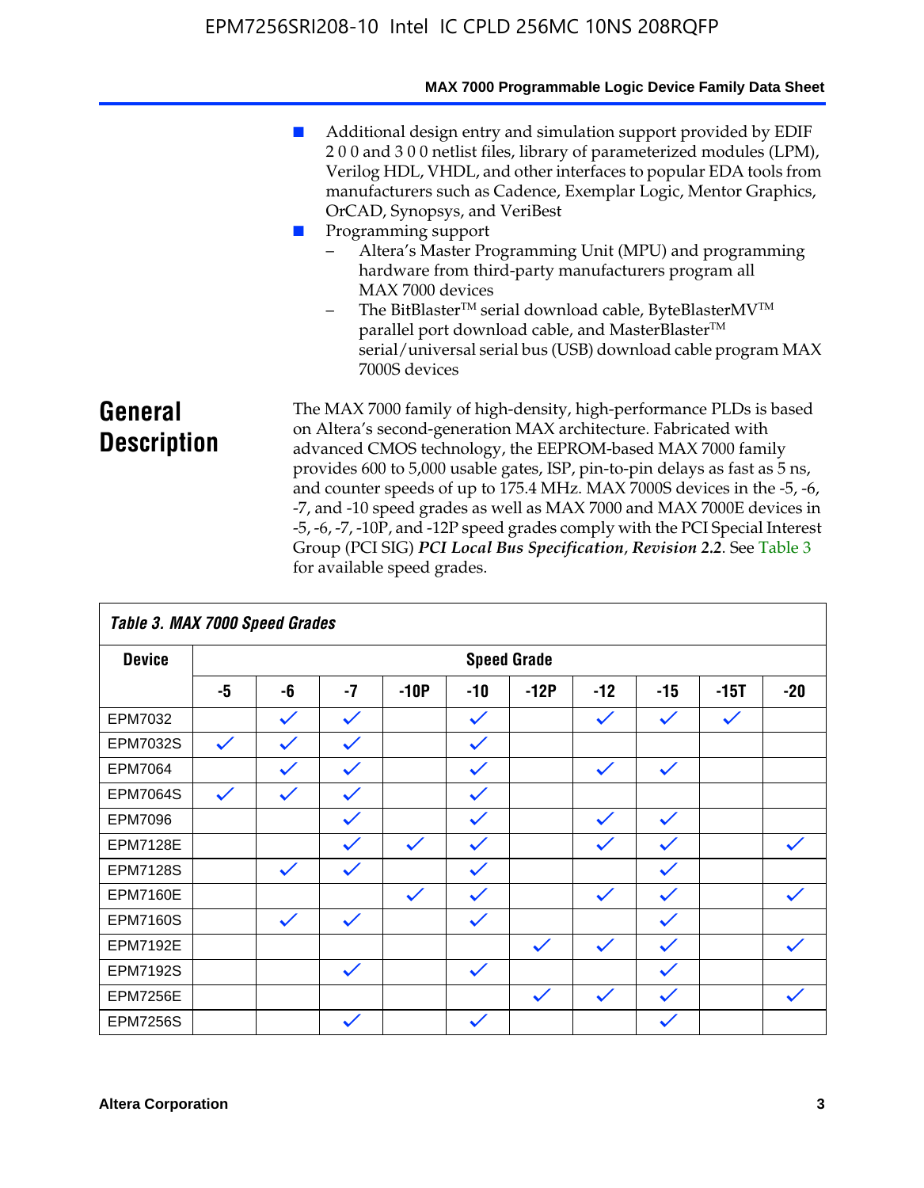- Additional design entry and simulation support provided by EDIF 2 0 0 and 3 0 0 netlist files, library of parameterized modules (LPM), Verilog HDL, VHDL, and other interfaces to popular EDA tools from manufacturers such as Cadence, Exemplar Logic, Mentor Graphics, OrCAD, Synopsys, and VeriBest
- Programming support
  - Altera's Master Programming Unit (MPU) and programming hardware from third-party manufacturers program all MAX 7000 devices
  - The BitBlaster™ serial download cable, ByteBlasterMV™ parallel port download cable, and MasterBlaster™ serial/universal serial bus (USB) download cable program MAX 7000S devices

## General Description

The MAX 7000 family of high-density, high-performance PLDs is based on Altera's second-generation MAX architecture. Fabricated with advanced CMOS technology, the EEPROM-based MAX 7000 family provides 600 to 5,000 usable gates, ISP, pin-to-pin delays as fast as 5 ns, and counter speeds of up to 175.4 MHz. MAX 7000S devices in the -5, -6, -7, and -10 speed grades as well as MAX 7000 and MAX 7000E devices in -5, -6, -7, -10P, and -12P speed grades comply with the PCI Special Interest Group (PCI SIG) ***PCI Local Bus Specification, Revision 2.2***. See Table 3 for available speed grades.

***Table 3. MAX 7000 Speed Grades***

| Device | Speed Grade | | | | | | | | | |
|---|---|---|---|---|---|---|---|---|---|---|
| | -5 | -6 | -7 | -10P | -10 | -12P | -12 | -15 | -15T | -20 |
| EPM7032 | | ✓ | ✓ | | ✓ | | ✓ | ✓ | ✓ | |
| EPM7032S | ✓ | ✓ | ✓ | | ✓ | | | | | |
| EPM7064 | | ✓ | ✓ | | ✓ | | ✓ | ✓ | | |
| EPM7064S | ✓ | ✓ | ✓ | | ✓ | | | | | |
| EPM7096 | | | ✓ | | ✓ | | ✓ | ✓ | | |
| EPM7128E | | | ✓ | ✓ | ✓ | | ✓ | ✓ | | ✓ |
| EPM7128S | | ✓ | ✓ | | ✓ | | | ✓ | | |
| EPM7160E | | | | ✓ | ✓ | | ✓ | ✓ | | ✓ |
| EPM7160S | | ✓ | ✓ | | ✓ | | | ✓ | | |
| EPM7192E | | | | | | ✓ | ✓ | ✓ | | ✓ |
| EPM7192S | | | ✓ | | ✓ | | | ✓ | | |
| EPM7256E | | | | | | ✓ | ✓ | ✓ | | ✓ |
| EPM7256S | | | ✓ | | ✓ | | | ✓ | | |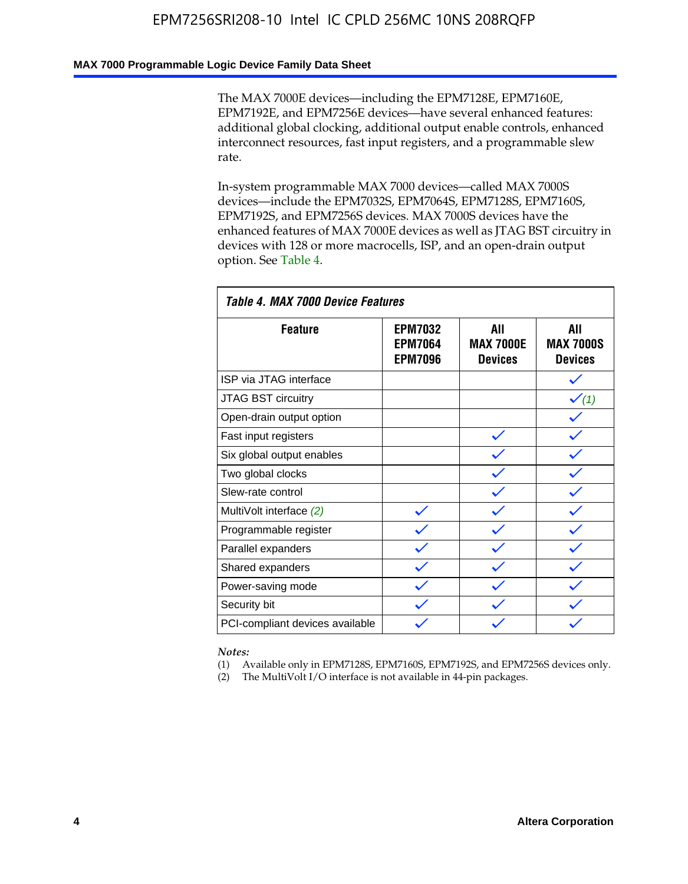The MAX 7000E devices—including the EPM7128E, EPM7160E, EPM7192E, and EPM7256E devices—have several enhanced features: additional global clocking, additional output enable controls, enhanced interconnect resources, fast input registers, and a programmable slew rate.

In-system programmable MAX 7000 devices—called MAX 7000S devices—include the EPM7032S, EPM7064S, EPM7128S, EPM7160S, EPM7192S, and EPM7256S devices. MAX 7000S devices have the enhanced features of MAX 7000E devices as well as JTAG BST circuitry in devices with 128 or more macrocells, ISP, and an open-drain output option. See Table 4.

**Table 4. MAX 7000 Device Features**

| Feature | EPM7032 EPM7064 EPM7096 | All MAX 7000E Devices | All MAX 7000S Devices |
|---|---|---|---|
| ISP via JTAG interface | | | ✓ |
| JTAG BST circuitry | | | ✓ *(1)* |
| Open-drain output option | | | ✓ |
| Fast input registers | | ✓ | ✓ |
| Six global output enables | | ✓ | ✓ |
| Two global clocks | | ✓ | ✓ |
| Slew-rate control | | ✓ | ✓ |
| MultiVolt interface *(2)* | ✓ | ✓ | ✓ |
| Programmable register | ✓ | ✓ | ✓ |
| Parallel expanders | ✓ | ✓ | ✓ |
| Shared expanders | ✓ | ✓ | ✓ |
| Power-saving mode | ✓ | ✓ | ✓ |
| Security bit | ✓ | ✓ | ✓ |
| PCI-compliant devices available | ✓ | ✓ | ✓ |

*Notes:*
(1) Available only in EPM7128S, EPM7160S, EPM7192S, and EPM7256S devices only.
(2) The MultiVolt I/O interface is not available in 44-pin packages.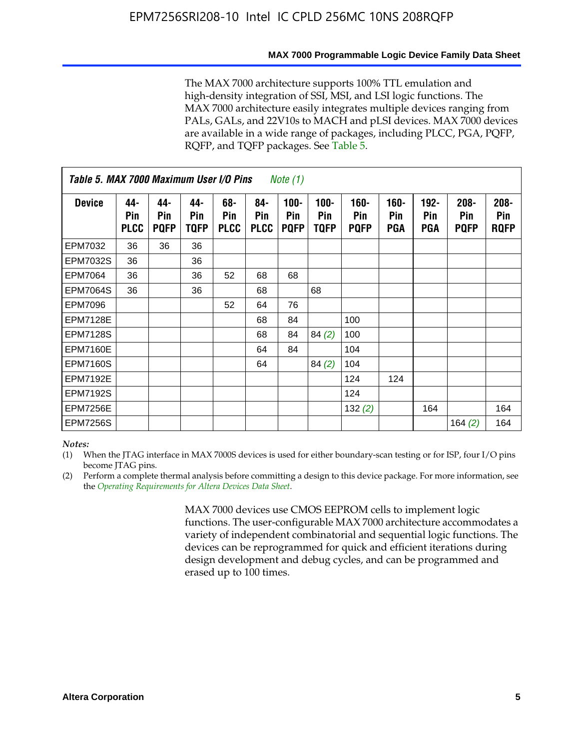The MAX 7000 architecture supports 100% TTL emulation and high-density integration of SSI, MSI, and LSI logic functions. The MAX 7000 architecture easily integrates multiple devices ranging from PALs, GALs, and 22V10s to MACH and pLSI devices. MAX 7000 devices are available in a wide range of packages, including PLCC, PGA, PQFP, RQFP, and TQFP packages. See Table 5.

**Table 5. MAX 7000 Maximum User I/O Pins** *Note (1)*

| Device | 44-Pin PLCC | 44-Pin PQFP | 44-Pin TQFP | 68-Pin PLCC | 84-Pin PLCC | 100-Pin PQFP | 100-Pin TQFP | 160-Pin PQFP | 160-Pin PGA | 192-Pin PGA | 208-Pin PQFP | 208-Pin RQFP |
|---|---|---|---|---|---|---|---|---|---|---|---|---|
| EPM7032 | 36 | 36 | 36 | | | | | | | | | |
| EPM7032S | 36 | | 36 | | | | | | | | | |
| EPM7064 | 36 | | 36 | 52 | 68 | 68 | | | | | | |
| EPM7064S | 36 | | 36 | | 68 | | 68 | | | | | |
| EPM7096 | | | | 52 | 64 | 76 | | | | | | |
| EPM7128E | | | | | 68 | 84 | | 100 | | | | |
| EPM7128S | | | | | 68 | 84 | 84 *(2)* | 100 | | | | |
| EPM7160E | | | | | 64 | 84 | | 104 | | | | |
| EPM7160S | | | | | 64 | | 84 *(2)* | 104 | | | | |
| EPM7192E | | | | | | | | 124 | 124 | | | |
| EPM7192S | | | | | | | | 124 | | | | |
| EPM7256E | | | | | | | | 132 *(2)* | | 164 | | 164 |
| EPM7256S | | | | | | | | | | | 164 *(2)* | 164 |

*Notes:*

(1) When the JTAG interface in MAX 7000S devices is used for either boundary-scan testing or for ISP, four I/O pins become JTAG pins.

(2) Perform a complete thermal analysis before committing a design to this device package. For more information, see the *Operating Requirements for Altera Devices Data Sheet*.

MAX 7000 devices use CMOS EEPROM cells to implement logic functions. The user-configurable MAX 7000 architecture accommodates a variety of independent combinatorial and sequential logic functions. The devices can be reprogrammed for quick and efficient iterations during design development and debug cycles, and can be programmed and erased up to 100 times.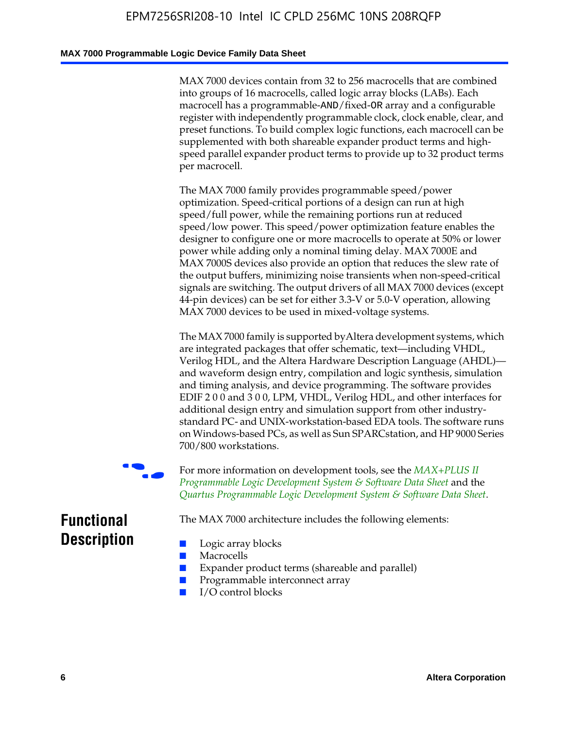MAX 7000 devices contain from 32 to 256 macrocells that are combined into groups of 16 macrocells, called logic array blocks (LABs). Each macrocell has a programmable-AND/fixed-OR array and a configurable register with independently programmable clock, clock enable, clear, and preset functions. To build complex logic functions, each macrocell can be supplemented with both shareable expander product terms and high-speed parallel expander product terms to provide up to 32 product terms per macrocell.

The MAX 7000 family provides programmable speed/power optimization. Speed-critical portions of a design can run at high speed/full power, while the remaining portions run at reduced speed/low power. This speed/power optimization feature enables the designer to configure one or more macrocells to operate at 50% or lower power while adding only a nominal timing delay. MAX 7000E and MAX 7000S devices also provide an option that reduces the slew rate of the output buffers, minimizing noise transients when non-speed-critical signals are switching. The output drivers of all MAX 7000 devices (except 44-pin devices) can be set for either 3.3-V or 5.0-V operation, allowing MAX 7000 devices to be used in mixed-voltage systems.

The MAX 7000 family is supported by Altera development systems, which are integrated packages that offer schematic, text—including VHDL, Verilog HDL, and the Altera Hardware Description Language (AHDL)—and waveform design entry, compilation and logic synthesis, simulation and timing analysis, and device programming. The software provides EDIF 2 0 0 and 3 0 0, LPM, VHDL, Verilog HDL, and other interfaces for additional design entry and simulation support from other industry-standard PC- and UNIX-workstation-based EDA tools. The software runs on Windows-based PCs, as well as Sun SPARCstation, and HP 9000 Series 700/800 workstations.

For more information on development tools, see the *MAX+PLUS II Programmable Logic Development System & Software Data Sheet* and the *Quartus Programmable Logic Development System & Software Data Sheet*.

## Functional Description

The MAX 7000 architecture includes the following elements:

- Logic array blocks
- Macrocells
- Expander product terms (shareable and parallel)
- Programmable interconnect array
- I/O control blocks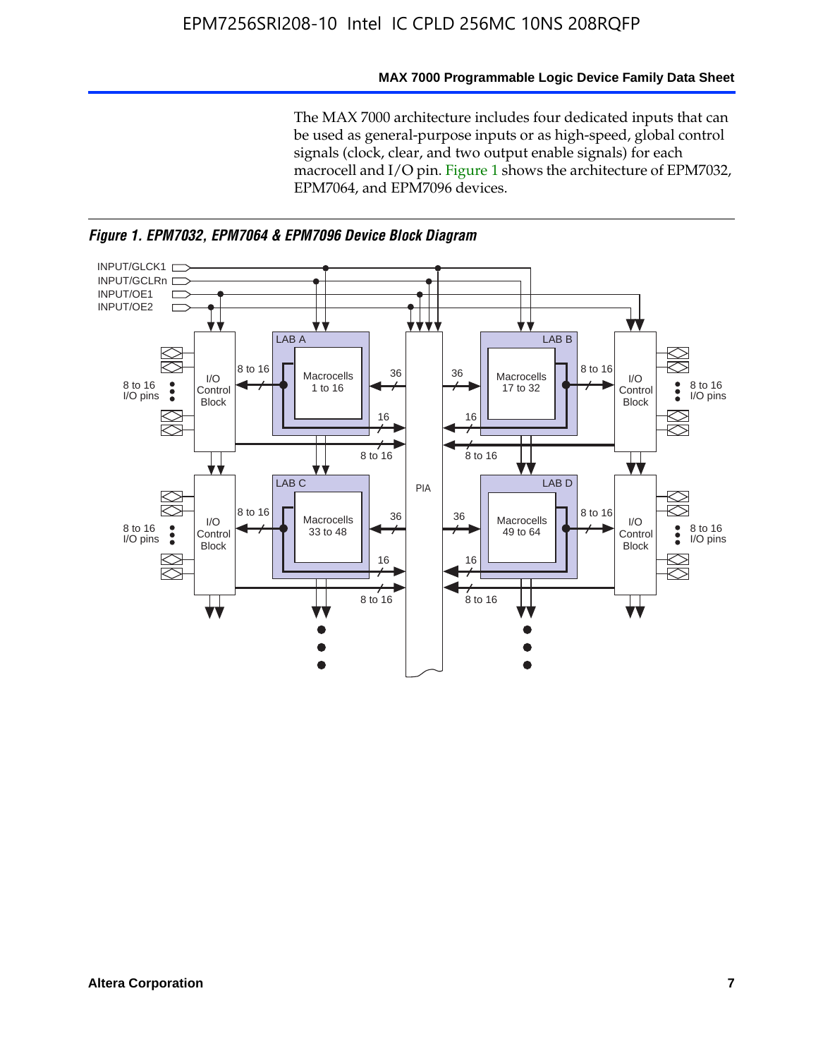The MAX 7000 architecture includes four dedicated inputs that can be used as general-purpose inputs or as high-speed, global control signals (clock, clear, and two output enable signals) for each macrocell and I/O pin. Figure 1 shows the architecture of EPM7032, EPM7064, and EPM7096 devices.

*Figure 1. EPM7032, EPM7064 & EPM7096 Device Block Diagram*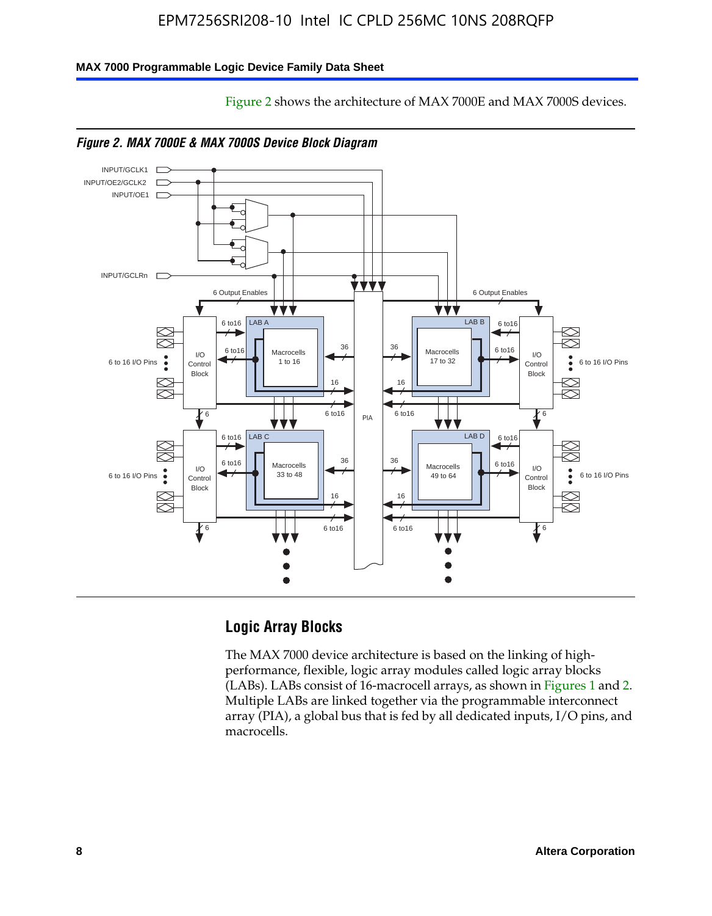Figure 2 shows the architecture of MAX 7000E and MAX 7000S devices.

*Figure 2. MAX 7000E & MAX 7000S Device Block Diagram*

INPUT/GCLK1
INPUT/OE2/GCLK2
INPUT/OE1
INPUT/GCLRn
6 Output Enables
6 Output Enables
6 to 16 I/O Pins
I/O Control Block
LAB A
Macrocells 1 to 16
LAB B
Macrocells 17 to 32
LAB C
Macrocells 33 to 48
LAB D
Macrocells 49 to 64
PIA
6 to16
36
16
6

## Logic Array Blocks

The MAX 7000 device architecture is based on the linking of high-performance, flexible, logic array modules called logic array blocks (LABs). LABs consist of 16-macrocell arrays, as shown in Figures 1 and 2. Multiple LABs are linked together via the programmable interconnect array (PIA), a global bus that is fed by all dedicated inputs, I/O pins, and macrocells.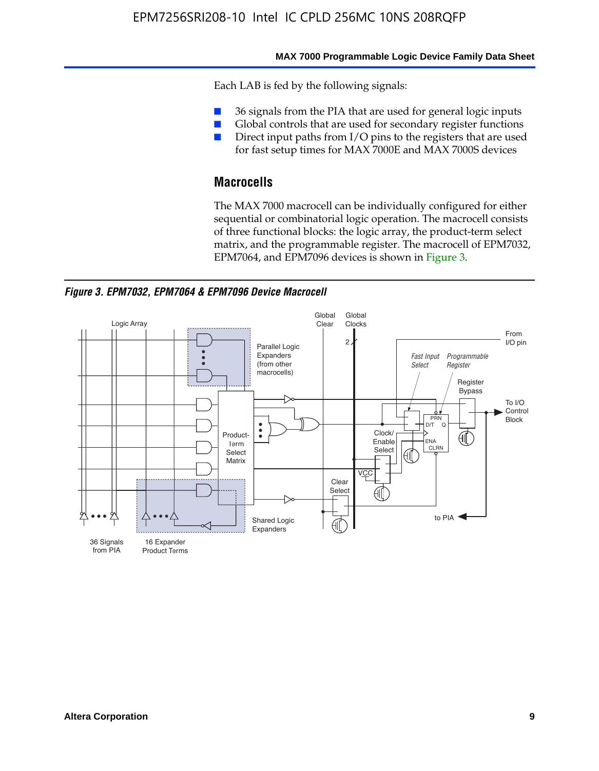Each LAB is fed by the following signals:

- 36 signals from the PIA that are used for general logic inputs
- Global controls that are used for secondary register functions
- Direct input paths from I/O pins to the registers that are used for fast setup times for MAX 7000E and MAX 7000S devices

## Macrocells

The MAX 7000 macrocell can be individually configured for either sequential or combinatorial logic operation. The macrocell consists of three functional blocks: the logic array, the product-term select matrix, and the programmable register. The macrocell of EPM7032, EPM7064, and EPM7096 devices is shown in Figure 3.

*Figure 3. EPM7032, EPM7064 & EPM7096 Device Macrocell*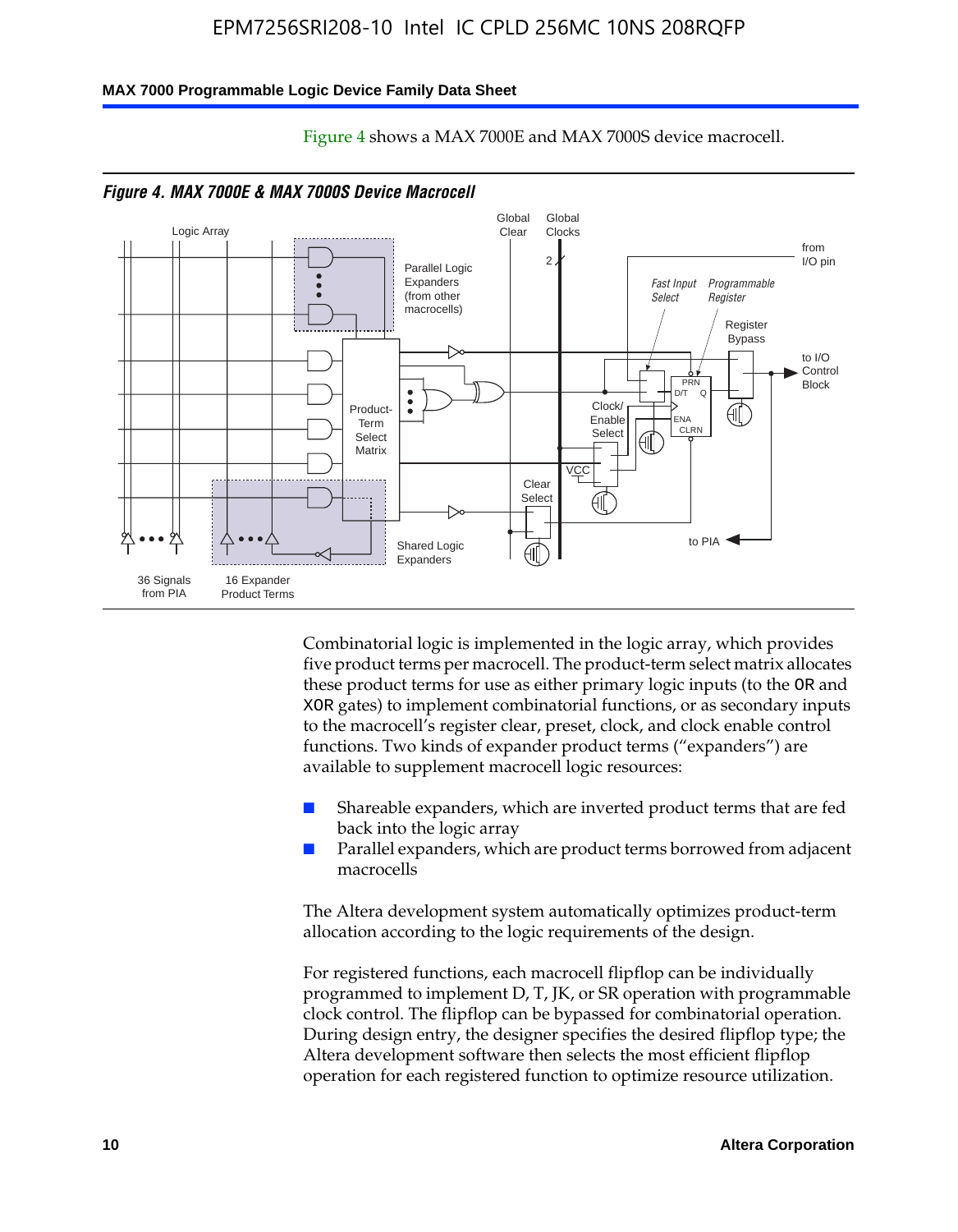Figure 4 shows a MAX 7000E and MAX 7000S device macrocell.

*Figure 4. MAX 7000E & MAX 7000S Device Macrocell*

Combinatorial logic is implemented in the logic array, which provides five product terms per macrocell. The product-term select matrix allocates these product terms for use as either primary logic inputs (to the OR and XOR gates) to implement combinatorial functions, or as secondary inputs to the macrocell's register clear, preset, clock, and clock enable control functions. Two kinds of expander product terms ("expanders") are available to supplement macrocell logic resources:

- Shareable expanders, which are inverted product terms that are fed back into the logic array
- Parallel expanders, which are product terms borrowed from adjacent macrocells

The Altera development system automatically optimizes product-term allocation according to the logic requirements of the design.

For registered functions, each macrocell flipflop can be individually programmed to implement D, T, JK, or SR operation with programmable clock control. The flipflop can be bypassed for combinatorial operation. During design entry, the designer specifies the desired flipflop type; the Altera development software then selects the most efficient flipflop operation for each registered function to optimize resource utilization.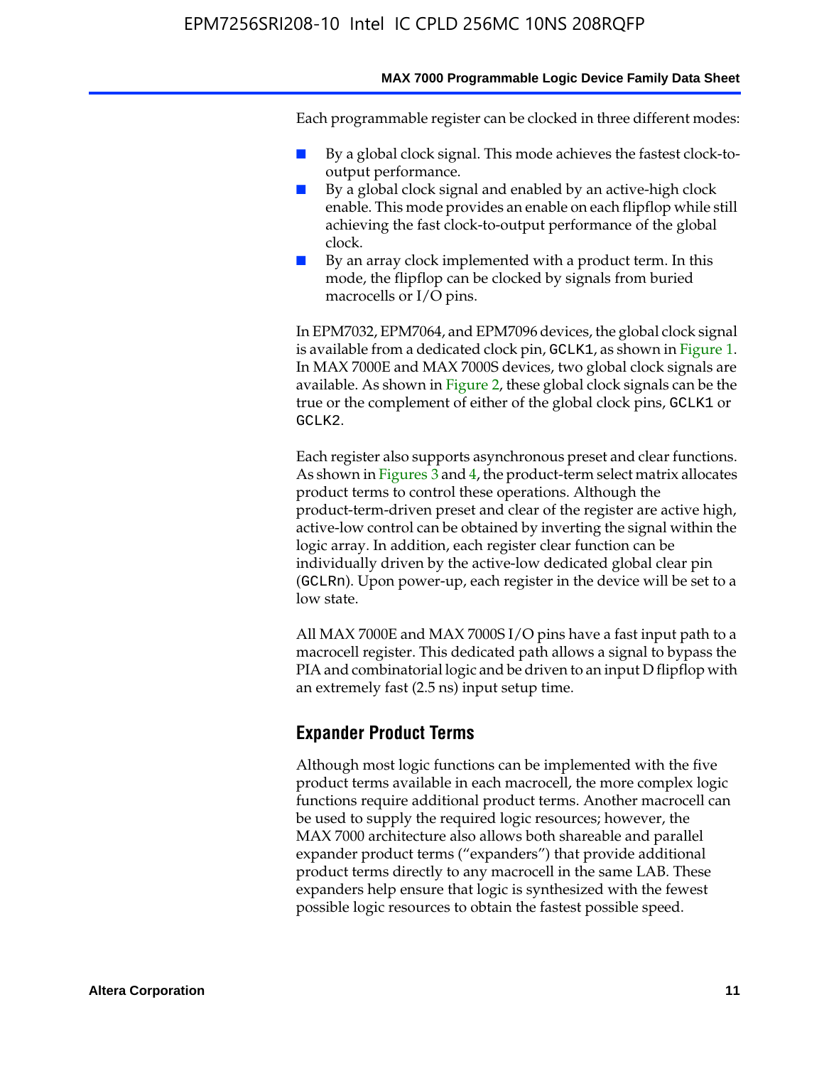Each programmable register can be clocked in three different modes:

- By a global clock signal. This mode achieves the fastest clock-to-output performance.
- By a global clock signal and enabled by an active-high clock enable. This mode provides an enable on each flipflop while still achieving the fast clock-to-output performance of the global clock.
- By an array clock implemented with a product term. In this mode, the flipflop can be clocked by signals from buried macrocells or I/O pins.

In EPM7032, EPM7064, and EPM7096 devices, the global clock signal is available from a dedicated clock pin, GCLK1, as shown in Figure 1. In MAX 7000E and MAX 7000S devices, two global clock signals are available. As shown in Figure 2, these global clock signals can be the true or the complement of either of the global clock pins, GCLK1 or GCLK2.

Each register also supports asynchronous preset and clear functions. As shown in Figures 3 and 4, the product-term select matrix allocates product terms to control these operations. Although the product-term-driven preset and clear of the register are active high, active-low control can be obtained by inverting the signal within the logic array. In addition, each register clear function can be individually driven by the active-low dedicated global clear pin (GCLRn). Upon power-up, each register in the device will be set to a low state.

All MAX 7000E and MAX 7000S I/O pins have a fast input path to a macrocell register. This dedicated path allows a signal to bypass the PIA and combinatorial logic and be driven to an input D flipflop with an extremely fast (2.5 ns) input setup time.

## Expander Product Terms

Although most logic functions can be implemented with the five product terms available in each macrocell, the more complex logic functions require additional product terms. Another macrocell can be used to supply the required logic resources; however, the MAX 7000 architecture also allows both shareable and parallel expander product terms ("expanders") that provide additional product terms directly to any macrocell in the same LAB. These expanders help ensure that logic is synthesized with the fewest possible logic resources to obtain the fastest possible speed.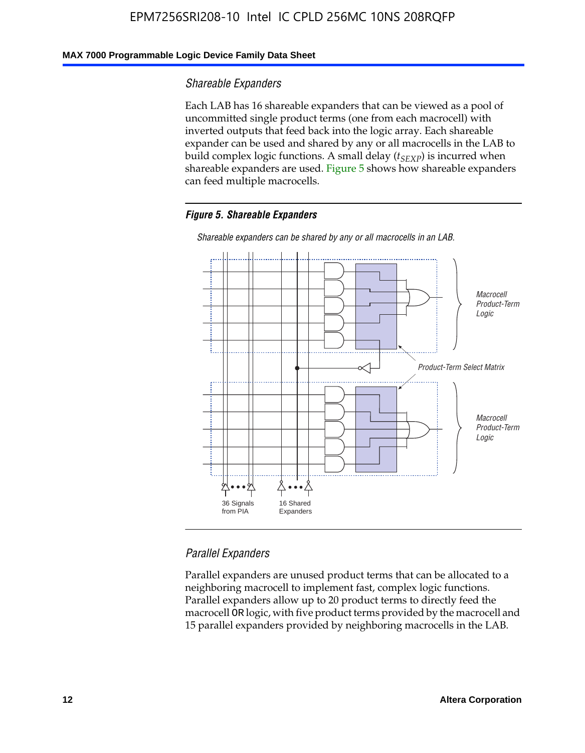### Shareable Expanders

Each LAB has 16 shareable expanders that can be viewed as a pool of uncommitted single product terms (one from each macrocell) with inverted outputs that feed back into the logic array. Each shareable expander can be used and shared by any or all macrocells in the LAB to build complex logic functions. A small delay ($t_{SEXP}$) is incurred when shareable expanders are used. Figure 5 shows how shareable expanders can feed multiple macrocells.

***Figure 5. Shareable Expanders***

*Shareable expanders can be shared by any or all macrocells in an LAB.*

### Parallel Expanders

Parallel expanders are unused product terms that can be allocated to a neighboring macrocell to implement fast, complex logic functions. Parallel expanders allow up to 20 product terms to directly feed the macrocell OR logic, with five product terms provided by the macrocell and 15 parallel expanders provided by neighboring macrocells in the LAB.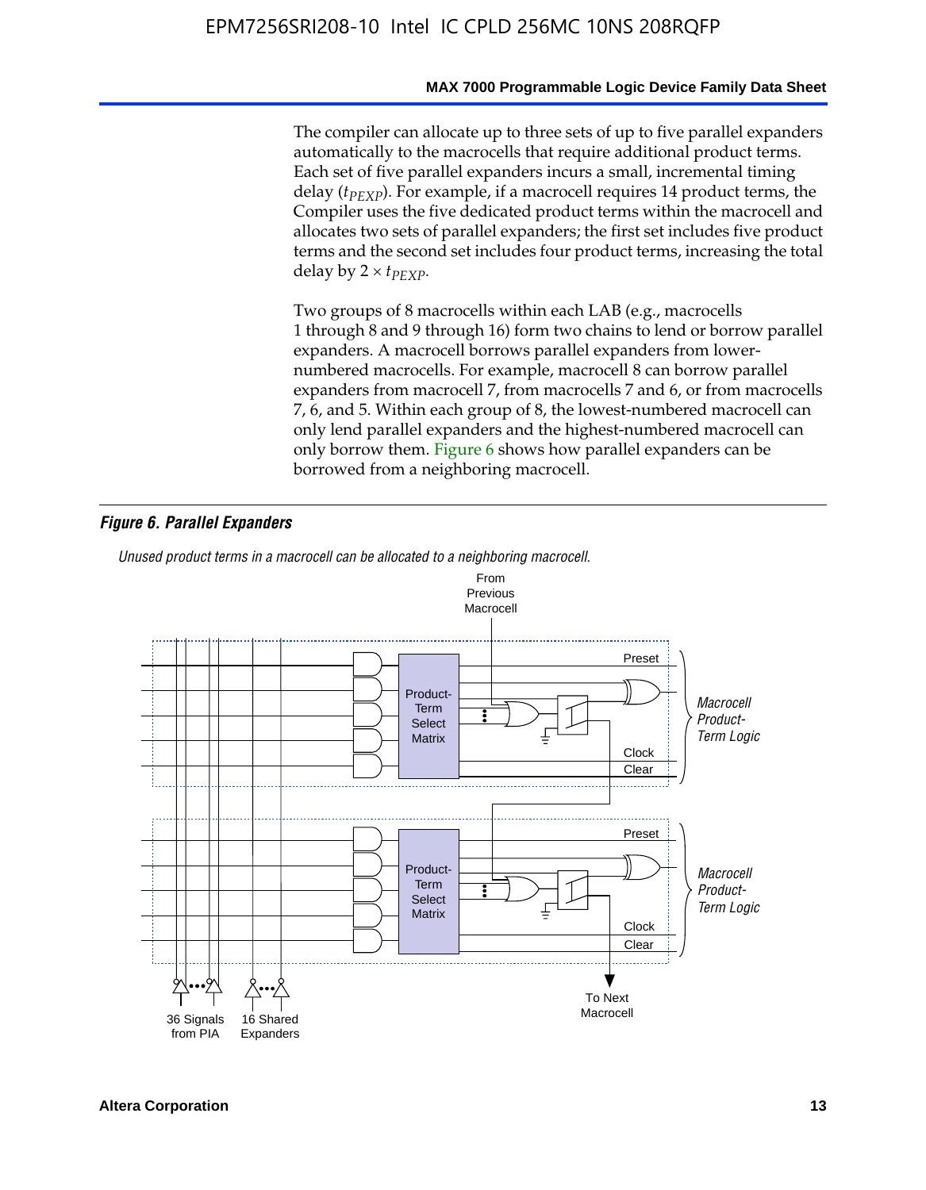The compiler can allocate up to three sets of up to five parallel expanders automatically to the macrocells that require additional product terms. Each set of five parallel expanders incurs a small, incremental timing delay ($t_{PEXP}$). For example, if a macrocell requires 14 product terms, the Compiler uses the five dedicated product terms within the macrocell and allocates two sets of parallel expanders; the first set includes five product terms and the second set includes four product terms, increasing the total delay by $2 \times t_{PEXP}$.

Two groups of 8 macrocells within each LAB (e.g., macrocells 1 through 8 and 9 through 16) form two chains to lend or borrow parallel expanders. A macrocell borrows parallel expanders from lower-numbered macrocells. For example, macrocell 8 can borrow parallel expanders from macrocell 7, from macrocells 7 and 6, or from macrocells 7, 6, and 5. Within each group of 8, the lowest-numbered macrocell can only lend parallel expanders and the highest-numbered macrocell can only borrow them. Figure 6 shows how parallel expanders can be borrowed from a neighboring macrocell.

***Figure 6. Parallel Expanders***

*Unused product terms in a macrocell can be allocated to a neighboring macrocell.*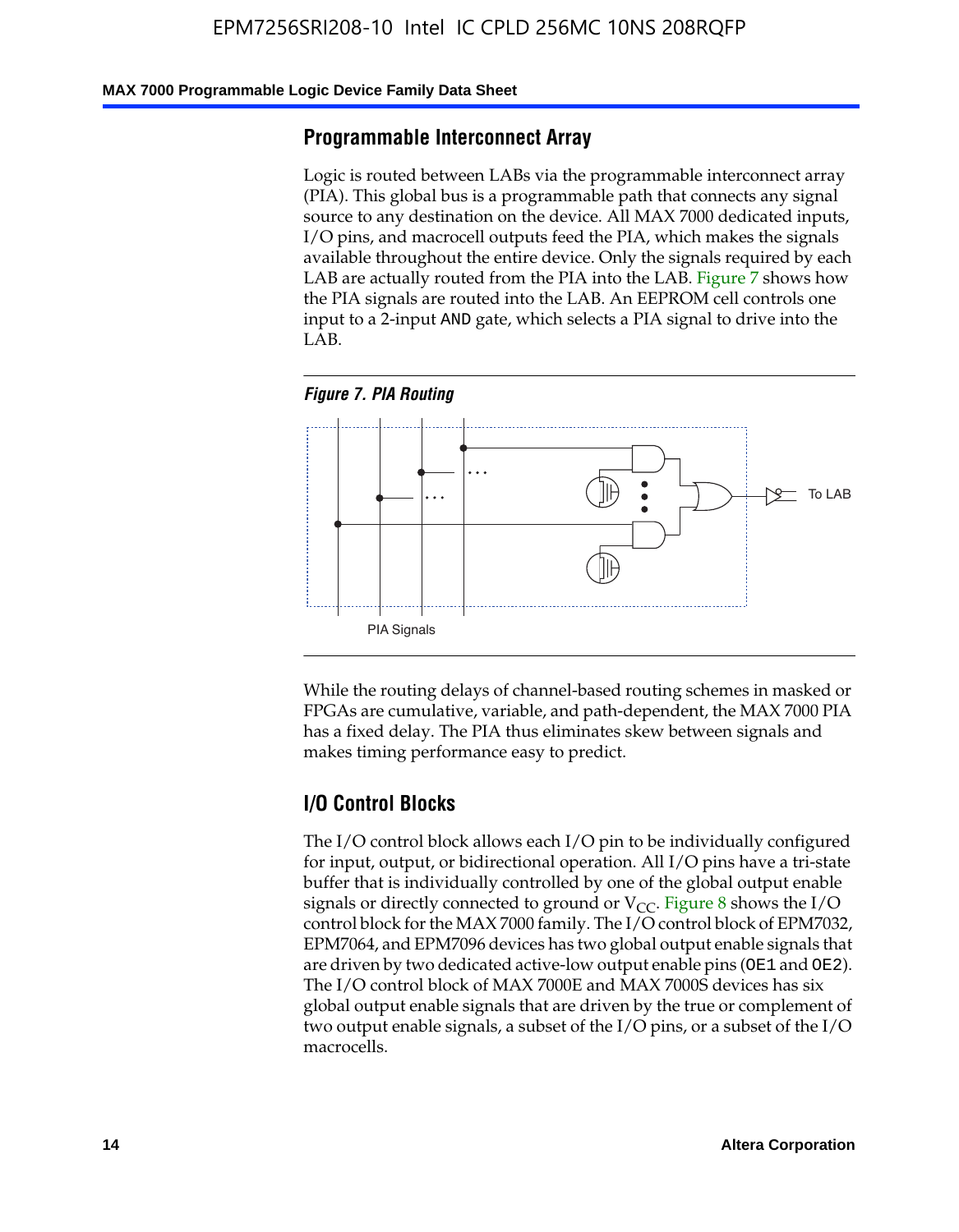## Programmable Interconnect Array

Logic is routed between LABs via the programmable interconnect array (PIA). This global bus is a programmable path that connects any signal source to any destination on the device. All MAX 7000 dedicated inputs, I/O pins, and macrocell outputs feed the PIA, which makes the signals available throughout the entire device. Only the signals required by each LAB are actually routed from the PIA into the LAB. Figure 7 shows how the PIA signals are routed into the LAB. An EEPROM cell controls one input to a 2-input AND gate, which selects a PIA signal to drive into the LAB.

*Figure 7. PIA Routing*

To LAB

PIA Signals

While the routing delays of channel-based routing schemes in masked or FPGAs are cumulative, variable, and path-dependent, the MAX 7000 PIA has a fixed delay. The PIA thus eliminates skew between signals and makes timing performance easy to predict.

## I/O Control Blocks

The I/O control block allows each I/O pin to be individually configured for input, output, or bidirectional operation. All I/O pins have a tri-state buffer that is individually controlled by one of the global output enable signals or directly connected to ground or $V_{CC}$. Figure 8 shows the I/O control block for the MAX 7000 family. The I/O control block of EPM7032, EPM7064, and EPM7096 devices has two global output enable signals that are driven by two dedicated active-low output enable pins (OE1 and OE2). The I/O control block of MAX 7000E and MAX 7000S devices has six global output enable signals that are driven by the true or complement of two output enable signals, a subset of the I/O pins, or a subset of the I/O macrocells.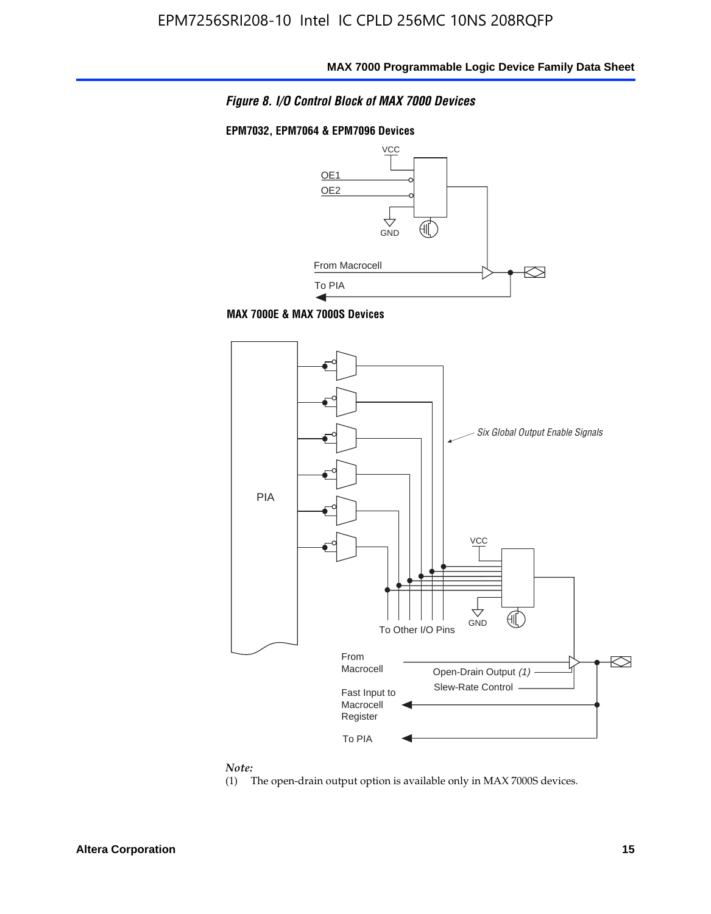*Figure 8. I/O Control Block of MAX 7000 Devices*

**EPM7032, EPM7064 & EPM7096 Devices**

VCC

OE1

OE2

GND

From Macrocell

To PIA

**MAX 7000E & MAX 7000S Devices**

PIA

*Six Global Output Enable Signals*

VCC

GND

To Other I/O Pins

From Macrocell

Open-Drain Output *(1)*

Slew-Rate Control

Fast Input to Macrocell Register

To PIA

*Note:*

(1) The open-drain output option is available only in MAX 7000S devices.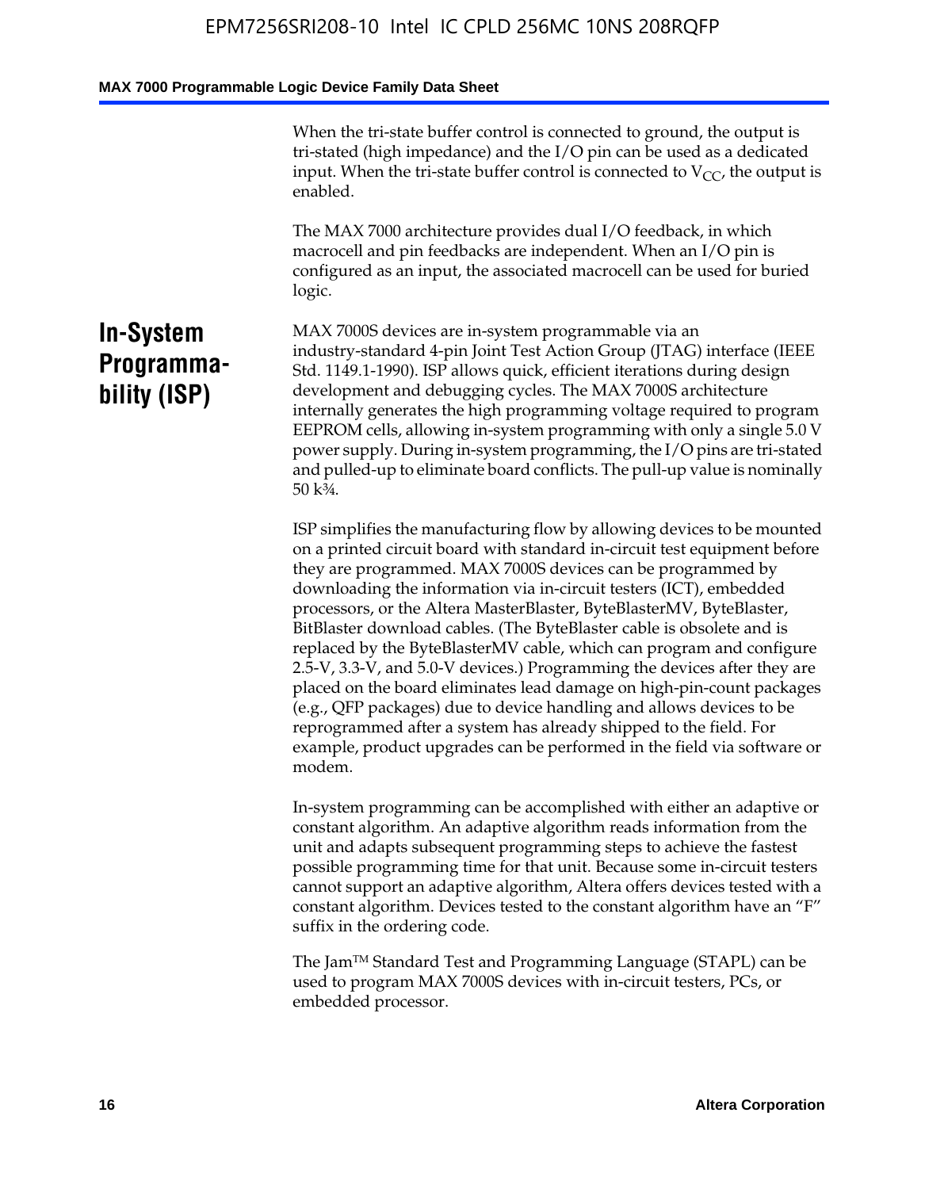When the tri-state buffer control is connected to ground, the output is tri-stated (high impedance) and the I/O pin can be used as a dedicated input. When the tri-state buffer control is connected to $V_{CC}$, the output is enabled.

The MAX 7000 architecture provides dual I/O feedback, in which macrocell and pin feedbacks are independent. When an I/O pin is configured as an input, the associated macrocell can be used for buried logic.

## In-System Programmability (ISP)

MAX 7000S devices are in-system programmable via an industry-standard 4-pin Joint Test Action Group (JTAG) interface (IEEE Std. 1149.1-1990). ISP allows quick, efficient iterations during design development and debugging cycles. The MAX 7000S architecture internally generates the high programming voltage required to program EEPROM cells, allowing in-system programming with only a single 5.0 V power supply. During in-system programming, the I/O pins are tri-stated and pulled-up to eliminate board conflicts. The pull-up value is nominally 50 k¾.

ISP simplifies the manufacturing flow by allowing devices to be mounted on a printed circuit board with standard in-circuit test equipment before they are programmed. MAX 7000S devices can be programmed by downloading the information via in-circuit testers (ICT), embedded processors, or the Altera MasterBlaster, ByteBlasterMV, ByteBlaster, BitBlaster download cables. (The ByteBlaster cable is obsolete and is replaced by the ByteBlasterMV cable, which can program and configure 2.5-V, 3.3-V, and 5.0-V devices.) Programming the devices after they are placed on the board eliminates lead damage on high-pin-count packages (e.g., QFP packages) due to device handling and allows devices to be reprogrammed after a system has already shipped to the field. For example, product upgrades can be performed in the field via software or modem.

In-system programming can be accomplished with either an adaptive or constant algorithm. An adaptive algorithm reads information from the unit and adapts subsequent programming steps to achieve the fastest possible programming time for that unit. Because some in-circuit testers cannot support an adaptive algorithm, Altera offers devices tested with a constant algorithm. Devices tested to the constant algorithm have an "F" suffix in the ordering code.

The Jam™ Standard Test and Programming Language (STAPL) can be used to program MAX 7000S devices with in-circuit testers, PCs, or embedded processor.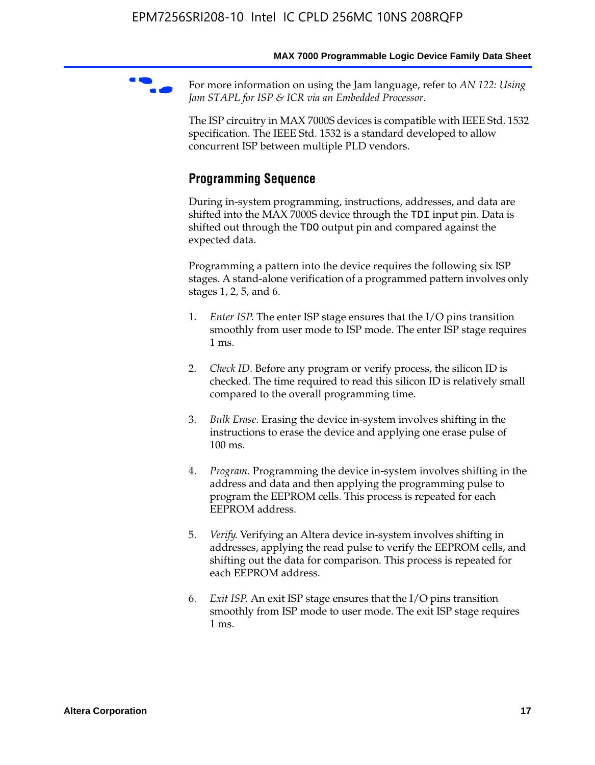For more information on using the Jam language, refer to *AN 122: Using Jam STAPL for ISP & ICR via an Embedded Processor*.

The ISP circuitry in MAX 7000S devices is compatible with IEEE Std. 1532 specification. The IEEE Std. 1532 is a standard developed to allow concurrent ISP between multiple PLD vendors.

## Programming Sequence

During in-system programming, instructions, addresses, and data are shifted into the MAX 7000S device through the `TDI` input pin. Data is shifted out through the `TDO` output pin and compared against the expected data.

Programming a pattern into the device requires the following six ISP stages. A stand-alone verification of a programmed pattern involves only stages 1, 2, 5, and 6.

1. *Enter ISP*. The enter ISP stage ensures that the I/O pins transition smoothly from user mode to ISP mode. The enter ISP stage requires 1 ms.

2. *Check ID*. Before any program or verify process, the silicon ID is checked. The time required to read this silicon ID is relatively small compared to the overall programming time.

3. *Bulk Erase*. Erasing the device in-system involves shifting in the instructions to erase the device and applying one erase pulse of 100 ms.

4. *Program*. Programming the device in-system involves shifting in the address and data and then applying the programming pulse to program the EEPROM cells. This process is repeated for each EEPROM address.

5. *Verify*. Verifying an Altera device in-system involves shifting in addresses, applying the read pulse to verify the EEPROM cells, and shifting out the data for comparison. This process is repeated for each EEPROM address.

6. *Exit ISP*. An exit ISP stage ensures that the I/O pins transition smoothly from ISP mode to user mode. The exit ISP stage requires 1 ms.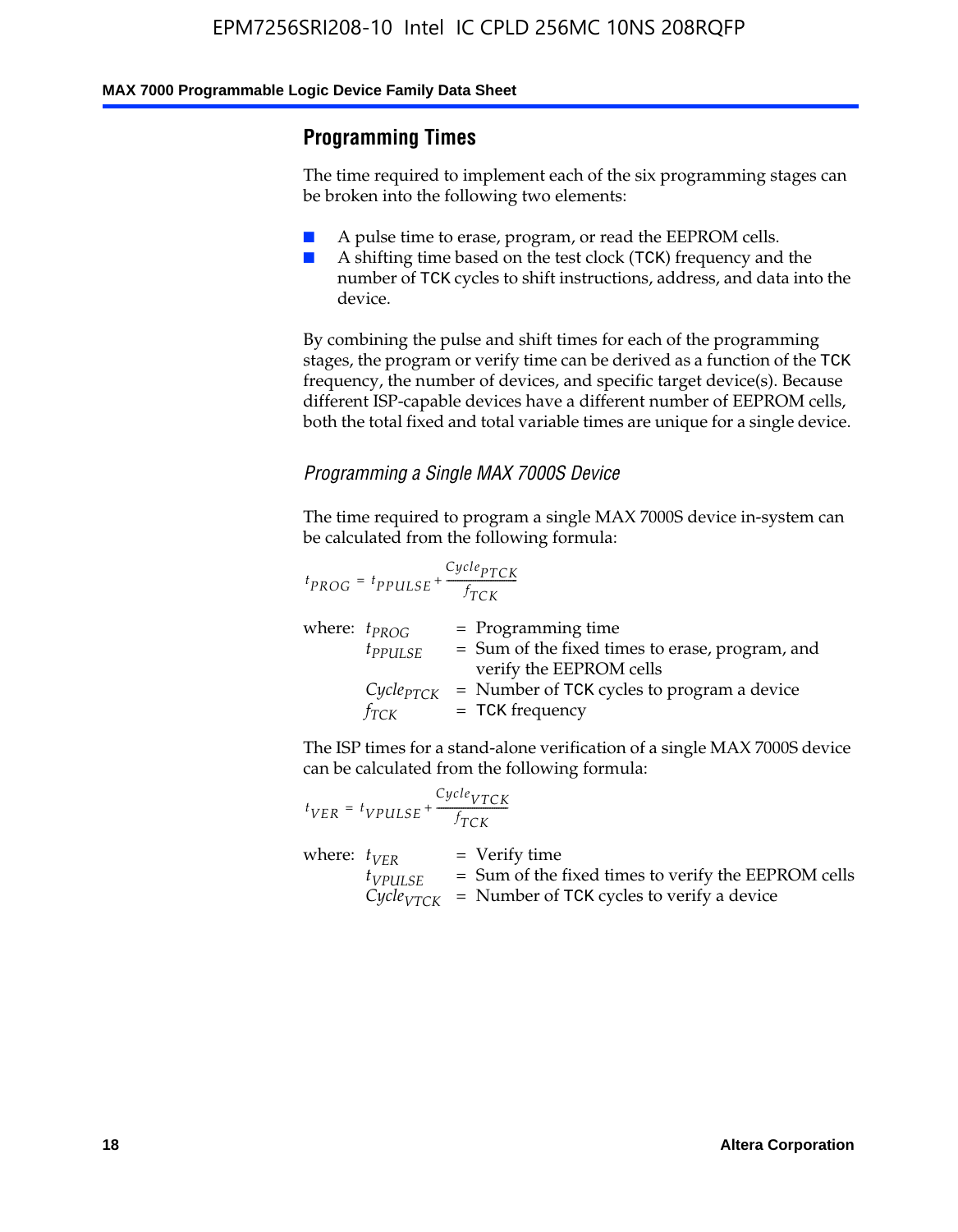## Programming Times

The time required to implement each of the six programming stages can be broken into the following two elements:

- A pulse time to erase, program, or read the EEPROM cells.
- A shifting time based on the test clock (TCK) frequency and the number of TCK cycles to shift instructions, address, and data into the device.

By combining the pulse and shift times for each of the programming stages, the program or verify time can be derived as a function of the TCK frequency, the number of devices, and specific target device(s). Because different ISP-capable devices have a different number of EEPROM cells, both the total fixed and total variable times are unique for a single device.

### *Programming a Single MAX 7000S Device*

The time required to program a single MAX 7000S device in-system can be calculated from the following formula:

$$t_{PROG} = t_{PPULSE} + \frac{Cycle_{PTCK}}{f_{TCK}}$$

where:
- $t_{PROG}$ = Programming time
- $t_{PPULSE}$ = Sum of the fixed times to erase, program, and verify the EEPROM cells
- $Cycle_{PTCK}$ = Number of TCK cycles to program a device
- $f_{TCK}$ = TCK frequency

The ISP times for a stand-alone verification of a single MAX 7000S device can be calculated from the following formula:

$$t_{VER} = t_{VPULSE} + \frac{Cycle_{VTCK}}{f_{TCK}}$$

where:
- $t_{VER}$ = Verify time
- $t_{VPULSE}$ = Sum of the fixed times to verify the EEPROM cells
- $Cycle_{VTCK}$ = Number of TCK cycles to verify a device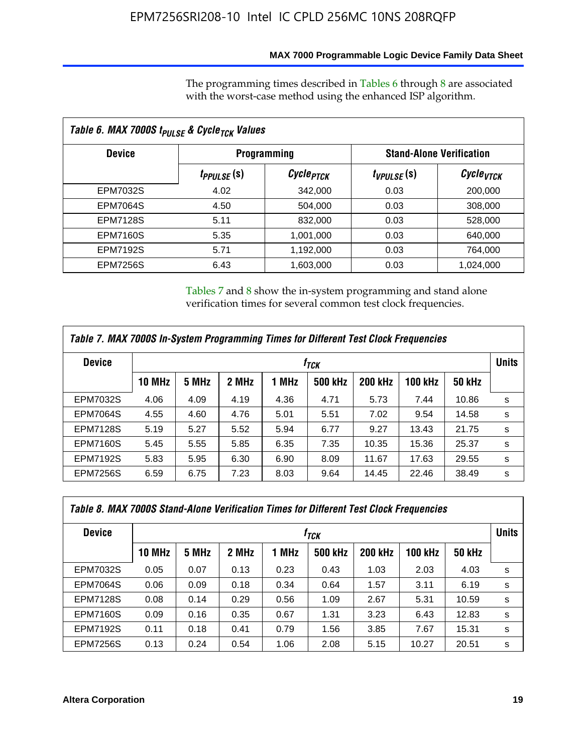The programming times described in Tables 6 through 8 are associated with the worst-case method using the enhanced ISP algorithm.

**Table 6. MAX 7000S $t_{PULSE}$ & $Cycle_{TCK}$ Values**

| Device | Programming | | Stand-Alone Verification | |
|---|---|---|---|---|
| | $t_{PPULSE}$ (s) | $Cycle_{PTCK}$ | $t_{VPULSE}$ (s) | $Cycle_{VTCK}$ |
| EPM7032S | 4.02 | 342,000 | 0.03 | 200,000 |
| EPM7064S | 4.50 | 504,000 | 0.03 | 308,000 |
| EPM7128S | 5.11 | 832,000 | 0.03 | 528,000 |
| EPM7160S | 5.35 | 1,001,000 | 0.03 | 640,000 |
| EPM7192S | 5.71 | 1,192,000 | 0.03 | 764,000 |
| EPM7256S | 6.43 | 1,603,000 | 0.03 | 1,024,000 |

Tables 7 and 8 show the in-system programming and stand alone verification times for several common test clock frequencies.

**Table 7. MAX 7000S In-System Programming Times for Different Test Clock Frequencies**

| Device | $f_{TCK}$ | | | | | | | | Units |
|---|---|---|---|---|---|---|---|---|---|
| | 10 MHz | 5 MHz | 2 MHz | 1 MHz | 500 kHz | 200 kHz | 100 kHz | 50 kHz | |
| EPM7032S | 4.06 | 4.09 | 4.19 | 4.36 | 4.71 | 5.73 | 7.44 | 10.86 | s |
| EPM7064S | 4.55 | 4.60 | 4.76 | 5.01 | 5.51 | 7.02 | 9.54 | 14.58 | s |
| EPM7128S | 5.19 | 5.27 | 5.52 | 5.94 | 6.77 | 9.27 | 13.43 | 21.75 | s |
| EPM7160S | 5.45 | 5.55 | 5.85 | 6.35 | 7.35 | 10.35 | 15.36 | 25.37 | s |
| EPM7192S | 5.83 | 5.95 | 6.30 | 6.90 | 8.09 | 11.67 | 17.63 | 29.55 | s |
| EPM7256S | 6.59 | 6.75 | 7.23 | 8.03 | 9.64 | 14.45 | 22.46 | 38.49 | s |

**Table 8. MAX 7000S Stand-Alone Verification Times for Different Test Clock Frequencies**

| Device | $f_{TCK}$ | | | | | | | | Units |
|---|---|---|---|---|---|---|---|---|---|
| | 10 MHz | 5 MHz | 2 MHz | 1 MHz | 500 kHz | 200 kHz | 100 kHz | 50 kHz | |
| EPM7032S | 0.05 | 0.07 | 0.13 | 0.23 | 0.43 | 1.03 | 2.03 | 4.03 | s |
| EPM7064S | 0.06 | 0.09 | 0.18 | 0.34 | 0.64 | 1.57 | 3.11 | 6.19 | s |
| EPM7128S | 0.08 | 0.14 | 0.29 | 0.56 | 1.09 | 2.67 | 5.31 | 10.59 | s |
| EPM7160S | 0.09 | 0.16 | 0.35 | 0.67 | 1.31 | 3.23 | 6.43 | 12.83 | s |
| EPM7192S | 0.11 | 0.18 | 0.41 | 0.79 | 1.56 | 3.85 | 7.67 | 15.31 | s |
| EPM7256S | 0.13 | 0.24 | 0.54 | 1.06 | 2.08 | 5.15 | 10.27 | 20.51 | s |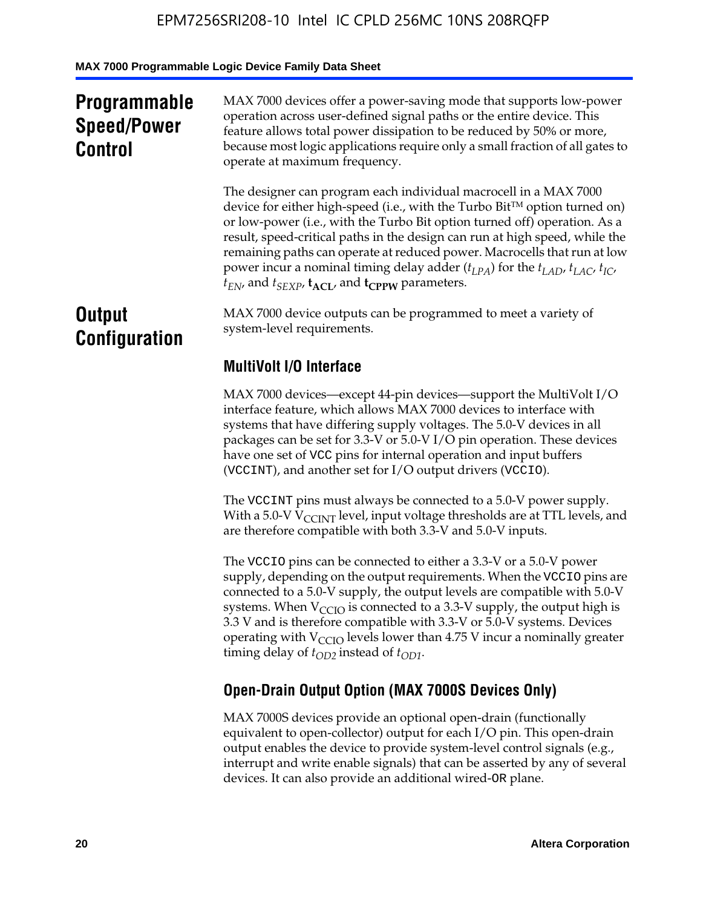## Programmable Speed/Power Control

MAX 7000 devices offer a power-saving mode that supports low-power operation across user-defined signal paths or the entire device. This feature allows total power dissipation to be reduced by 50% or more, because most logic applications require only a small fraction of all gates to operate at maximum frequency.

The designer can program each individual macrocell in a MAX 7000 device for either high-speed (i.e., with the Turbo Bit™ option turned on) or low-power (i.e., with the Turbo Bit option turned off) operation. As a result, speed-critical paths in the design can run at high speed, while the remaining paths can operate at reduced power. Macrocells that run at low power incur a nominal timing delay adder ($t_{LPA}$) for the $t_{LAD}$, $t_{LAC}$, $t_{IC}$, $t_{EN}$, and $t_{SEXP}$, $\mathbf{t_{ACL}}$, and $\mathbf{t_{CPPW}}$ parameters.

## Output Configuration

MAX 7000 device outputs can be programmed to meet a variety of system-level requirements.

### MultiVolt I/O Interface

MAX 7000 devices—except 44-pin devices—support the MultiVolt I/O interface feature, which allows MAX 7000 devices to interface with systems that have differing supply voltages. The 5.0-V devices in all packages can be set for 3.3-V or 5.0-V I/O pin operation. These devices have one set of VCC pins for internal operation and input buffers (VCCINT), and another set for I/O output drivers (VCCIO).

The VCCINT pins must always be connected to a 5.0-V power supply. With a 5.0-V $V_{CCINT}$ level, input voltage thresholds are at TTL levels, and are therefore compatible with both 3.3-V and 5.0-V inputs.

The VCCIO pins can be connected to either a 3.3-V or a 5.0-V power supply, depending on the output requirements. When the VCCIO pins are connected to a 5.0-V supply, the output levels are compatible with 5.0-V systems. When $V_{CCIO}$ is connected to a 3.3-V supply, the output high is 3.3 V and is therefore compatible with 3.3-V or 5.0-V systems. Devices operating with $V_{CCIO}$ levels lower than 4.75 V incur a nominally greater timing delay of $t_{OD2}$ instead of $t_{OD1}$.

### Open-Drain Output Option (MAX 7000S Devices Only)

MAX 7000S devices provide an optional open-drain (functionally equivalent to open-collector) output for each I/O pin. This open-drain output enables the device to provide system-level control signals (e.g., interrupt and write enable signals) that can be asserted by any of several devices. It can also provide an additional wired-OR plane.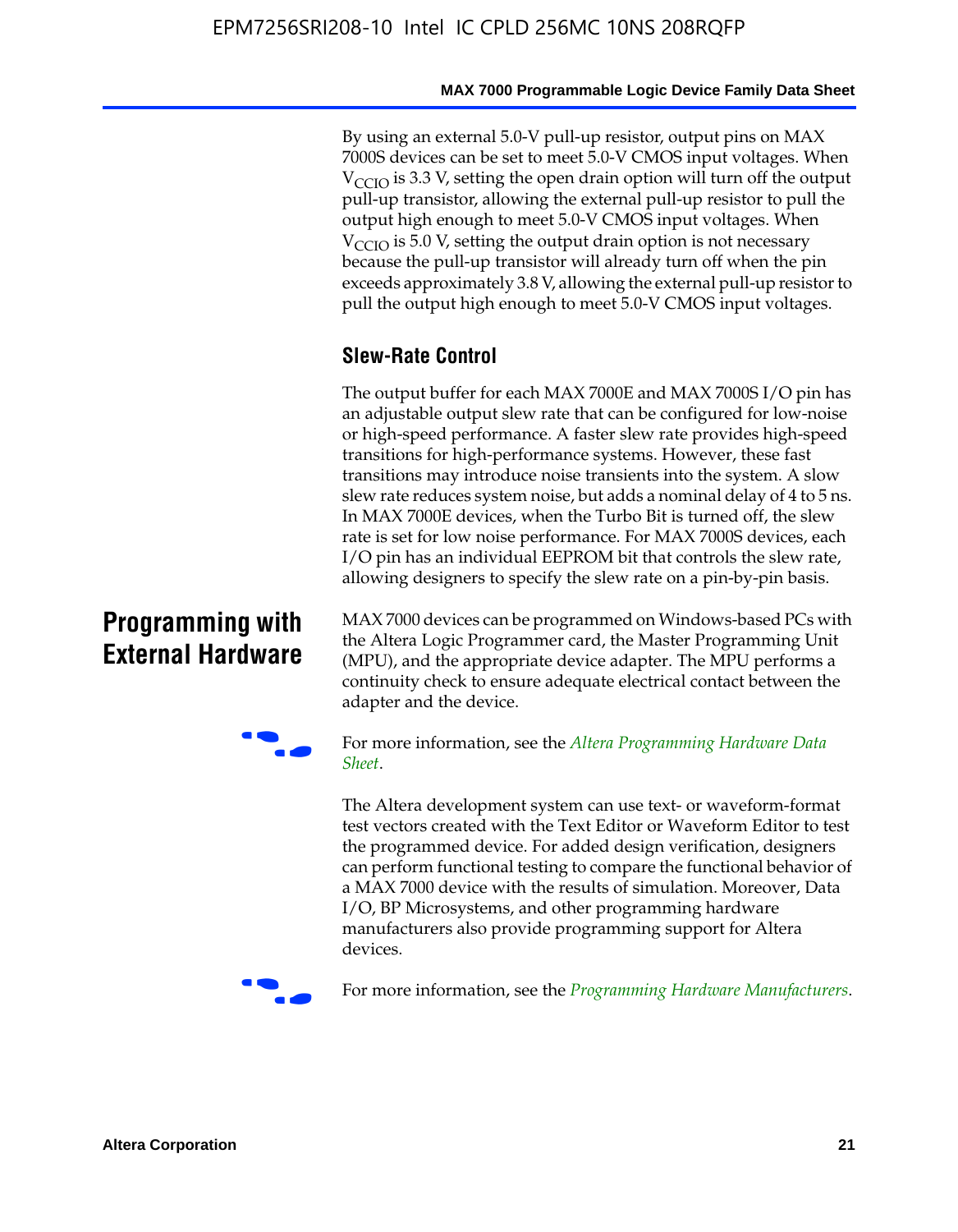By using an external 5.0-V pull-up resistor, output pins on MAX 7000S devices can be set to meet 5.0-V CMOS input voltages. When $V_{CCIO}$ is 3.3 V, setting the open drain option will turn off the output pull-up transistor, allowing the external pull-up resistor to pull the output high enough to meet 5.0-V CMOS input voltages. When $V_{CCIO}$ is 5.0 V, setting the output drain option is not necessary because the pull-up transistor will already turn off when the pin exceeds approximately 3.8 V, allowing the external pull-up resistor to pull the output high enough to meet 5.0-V CMOS input voltages.

### Slew-Rate Control

The output buffer for each MAX 7000E and MAX 7000S I/O pin has an adjustable output slew rate that can be configured for low-noise or high-speed performance. A faster slew rate provides high-speed transitions for high-performance systems. However, these fast transitions may introduce noise transients into the system. A slow slew rate reduces system noise, but adds a nominal delay of 4 to 5 ns. In MAX 7000E devices, when the Turbo Bit is turned off, the slew rate is set for low noise performance. For MAX 7000S devices, each I/O pin has an individual EEPROM bit that controls the slew rate, allowing designers to specify the slew rate on a pin-by-pin basis.

## Programming with External Hardware

MAX 7000 devices can be programmed on Windows-based PCs with the Altera Logic Programmer card, the Master Programming Unit (MPU), and the appropriate device adapter. The MPU performs a continuity check to ensure adequate electrical contact between the adapter and the device.

For more information, see the *Altera Programming Hardware Data Sheet*.

The Altera development system can use text- or waveform-format test vectors created with the Text Editor or Waveform Editor to test the programmed device. For added design verification, designers can perform functional testing to compare the functional behavior of a MAX 7000 device with the results of simulation. Moreover, Data I/O, BP Microsystems, and other programming hardware manufacturers also provide programming support for Altera devices.

For more information, see the *Programming Hardware Manufacturers*.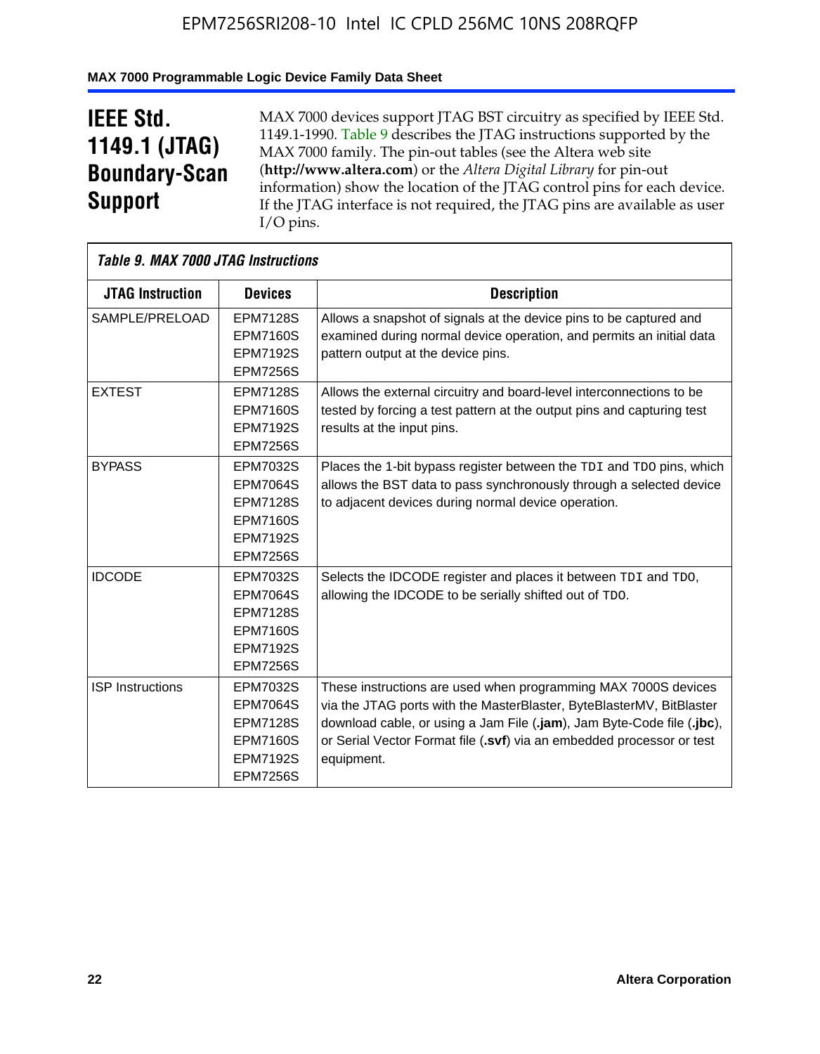## IEEE Std. 1149.1 (JTAG) Boundary-Scan Support

MAX 7000 devices support JTAG BST circuitry as specified by IEEE Std. 1149.1-1990. Table 9 describes the JTAG instructions supported by the MAX 7000 family. The pin-out tables (see the Altera web site (**http://www.altera.com**) or the *Altera Digital Library* for pin-out information) show the location of the JTAG control pins for each device. If the JTAG interface is not required, the JTAG pins are available as user I/O pins.

*Table 9. MAX 7000 JTAG Instructions*

| JTAG Instruction | Devices | Description |
|---|---|---|
| SAMPLE/PRELOAD | EPM7128S<br>EPM7160S<br>EPM7192S<br>EPM7256S | Allows a snapshot of signals at the device pins to be captured and examined during normal device operation, and permits an initial data pattern output at the device pins. |
| EXTEST | EPM7128S<br>EPM7160S<br>EPM7192S<br>EPM7256S | Allows the external circuitry and board-level interconnections to be tested by forcing a test pattern at the output pins and capturing test results at the input pins. |
| BYPASS | EPM7032S<br>EPM7064S<br>EPM7128S<br>EPM7160S<br>EPM7192S<br>EPM7256S | Places the 1-bit bypass register between the `TDI` and `TDO` pins, which allows the BST data to pass synchronously through a selected device to adjacent devices during normal device operation. |
| IDCODE | EPM7032S<br>EPM7064S<br>EPM7128S<br>EPM7160S<br>EPM7192S<br>EPM7256S | Selects the IDCODE register and places it between `TDI` and `TDO`, allowing the IDCODE to be serially shifted out of `TDO`. |
| ISP Instructions | EPM7032S<br>EPM7064S<br>EPM7128S<br>EPM7160S<br>EPM7192S<br>EPM7256S | These instructions are used when programming MAX 7000S devices via the JTAG ports with the MasterBlaster, ByteBlasterMV, BitBlaster download cable, or using a Jam File (**.jam**), Jam Byte-Code file (**.jbc**), or Serial Vector Format file (**.svf**) via an embedded processor or test equipment. |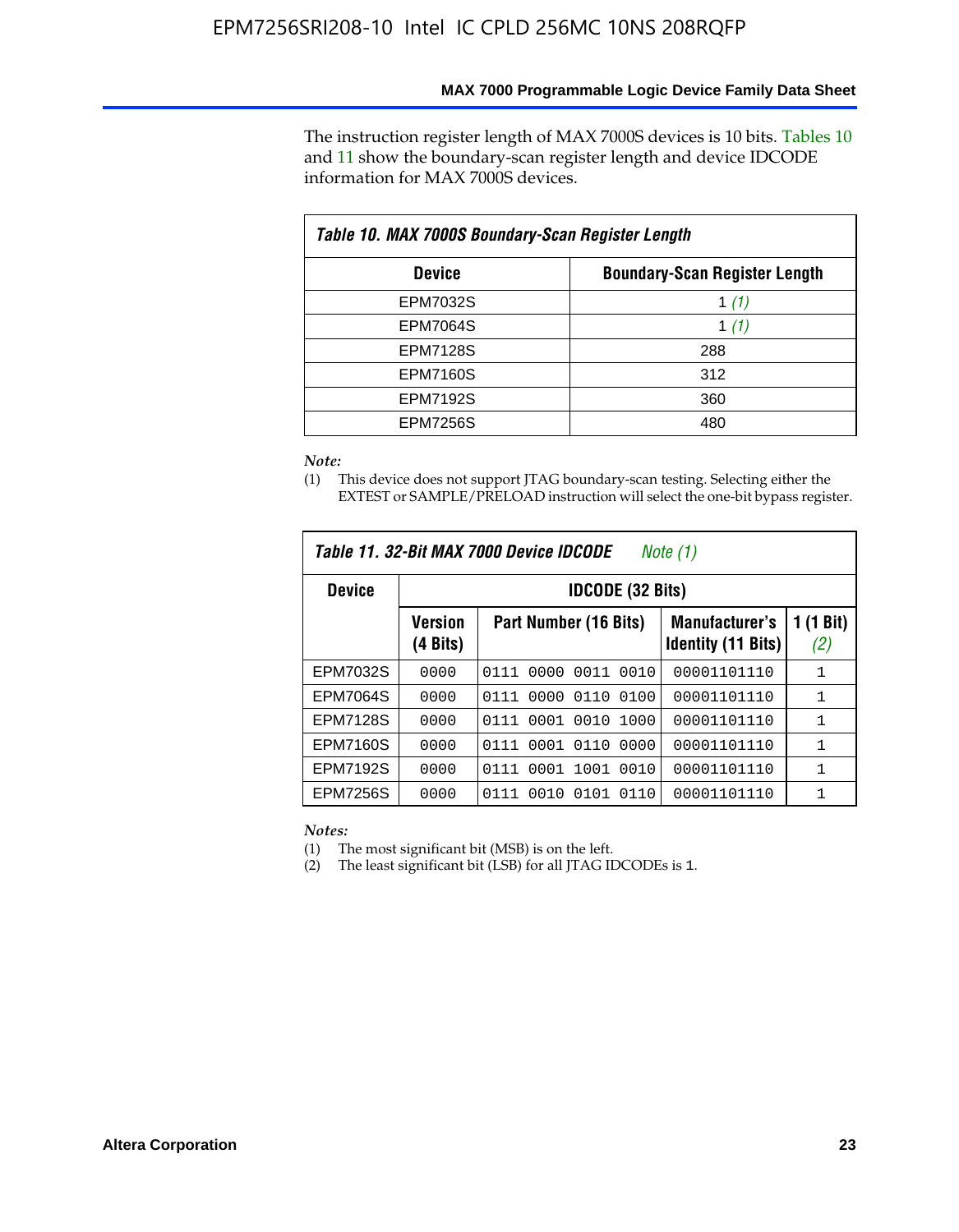The instruction register length of MAX 7000S devices is 10 bits. Tables 10 and 11 show the boundary-scan register length and device IDCODE information for MAX 7000S devices.

**Table 10. MAX 7000S Boundary-Scan Register Length**

| Device | Boundary-Scan Register Length |
|---|---|
| EPM7032S | 1 *(1)* |
| EPM7064S | 1 *(1)* |
| EPM7128S | 288 |
| EPM7160S | 312 |
| EPM7192S | 360 |
| EPM7256S | 480 |

*Note:*

(1) This device does not support JTAG boundary-scan testing. Selecting either the EXTEST or SAMPLE/PRELOAD instruction will select the one-bit bypass register.

**Table 11. 32-Bit MAX 7000 Device IDCODE** *Note (1)*

| Device | IDCODE (32 Bits) | | | |
|---|---|---|---|---|
| | Version (4 Bits) | Part Number (16 Bits) | Manufacturer's Identity (11 Bits) | 1 (1 Bit) *(2)* |
| EPM7032S | 0000 | 0111 0000 0011 0010 | 00001101110 | 1 |
| EPM7064S | 0000 | 0111 0000 0110 0100 | 00001101110 | 1 |
| EPM7128S | 0000 | 0111 0001 0010 1000 | 00001101110 | 1 |
| EPM7160S | 0000 | 0111 0001 0110 0000 | 00001101110 | 1 |
| EPM7192S | 0000 | 0111 0001 1001 0010 | 00001101110 | 1 |
| EPM7256S | 0000 | 0111 0010 0101 0110 | 00001101110 | 1 |

*Notes:*

(1) The most significant bit (MSB) is on the left.

(2) The least significant bit (LSB) for all JTAG IDCODEs is 1.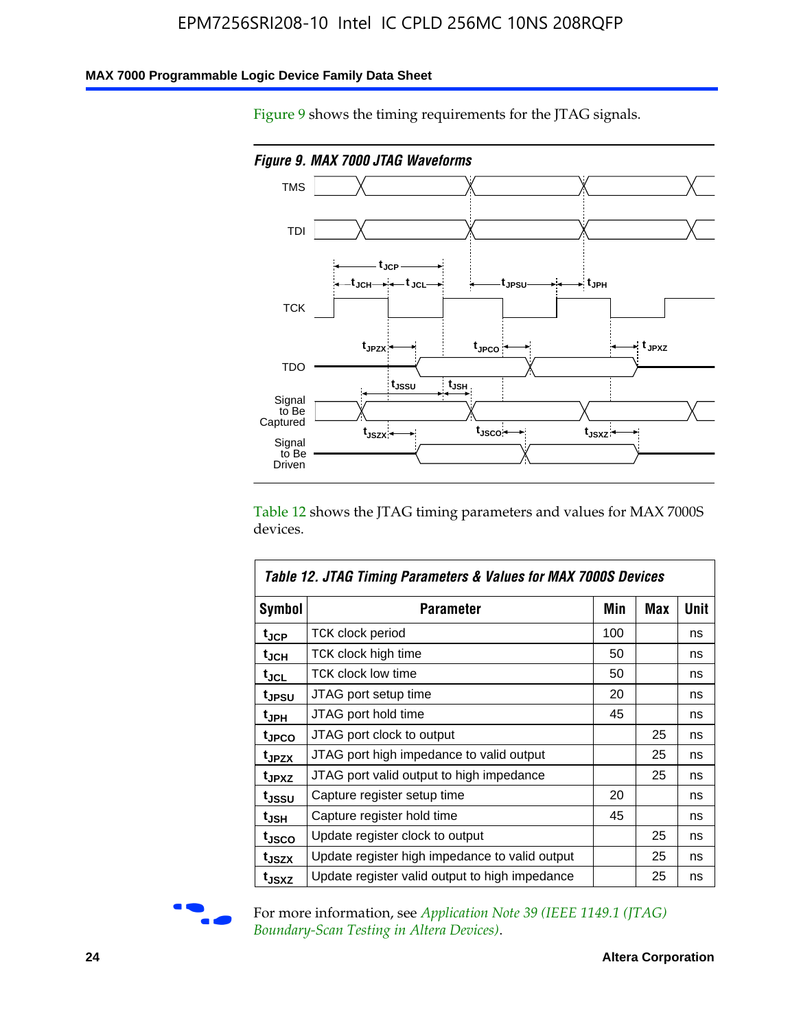Figure 9 shows the timing requirements for the JTAG signals.

*Figure 9. MAX 7000 JTAG Waveforms*

Table 12 shows the JTAG timing parameters and values for MAX 7000S devices.

| *Table 12. JTAG Timing Parameters & Values for MAX 7000S Devices* | | | | |
|---|---|---|---|---|
| **Symbol** | **Parameter** | **Min** | **Max** | **Unit** |
| $t_{JCP}$ | TCK clock period | 100 | | ns |
| $t_{JCH}$ | TCK clock high time | 50 | | ns |
| $t_{JCL}$ | TCK clock low time | 50 | | ns |
| $t_{JPSU}$ | JTAG port setup time | 20 | | ns |
| $t_{JPH}$ | JTAG port hold time | 45 | | ns |
| $t_{JPCO}$ | JTAG port clock to output | | 25 | ns |
| $t_{JPZX}$ | JTAG port high impedance to valid output | | 25 | ns |
| $t_{JPXZ}$ | JTAG port valid output to high impedance | | 25 | ns |
| $t_{JSSU}$ | Capture register setup time | 20 | | ns |
| $t_{JSH}$ | Capture register hold time | 45 | | ns |
| $t_{JSCO}$ | Update register clock to output | | 25 | ns |
| $t_{JSZX}$ | Update register high impedance to valid output | | 25 | ns |
| $t_{JSXZ}$ | Update register valid output to high impedance | | 25 | ns |

For more information, see *Application Note 39 (IEEE 1149.1 (JTAG) Boundary-Scan Testing in Altera Devices)*.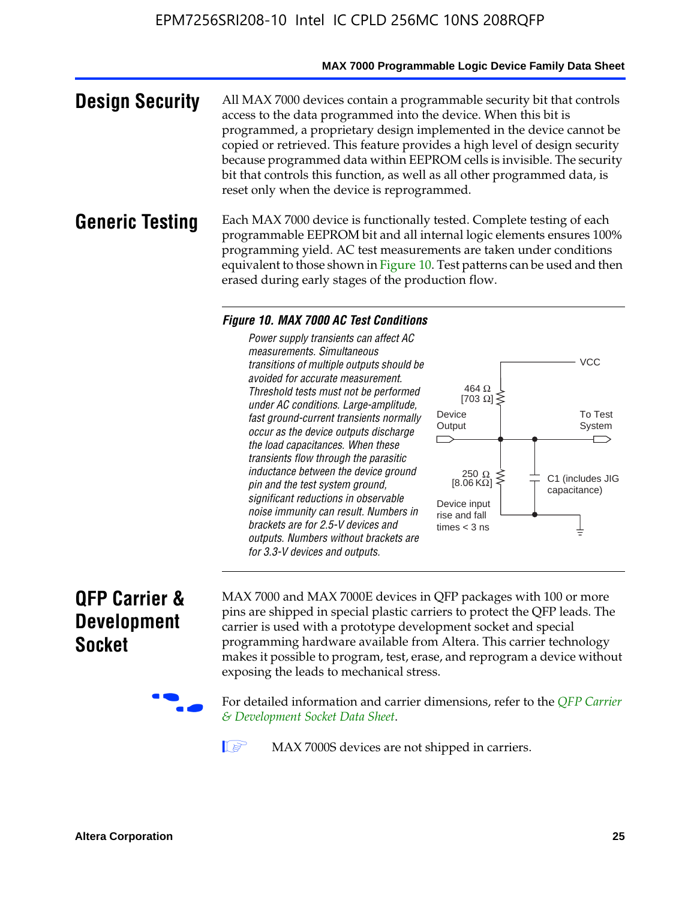## Design Security

All MAX 7000 devices contain a programmable security bit that controls access to the data programmed into the device. When this bit is programmed, a proprietary design implemented in the device cannot be copied or retrieved. This feature provides a high level of design security because programmed data within EEPROM cells is invisible. The security bit that controls this function, as well as all other programmed data, is reset only when the device is reprogrammed.

## Generic Testing

Each MAX 7000 device is functionally tested. Complete testing of each programmable EEPROM bit and all internal logic elements ensures 100% programming yield. AC test measurements are taken under conditions equivalent to those shown in Figure 10. Test patterns can be used and then erased during early stages of the production flow.

***Figure 10. MAX 7000 AC Test Conditions***

*Power supply transients can affect AC measurements. Simultaneous transitions of multiple outputs should be avoided for accurate measurement. Threshold tests must not be performed under AC conditions. Large-amplitude, fast ground-current transients normally occur as the device outputs discharge the load capacitances. When these transients flow through the parasitic inductance between the device ground pin and the test system ground, significant reductions in observable noise immunity can result. Numbers in brackets are for 2.5-V devices and outputs. Numbers without brackets are for 3.3-V devices and outputs.*

VCC

464 Ω [703 Ω]

Device Output

To Test System

250 Ω [8.06 KΩ]

C1 (includes JIG capacitance)

Device input rise and fall times < 3 ns

## QFP Carrier & Development Socket

MAX 7000 and MAX 7000E devices in QFP packages with 100 or more pins are shipped in special plastic carriers to protect the QFP leads. The carrier is used with a prototype development socket and special programming hardware available from Altera. This carrier technology makes it possible to program, test, erase, and reprogram a device without exposing the leads to mechanical stress.

For detailed information and carrier dimensions, refer to the *QFP Carrier & Development Socket Data Sheet*.

MAX 7000S devices are not shipped in carriers.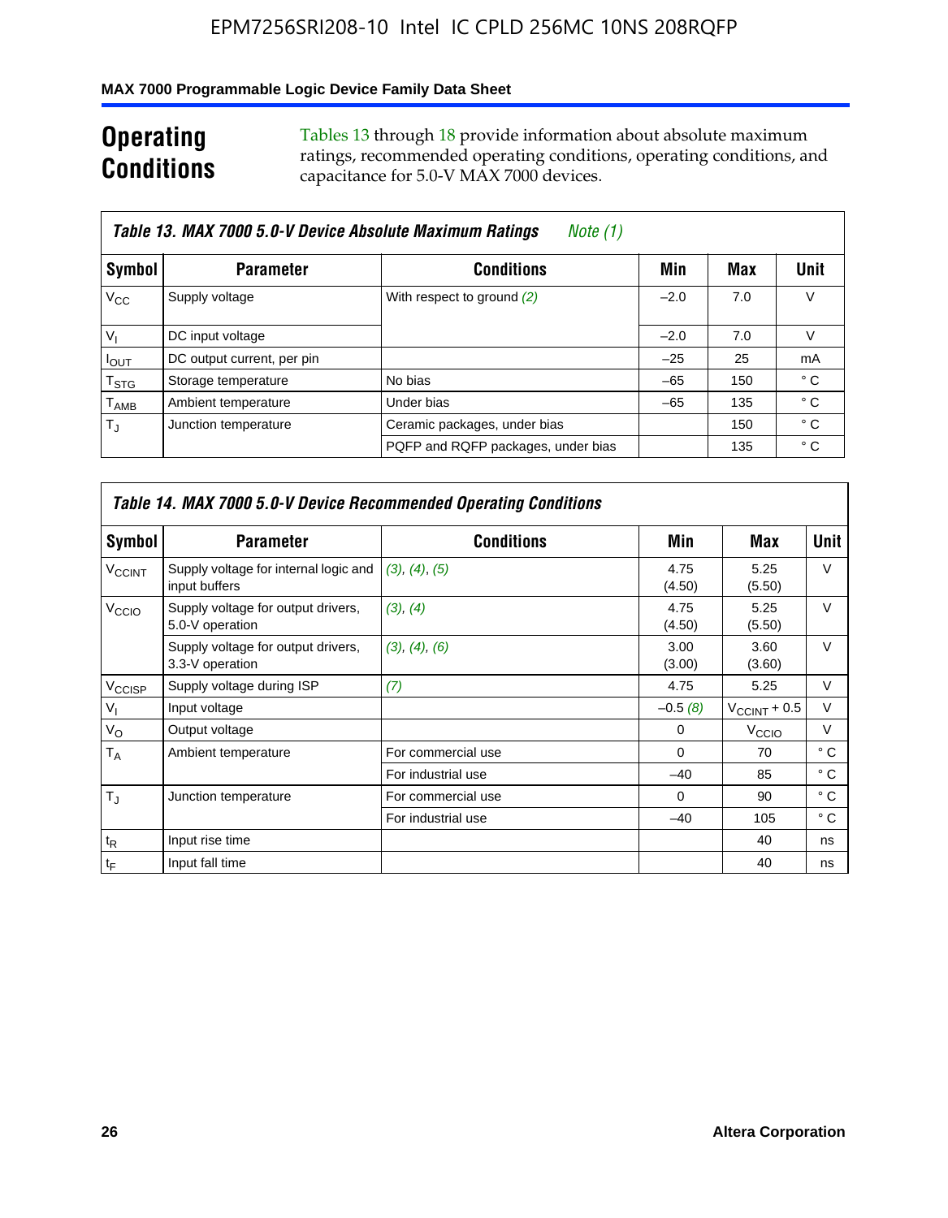## Operating Conditions

Tables 13 through 18 provide information about absolute maximum ratings, recommended operating conditions, operating conditions, and capacitance for 5.0-V MAX 7000 devices.

**Table 13. MAX 7000 5.0-V Device Absolute Maximum Ratings** *Note (1)*

| Symbol | Parameter | Conditions | Min | Max | Unit |
|---|---|---|---|---|---|
| $V_{CC}$ | Supply voltage | With respect to ground *(2)* | –2.0 | 7.0 | V |
| $V_I$ | DC input voltage | | –2.0 | 7.0 | V |
| $I_{OUT}$ | DC output current, per pin | | –25 | 25 | mA |
| $T_{STG}$ | Storage temperature | No bias | –65 | 150 | ° C |
| $T_{AMB}$ | Ambient temperature | Under bias | –65 | 135 | ° C |
| $T_J$ | Junction temperature | Ceramic packages, under bias | | 150 | ° C |
| | | PQFP and RQFP packages, under bias | | 135 | ° C |

**Table 14. MAX 7000 5.0-V Device Recommended Operating Conditions**

| Symbol | Parameter | Conditions | Min | Max | Unit |
|---|---|---|---|---|---|
| $V_{CCINT}$ | Supply voltage for internal logic and input buffers | *(3)*, *(4)*, *(5)* | 4.75 (4.50) | 5.25 (5.50) | V |
| $V_{CCIO}$ | Supply voltage for output drivers, 5.0-V operation | *(3)*, *(4)* | 4.75 (4.50) | 5.25 (5.50) | V |
| | Supply voltage for output drivers, 3.3-V operation | *(3)*, *(4)*, *(6)* | 3.00 (3.00) | 3.60 (3.60) | V |
| $V_{CCISP}$ | Supply voltage during ISP | *(7)* | 4.75 | 5.25 | V |
| $V_I$ | Input voltage | | –0.5 *(8)* | $V_{CCINT}$ + 0.5 | V |
| $V_O$ | Output voltage | | 0 | $V_{CCIO}$ | V |
| $T_A$ | Ambient temperature | For commercial use | 0 | 70 | ° C |
| | | For industrial use | –40 | 85 | ° C |
| $T_J$ | Junction temperature | For commercial use | 0 | 90 | ° C |
| | | For industrial use | –40 | 105 | ° C |
| $t_R$ | Input rise time | | | 40 | ns |
| $t_F$ | Input fall time | | | 40 | ns |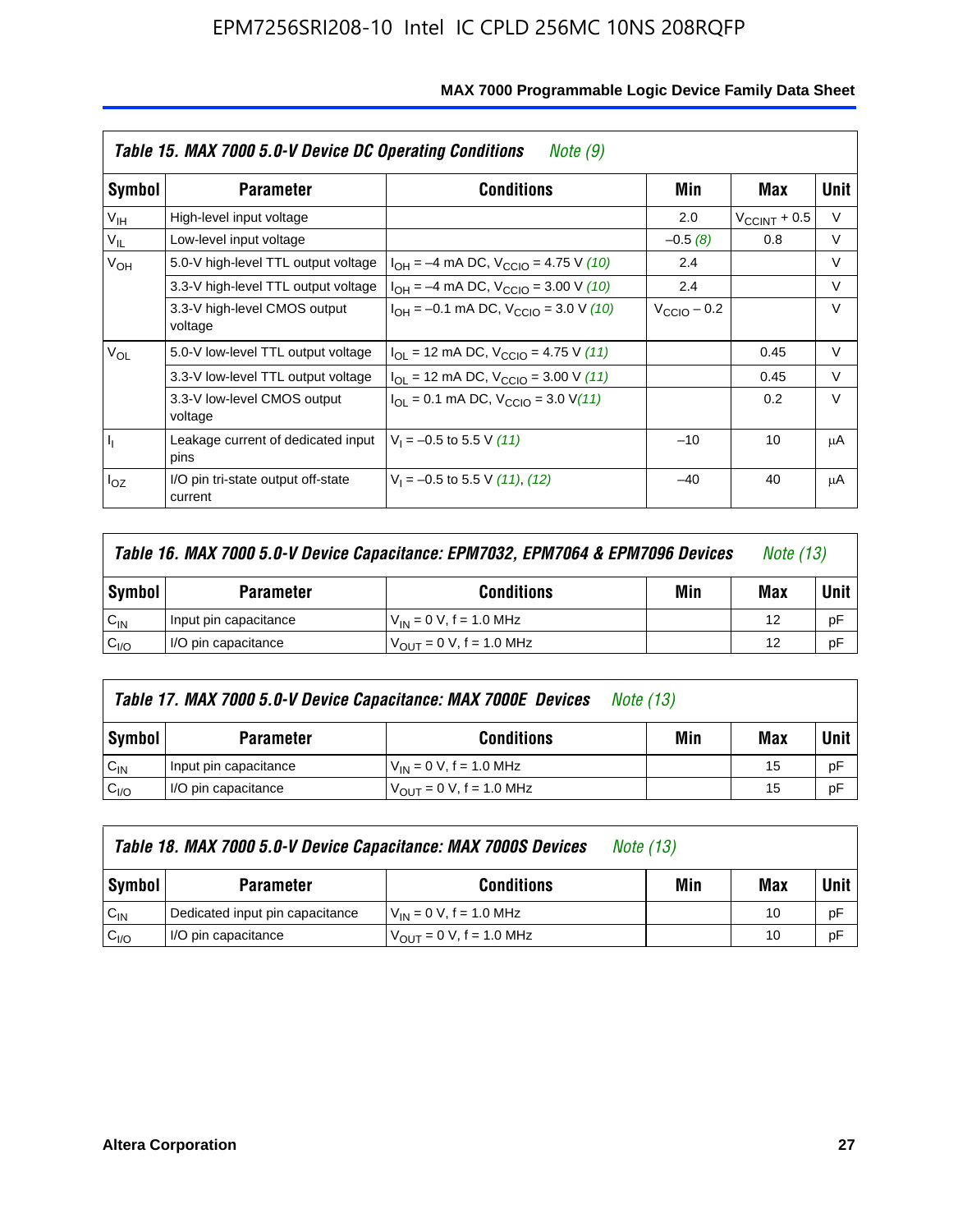**Table 15. MAX 7000 5.0-V Device DC Operating Conditions** *Note (9)*

| Symbol | Parameter | Conditions | Min | Max | Unit |
|---|---|---|---|---|---|
| $V_{IH}$ | High-level input voltage | | 2.0 | $V_{CCINT}$ + 0.5 | V |
| $V_{IL}$ | Low-level input voltage | | –0.5 *(8)* | 0.8 | V |
| $V_{OH}$ | 5.0-V high-level TTL output voltage | $I_{OH}$ = –4 mA DC, $V_{CCIO}$ = 4.75 V *(10)* | 2.4 | | V |
| | 3.3-V high-level TTL output voltage | $I_{OH}$ = –4 mA DC, $V_{CCIO}$ = 3.00 V *(10)* | 2.4 | | V |
| | 3.3-V high-level CMOS output voltage | $I_{OH}$ = –0.1 mA DC, $V_{CCIO}$ = 3.0 V *(10)* | $V_{CCIO}$ – 0.2 | | V |
| $V_{OL}$ | 5.0-V low-level TTL output voltage | $I_{OL}$ = 12 mA DC, $V_{CCIO}$ = 4.75 V *(11)* | | 0.45 | V |
| | 3.3-V low-level TTL output voltage | $I_{OL}$ = 12 mA DC, $V_{CCIO}$ = 3.00 V *(11)* | | 0.45 | V |
| | 3.3-V low-level CMOS output voltage | $I_{OL}$ = 0.1 mA DC, $V_{CCIO}$ = 3.0 V *(11)* | | 0.2 | V |
| $I_I$ | Leakage current of dedicated input pins | $V_I$ = –0.5 to 5.5 V *(11)* | –10 | 10 | μA |
| $I_{OZ}$ | I/O pin tri-state output off-state current | $V_I$ = –0.5 to 5.5 V *(11)*, *(12)* | –40 | 40 | μA |

**Table 16. MAX 7000 5.0-V Device Capacitance: EPM7032, EPM7064 & EPM7096 Devices** *Note (13)*

| Symbol | Parameter | Conditions | Min | Max | Unit |
|---|---|---|---|---|---|
| $C_{IN}$ | Input pin capacitance | $V_{IN}$ = 0 V, f = 1.0 MHz | | 12 | pF |
| $C_{I/O}$ | I/O pin capacitance | $V_{OUT}$ = 0 V, f = 1.0 MHz | | 12 | pF |

**Table 17. MAX 7000 5.0-V Device Capacitance: MAX 7000E Devices** *Note (13)*

| Symbol | Parameter | Conditions | Min | Max | Unit |
|---|---|---|---|---|---|
| $C_{IN}$ | Input pin capacitance | $V_{IN}$ = 0 V, f = 1.0 MHz | | 15 | pF |
| $C_{I/O}$ | I/O pin capacitance | $V_{OUT}$ = 0 V, f = 1.0 MHz | | 15 | pF |

**Table 18. MAX 7000 5.0-V Device Capacitance: MAX 7000S Devices** *Note (13)*

| Symbol | Parameter | Conditions | Min | Max | Unit |
|---|---|---|---|---|---|
| $C_{IN}$ | Dedicated input pin capacitance | $V_{IN}$ = 0 V, f = 1.0 MHz | | 10 | pF |
| $C_{I/O}$ | I/O pin capacitance | $V_{OUT}$ = 0 V, f = 1.0 MHz | | 10 | pF |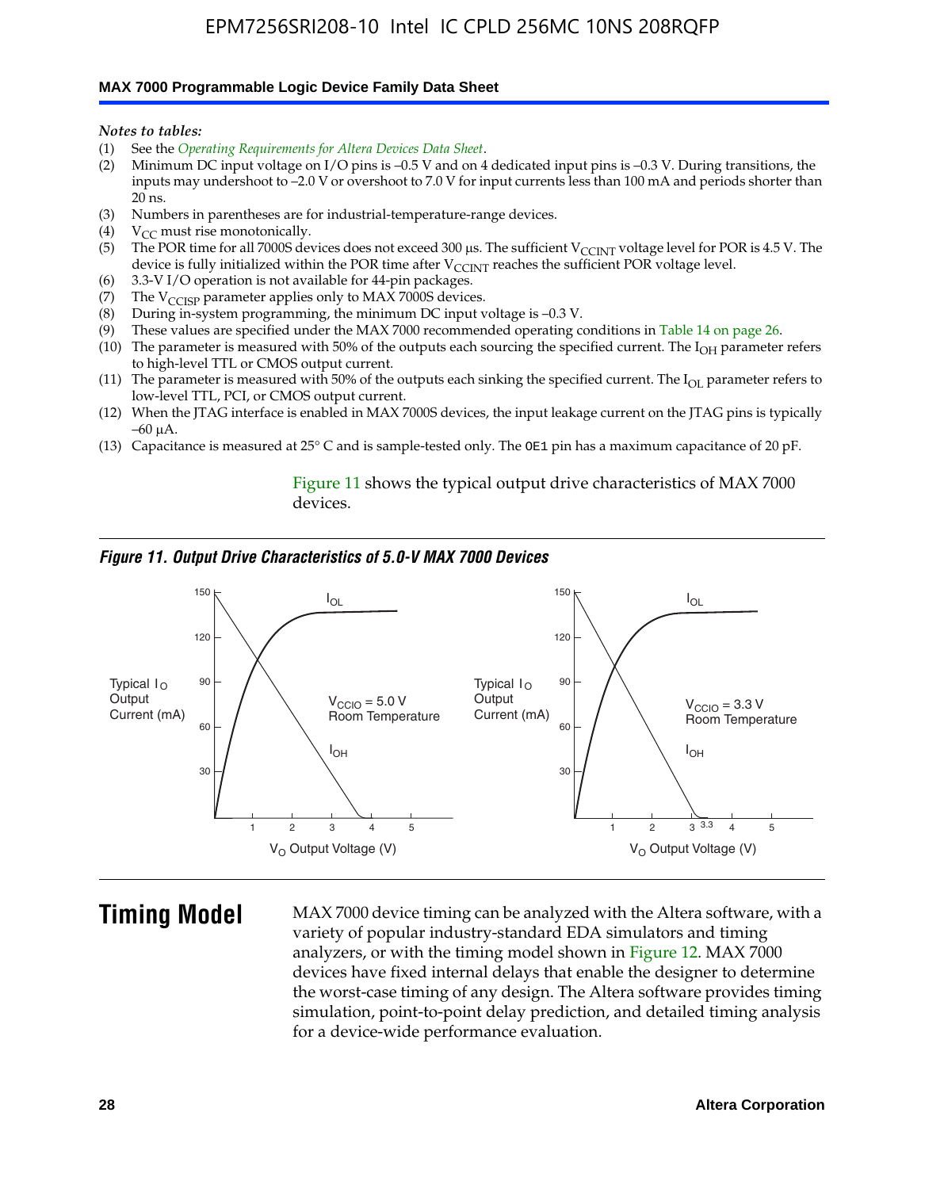*Notes to tables:*

(1) See the *Operating Requirements for Altera Devices Data Sheet*.
(2) Minimum DC input voltage on I/O pins is –0.5 V and on 4 dedicated input pins is –0.3 V. During transitions, the inputs may undershoot to –2.0 V or overshoot to 7.0 V for input currents less than 100 mA and periods shorter than 20 ns.
(3) Numbers in parentheses are for industrial-temperature-range devices.
(4) $V_{CC}$ must rise monotonically.
(5) The POR time for all 7000S devices does not exceed 300 µs. The sufficient $V_{CCINT}$ voltage level for POR is 4.5 V. The device is fully initialized within the POR time after $V_{CCINT}$ reaches the sufficient POR voltage level.
(6) 3.3-V I/O operation is not available for 44-pin packages.
(7) The $V_{CCISP}$ parameter applies only to MAX 7000S devices.
(8) During in-system programming, the minimum DC input voltage is –0.3 V.
(9) These values are specified under the MAX 7000 recommended operating conditions in Table 14 on page 26.
(10) The parameter is measured with 50% of the outputs each sourcing the specified current. The $I_{OH}$ parameter refers to high-level TTL or CMOS output current.
(11) The parameter is measured with 50% of the outputs each sinking the specified current. The $I_{OL}$ parameter refers to low-level TTL, PCI, or CMOS output current.
(12) When the JTAG interface is enabled in MAX 7000S devices, the input leakage current on the JTAG pins is typically –60 µA.
(13) Capacitance is measured at 25° C and is sample-tested only. The OE1 pin has a maximum capacitance of 20 pF.

Figure 11 shows the typical output drive characteristics of MAX 7000 devices.

*Figure 11. Output Drive Characteristics of 5.0-V MAX 7000 Devices*

# Timing Model

MAX 7000 device timing can be analyzed with the Altera software, with a variety of popular industry-standard EDA simulators and timing analyzers, or with the timing model shown in Figure 12. MAX 7000 devices have fixed internal delays that enable the designer to determine the worst-case timing of any design. The Altera software provides timing simulation, point-to-point delay prediction, and detailed timing analysis for a device-wide performance evaluation.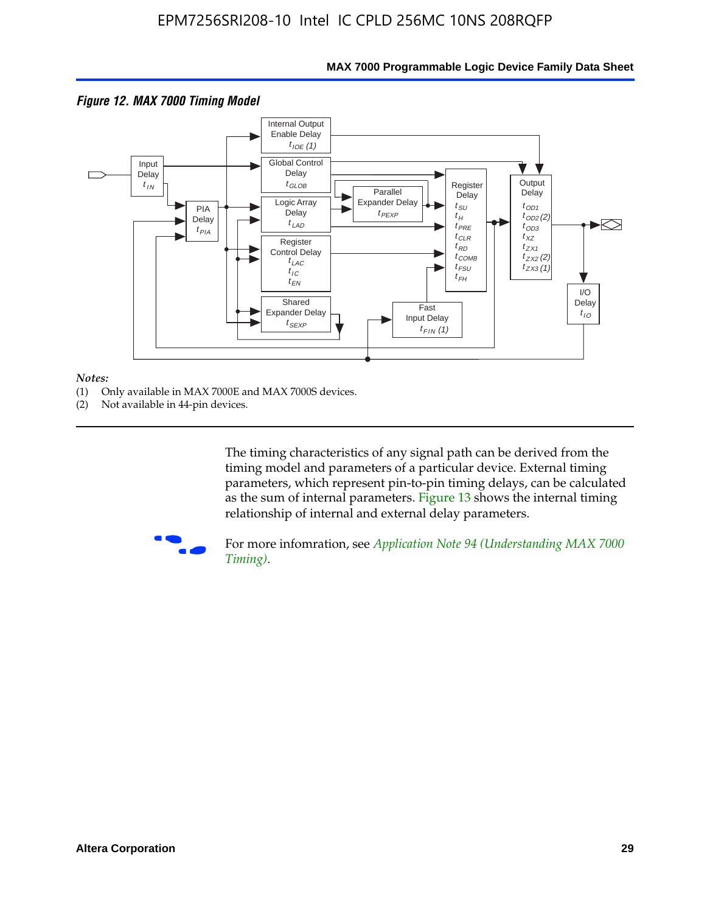*Figure 12. MAX 7000 Timing Model*

*Notes:*
(1) Only available in MAX 7000E and MAX 7000S devices.
(2) Not available in 44-pin devices.

The timing characteristics of any signal path can be derived from the timing model and parameters of a particular device. External timing parameters, which represent pin-to-pin timing delays, can be calculated as the sum of internal parameters. Figure 13 shows the internal timing relationship of internal and external delay parameters.

For more infomration, see *Application Note 94 (Understanding MAX 7000 Timing)*.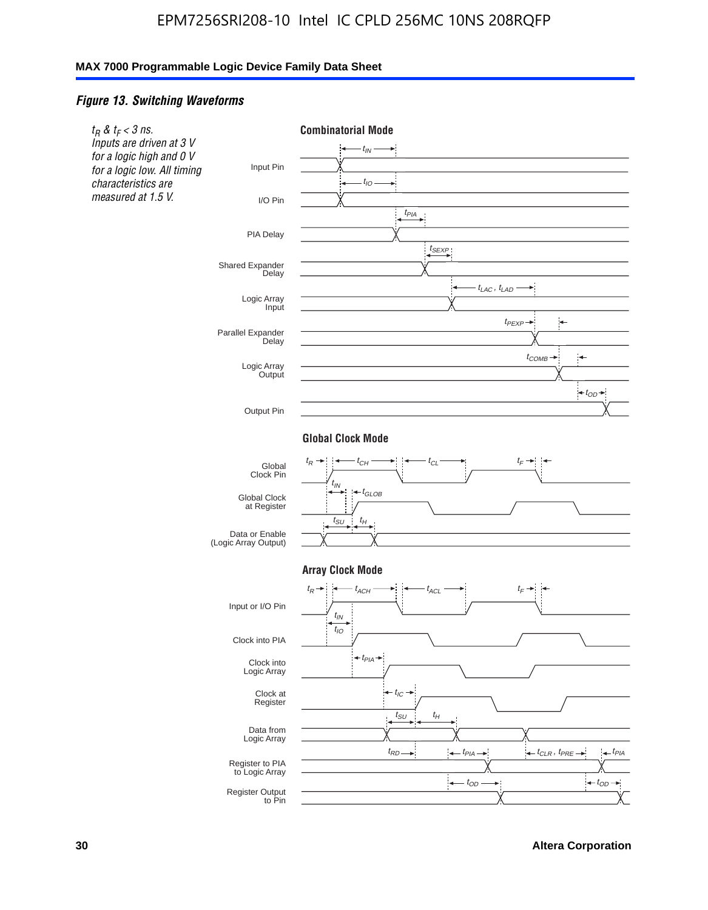### *Figure 13. Switching Waveforms*

*$t_R$ & $t_F$ < 3 ns. Inputs are driven at 3 V for a logic high and 0 V for a logic low. All timing characteristics are measured at 1.5 V.*

**Combinatorial Mode**

Input Pin — $t_{IN}$

I/O Pin — $t_{IO}$

PIA Delay — $t_{PIA}$

Shared Expander Delay — $t_{SEXP}$

Logic Array Input — $t_{LAC}$ , $t_{LAD}$

Parallel Expander Delay — $t_{PEXP}$

Logic Array Output — $t_{COMB}$

Output Pin — $t_{OD}$

**Global Clock Mode**

Global Clock Pin — $t_R$, $t_{CH}$, $t_{CL}$, $t_F$

Global Clock at Register — $t_{IN}$, $t_{GLOB}$

Data or Enable (Logic Array Output) — $t_{SU}$, $t_H$

**Array Clock Mode**

Input or I/O Pin — $t_R$, $t_{ACH}$, $t_{ACL}$, $t_F$

Clock into PIA — $t_{IN}$, $t_{IO}$

Clock into Logic Array — $t_{PIA}$

Clock at Register — $t_{IC}$

Data from Logic Array — $t_{SU}$, $t_H$

Register to PIA to Logic Array — $t_{RD}$, $t_{PIA}$, $t_{CLR}$ , $t_{PRE}$, $t_{PIA}$

Register Output to Pin — $t_{OD}$, $t_{OD}$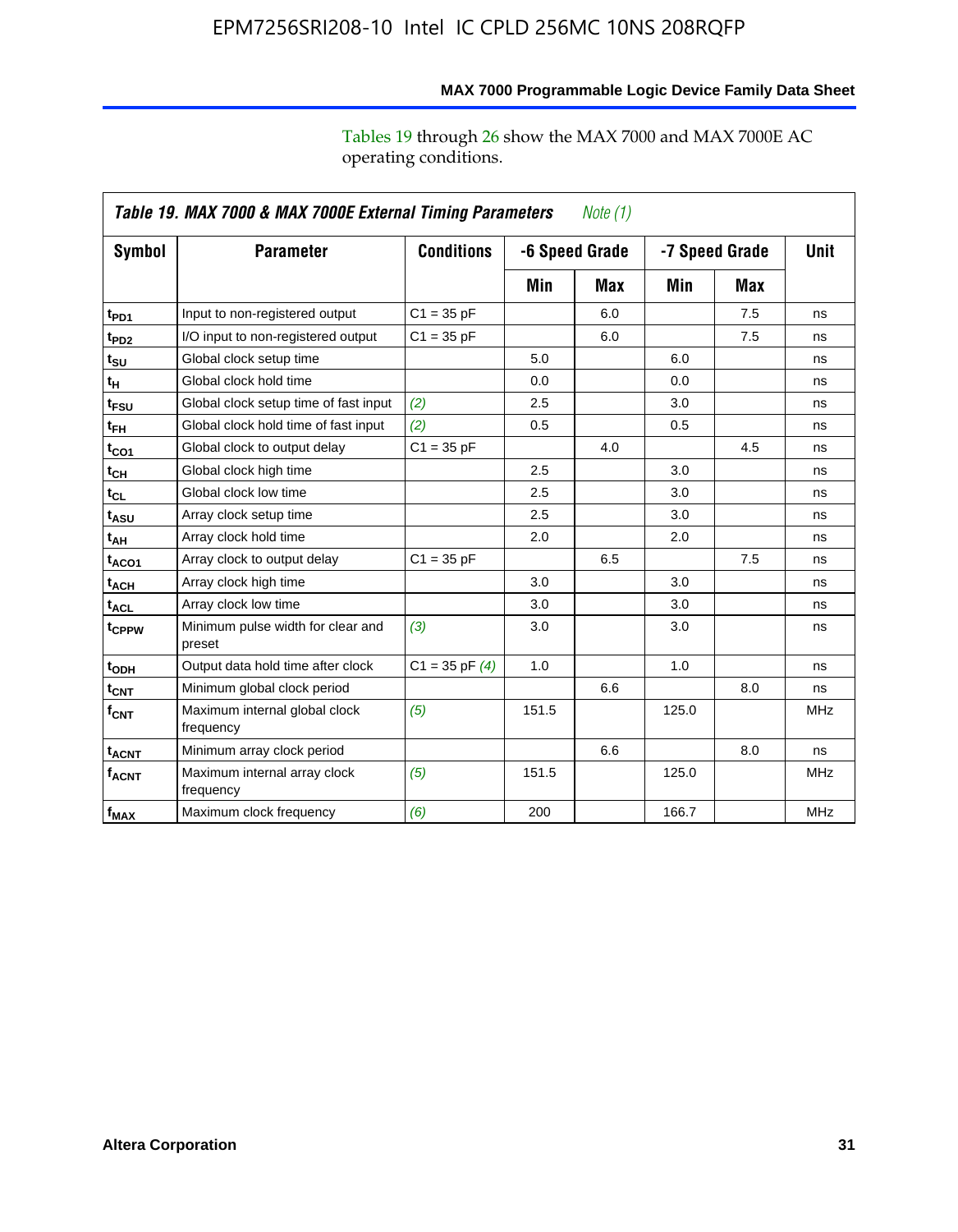Tables 19 through 26 show the MAX 7000 and MAX 7000E AC operating conditions.

**Table 19. MAX 7000 & MAX 7000E External Timing Parameters** *Note (1)*

| Symbol | Parameter | Conditions | -6 Speed Grade | | -7 Speed Grade | | Unit |
|---|---|---|---|---|---|---|---|
| | | | Min | Max | Min | Max | |
| $t_{PD1}$ | Input to non-registered output | C1 = 35 pF | | 6.0 | | 7.5 | ns |
| $t_{PD2}$ | I/O input to non-registered output | C1 = 35 pF | | 6.0 | | 7.5 | ns |
| $t_{SU}$ | Global clock setup time | | 5.0 | | 6.0 | | ns |
| $t_{H}$ | Global clock hold time | | 0.0 | | 0.0 | | ns |
| $t_{FSU}$ | Global clock setup time of fast input | *(2)* | 2.5 | | 3.0 | | ns |
| $t_{FH}$ | Global clock hold time of fast input | *(2)* | 0.5 | | 0.5 | | ns |
| $t_{CO1}$ | Global clock to output delay | C1 = 35 pF | | 4.0 | | 4.5 | ns |
| $t_{CH}$ | Global clock high time | | 2.5 | | 3.0 | | ns |
| $t_{CL}$ | Global clock low time | | 2.5 | | 3.0 | | ns |
| $t_{ASU}$ | Array clock setup time | | 2.5 | | 3.0 | | ns |
| $t_{AH}$ | Array clock hold time | | 2.0 | | 2.0 | | ns |
| $t_{ACO1}$ | Array clock to output delay | C1 = 35 pF | | 6.5 | | 7.5 | ns |
| $t_{ACH}$ | Array clock high time | | 3.0 | | 3.0 | | ns |
| $t_{ACL}$ | Array clock low time | | 3.0 | | 3.0 | | ns |
| $t_{CPPW}$ | Minimum pulse width for clear and preset | *(3)* | 3.0 | | 3.0 | | ns |
| $t_{ODH}$ | Output data hold time after clock | C1 = 35 pF *(4)* | 1.0 | | 1.0 | | ns |
| $t_{CNT}$ | Minimum global clock period | | | 6.6 | | 8.0 | ns |
| $f_{CNT}$ | Maximum internal global clock frequency | *(5)* | 151.5 | | 125.0 | | MHz |
| $t_{ACNT}$ | Minimum array clock period | | | 6.6 | | 8.0 | ns |
| $f_{ACNT}$ | Maximum internal array clock frequency | *(5)* | 151.5 | | 125.0 | | MHz |
| $f_{MAX}$ | Maximum clock frequency | *(6)* | 200 | | 166.7 | | MHz |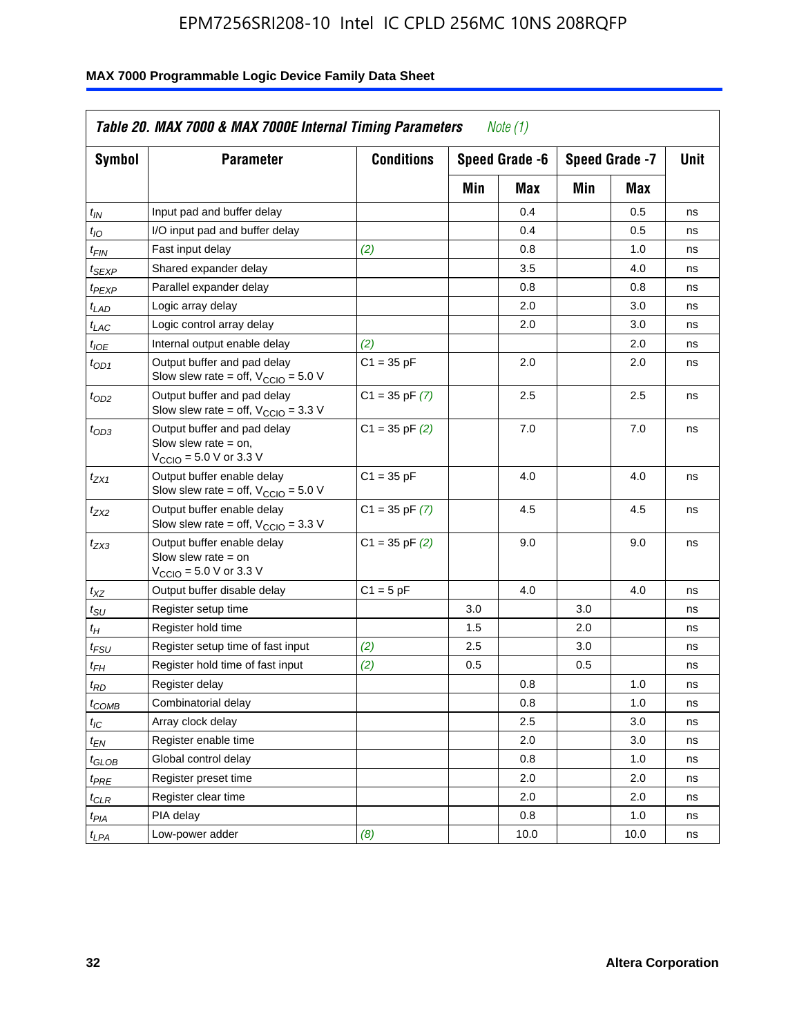**Table 20. MAX 7000 & MAX 7000E Internal Timing Parameters** *Note (1)*

| Symbol | Parameter | Conditions | Speed Grade -6 | | Speed Grade -7 | | Unit |
|---|---|---|---|---|---|---|---|
| | | | Min | Max | Min | Max | |
| $t_{IN}$ | Input pad and buffer delay | | | 0.4 | | 0.5 | ns |
| $t_{IO}$ | I/O input pad and buffer delay | | | 0.4 | | 0.5 | ns |
| $t_{FIN}$ | Fast input delay | *(2)* | | 0.8 | | 1.0 | ns |
| $t_{SEXP}$ | Shared expander delay | | | 3.5 | | 4.0 | ns |
| $t_{PEXP}$ | Parallel expander delay | | | 0.8 | | 0.8 | ns |
| $t_{LAD}$ | Logic array delay | | | 2.0 | | 3.0 | ns |
| $t_{LAC}$ | Logic control array delay | | | 2.0 | | 3.0 | ns |
| $t_{IOE}$ | Internal output enable delay | *(2)* | | | | 2.0 | ns |
| $t_{OD1}$ | Output buffer and pad delay Slow slew rate = off, $V_{CCIO}$ = 5.0 V | C1 = 35 pF | | 2.0 | | 2.0 | ns |
| $t_{OD2}$ | Output buffer and pad delay Slow slew rate = off, $V_{CCIO}$ = 3.3 V | C1 = 35 pF *(7)* | | 2.5 | | 2.5 | ns |
| $t_{OD3}$ | Output buffer and pad delay Slow slew rate = on, $V_{CCIO}$ = 5.0 V or 3.3 V | C1 = 35 pF *(2)* | | 7.0 | | 7.0 | ns |
| $t_{ZX1}$ | Output buffer enable delay Slow slew rate = off, $V_{CCIO}$ = 5.0 V | C1 = 35 pF | | 4.0 | | 4.0 | ns |
| $t_{ZX2}$ | Output buffer enable delay Slow slew rate = off, $V_{CCIO}$ = 3.3 V | C1 = 35 pF *(7)* | | 4.5 | | 4.5 | ns |
| $t_{ZX3}$ | Output buffer enable delay Slow slew rate = on $V_{CCIO}$ = 5.0 V or 3.3 V | C1 = 35 pF *(2)* | | 9.0 | | 9.0 | ns |
| $t_{XZ}$ | Output buffer disable delay | C1 = 5 pF | | 4.0 | | 4.0 | ns |
| $t_{SU}$ | Register setup time | | 3.0 | | 3.0 | | ns |
| $t_{H}$ | Register hold time | | 1.5 | | 2.0 | | ns |
| $t_{FSU}$ | Register setup time of fast input | *(2)* | 2.5 | | 3.0 | | ns |
| $t_{FH}$ | Register hold time of fast input | *(2)* | 0.5 | | 0.5 | | ns |
| $t_{RD}$ | Register delay | | | 0.8 | | 1.0 | ns |
| $t_{COMB}$ | Combinatorial delay | | | 0.8 | | 1.0 | ns |
| $t_{IC}$ | Array clock delay | | | 2.5 | | 3.0 | ns |
| $t_{EN}$ | Register enable time | | | 2.0 | | 3.0 | ns |
| $t_{GLOB}$ | Global control delay | | | 0.8 | | 1.0 | ns |
| $t_{PRE}$ | Register preset time | | | 2.0 | | 2.0 | ns |
| $t_{CLR}$ | Register clear time | | | 2.0 | | 2.0 | ns |
| $t_{PIA}$ | PIA delay | | | 0.8 | | 1.0 | ns |
| $t_{LPA}$ | Low-power adder | *(8)* | | 10.0 | | 10.0 | ns |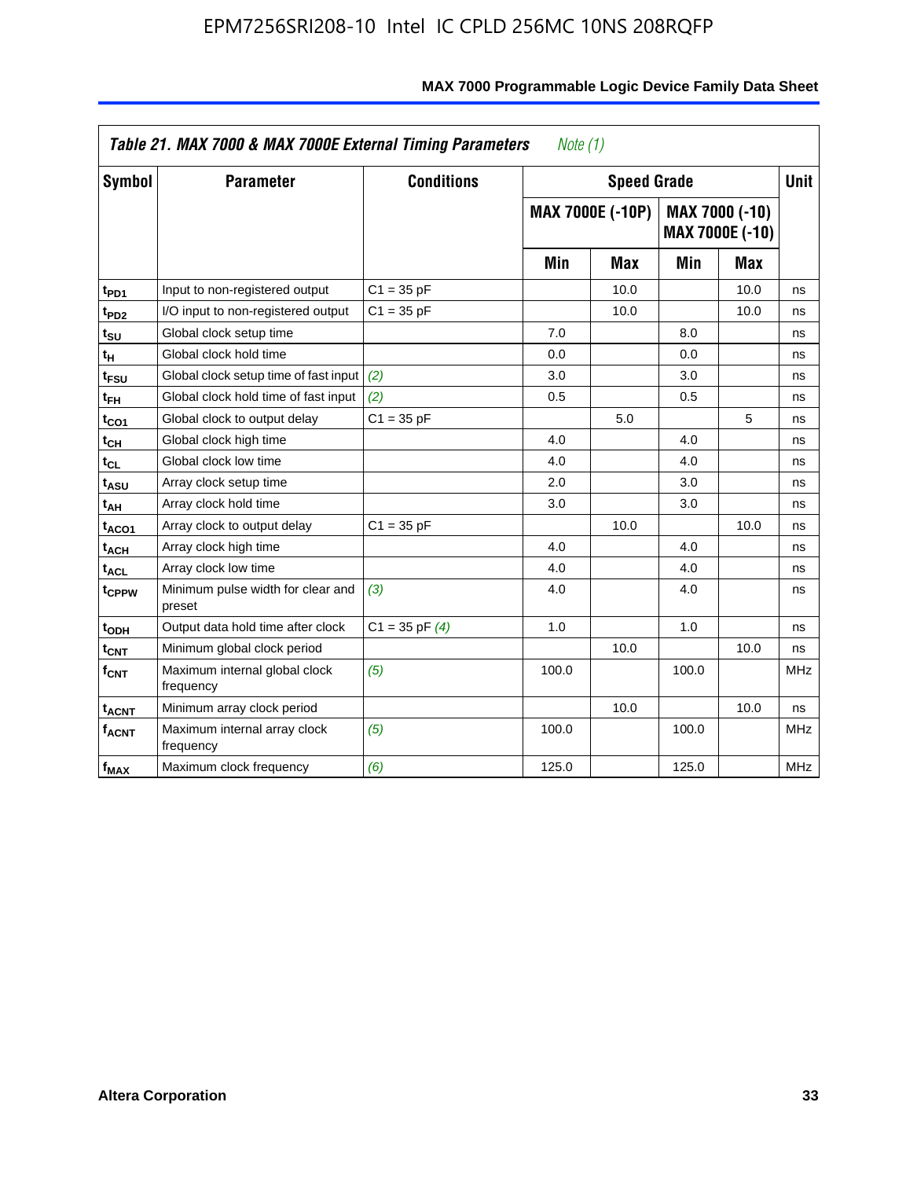**Table 21. MAX 7000 & MAX 7000E External Timing Parameters** *Note (1)*

| Symbol | Parameter | Conditions | Speed Grade | | | | Unit |
|---|---|---|---|---|---|---|---|
| | | | MAX 7000E (-10P) | | MAX 7000 (-10) MAX 7000E (-10) | | |
| | | | Min | Max | Min | Max | |
| $t_{PD1}$ | Input to non-registered output | C1 = 35 pF | | 10.0 | | 10.0 | ns |
| $t_{PD2}$ | I/O input to non-registered output | C1 = 35 pF | | 10.0 | | 10.0 | ns |
| $t_{SU}$ | Global clock setup time | | 7.0 | | 8.0 | | ns |
| $t_{H}$ | Global clock hold time | | 0.0 | | 0.0 | | ns |
| $t_{FSU}$ | Global clock setup time of fast input | *(2)* | 3.0 | | 3.0 | | ns |
| $t_{FH}$ | Global clock hold time of fast input | *(2)* | 0.5 | | 0.5 | | ns |
| $t_{CO1}$ | Global clock to output delay | C1 = 35 pF | | 5.0 | | 5 | ns |
| $t_{CH}$ | Global clock high time | | 4.0 | | 4.0 | | ns |
| $t_{CL}$ | Global clock low time | | 4.0 | | 4.0 | | ns |
| $t_{ASU}$ | Array clock setup time | | 2.0 | | 3.0 | | ns |
| $t_{AH}$ | Array clock hold time | | 3.0 | | 3.0 | | ns |
| $t_{ACO1}$ | Array clock to output delay | C1 = 35 pF | | 10.0 | | 10.0 | ns |
| $t_{ACH}$ | Array clock high time | | 4.0 | | 4.0 | | ns |
| $t_{ACL}$ | Array clock low time | | 4.0 | | 4.0 | | ns |
| $t_{CPPW}$ | Minimum pulse width for clear and preset | *(3)* | 4.0 | | 4.0 | | ns |
| $t_{ODH}$ | Output data hold time after clock | C1 = 35 pF *(4)* | 1.0 | | 1.0 | | ns |
| $t_{CNT}$ | Minimum global clock period | | | 10.0 | | 10.0 | ns |
| $f_{CNT}$ | Maximum internal global clock frequency | *(5)* | 100.0 | | 100.0 | | MHz |
| $t_{ACNT}$ | Minimum array clock period | | | 10.0 | | 10.0 | ns |
| $f_{ACNT}$ | Maximum internal array clock frequency | *(5)* | 100.0 | | 100.0 | | MHz |
| $f_{MAX}$ | Maximum clock frequency | *(6)* | 125.0 | | 125.0 | | MHz |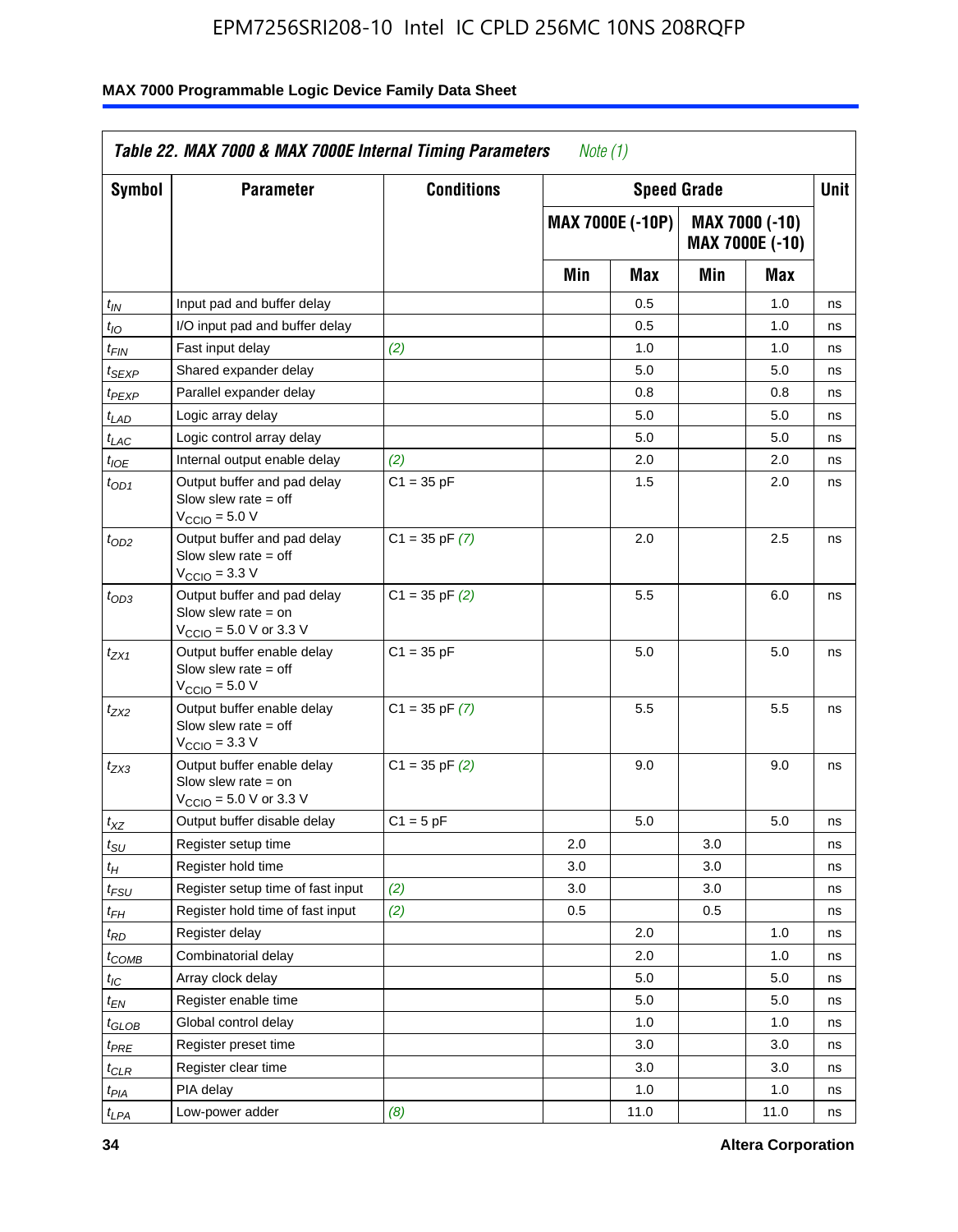**Table 22. MAX 7000 & MAX 7000E Internal Timing Parameters** *Note (1)*

| Symbol | Parameter | Conditions | Speed Grade | | | | Unit |
|---|---|---|---|---|---|---|---|
| | | | MAX 7000E (-10P) | | MAX 7000 (-10) MAX 7000E (-10) | | |
| | | | Min | Max | Min | Max | |
| $t_{IN}$ | Input pad and buffer delay | | | 0.5 | | 1.0 | ns |
| $t_{IO}$ | I/O input pad and buffer delay | | | 0.5 | | 1.0 | ns |
| $t_{FIN}$ | Fast input delay | *(2)* | | 1.0 | | 1.0 | ns |
| $t_{SEXP}$ | Shared expander delay | | | 5.0 | | 5.0 | ns |
| $t_{PEXP}$ | Parallel expander delay | | | 0.8 | | 0.8 | ns |
| $t_{LAD}$ | Logic array delay | | | 5.0 | | 5.0 | ns |
| $t_{LAC}$ | Logic control array delay | | | 5.0 | | 5.0 | ns |
| $t_{IOE}$ | Internal output enable delay | *(2)* | | 2.0 | | 2.0 | ns |
| $t_{OD1}$ | Output buffer and pad delay Slow slew rate = off $V_{CCIO}$ = 5.0 V | C1 = 35 pF | | 1.5 | | 2.0 | ns |
| $t_{OD2}$ | Output buffer and pad delay Slow slew rate = off $V_{CCIO}$ = 3.3 V | C1 = 35 pF *(7)* | | 2.0 | | 2.5 | ns |
| $t_{OD3}$ | Output buffer and pad delay Slow slew rate = on $V_{CCIO}$ = 5.0 V or 3.3 V | C1 = 35 pF *(2)* | | 5.5 | | 6.0 | ns |
| $t_{ZX1}$ | Output buffer enable delay Slow slew rate = off $V_{CCIO}$ = 5.0 V | C1 = 35 pF | | 5.0 | | 5.0 | ns |
| $t_{ZX2}$ | Output buffer enable delay Slow slew rate = off $V_{CCIO}$ = 3.3 V | C1 = 35 pF *(7)* | | 5.5 | | 5.5 | ns |
| $t_{ZX3}$ | Output buffer enable delay Slow slew rate = on $V_{CCIO}$ = 5.0 V or 3.3 V | C1 = 35 pF *(2)* | | 9.0 | | 9.0 | ns |
| $t_{XZ}$ | Output buffer disable delay | C1 = 5 pF | | 5.0 | | 5.0 | ns |
| $t_{SU}$ | Register setup time | | 2.0 | | 3.0 | | ns |
| $t_{H}$ | Register hold time | | 3.0 | | 3.0 | | ns |
| $t_{FSU}$ | Register setup time of fast input | *(2)* | 3.0 | | 3.0 | | ns |
| $t_{FH}$ | Register hold time of fast input | *(2)* | 0.5 | | 0.5 | | ns |
| $t_{RD}$ | Register delay | | | 2.0 | | 1.0 | ns |
| $t_{COMB}$ | Combinatorial delay | | | 2.0 | | 1.0 | ns |
| $t_{IC}$ | Array clock delay | | | 5.0 | | 5.0 | ns |
| $t_{EN}$ | Register enable time | | | 5.0 | | 5.0 | ns |
| $t_{GLOB}$ | Global control delay | | | 1.0 | | 1.0 | ns |
| $t_{PRE}$ | Register preset time | | | 3.0 | | 3.0 | ns |
| $t_{CLR}$ | Register clear time | | | 3.0 | | 3.0 | ns |
| $t_{PIA}$ | PIA delay | | | 1.0 | | 1.0 | ns |
| $t_{LPA}$ | Low-power adder | *(8)* | | 11.0 | | 11.0 | ns |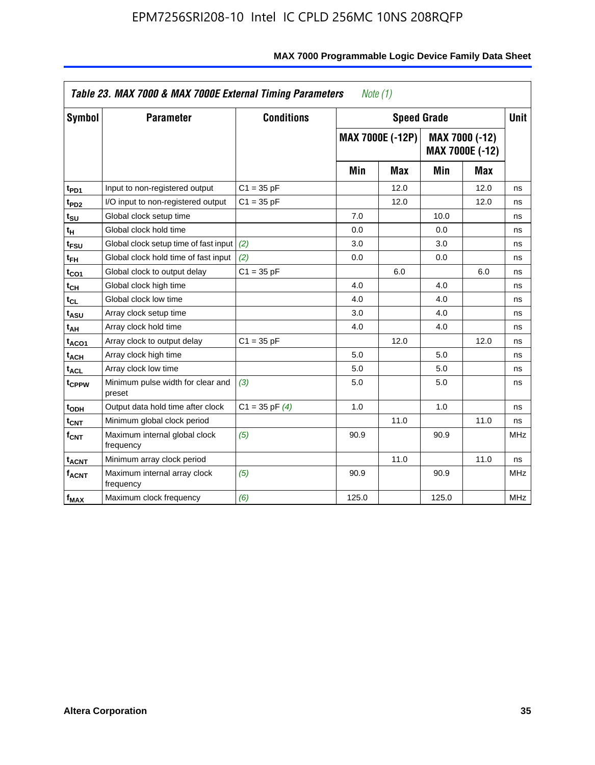**Table 23. MAX 7000 & MAX 7000E External Timing Parameters** *Note (1)*

| Symbol | Parameter | Conditions | Speed Grade | | | | Unit |
|---|---|---|---|---|---|---|---|
| | | | MAX 7000E (-12P) | | MAX 7000 (-12) MAX 7000E (-12) | | |
| | | | Min | Max | Min | Max | |
| $t_{PD1}$ | Input to non-registered output | C1 = 35 pF | | 12.0 | | 12.0 | ns |
| $t_{PD2}$ | I/O input to non-registered output | C1 = 35 pF | | 12.0 | | 12.0 | ns |
| $t_{SU}$ | Global clock setup time | | 7.0 | | 10.0 | | ns |
| $t_{H}$ | Global clock hold time | | 0.0 | | 0.0 | | ns |
| $t_{FSU}$ | Global clock setup time of fast input | *(2)* | 3.0 | | 3.0 | | ns |
| $t_{FH}$ | Global clock hold time of fast input | *(2)* | 0.0 | | 0.0 | | ns |
| $t_{CO1}$ | Global clock to output delay | C1 = 35 pF | | 6.0 | | 6.0 | ns |
| $t_{CH}$ | Global clock high time | | 4.0 | | 4.0 | | ns |
| $t_{CL}$ | Global clock low time | | 4.0 | | 4.0 | | ns |
| $t_{ASU}$ | Array clock setup time | | 3.0 | | 4.0 | | ns |
| $t_{AH}$ | Array clock hold time | | 4.0 | | 4.0 | | ns |
| $t_{ACO1}$ | Array clock to output delay | C1 = 35 pF | | 12.0 | | 12.0 | ns |
| $t_{ACH}$ | Array clock high time | | 5.0 | | 5.0 | | ns |
| $t_{ACL}$ | Array clock low time | | 5.0 | | 5.0 | | ns |
| $t_{CPPW}$ | Minimum pulse width for clear and preset | *(3)* | 5.0 | | 5.0 | | ns |
| $t_{ODH}$ | Output data hold time after clock | C1 = 35 pF *(4)* | 1.0 | | 1.0 | | ns |
| $t_{CNT}$ | Minimum global clock period | | | 11.0 | | 11.0 | ns |
| $f_{CNT}$ | Maximum internal global clock frequency | *(5)* | 90.9 | | 90.9 | | MHz |
| $t_{ACNT}$ | Minimum array clock period | | | 11.0 | | 11.0 | ns |
| $f_{ACNT}$ | Maximum internal array clock frequency | *(5)* | 90.9 | | 90.9 | | MHz |
| $f_{MAX}$ | Maximum clock frequency | *(6)* | 125.0 | | 125.0 | | MHz |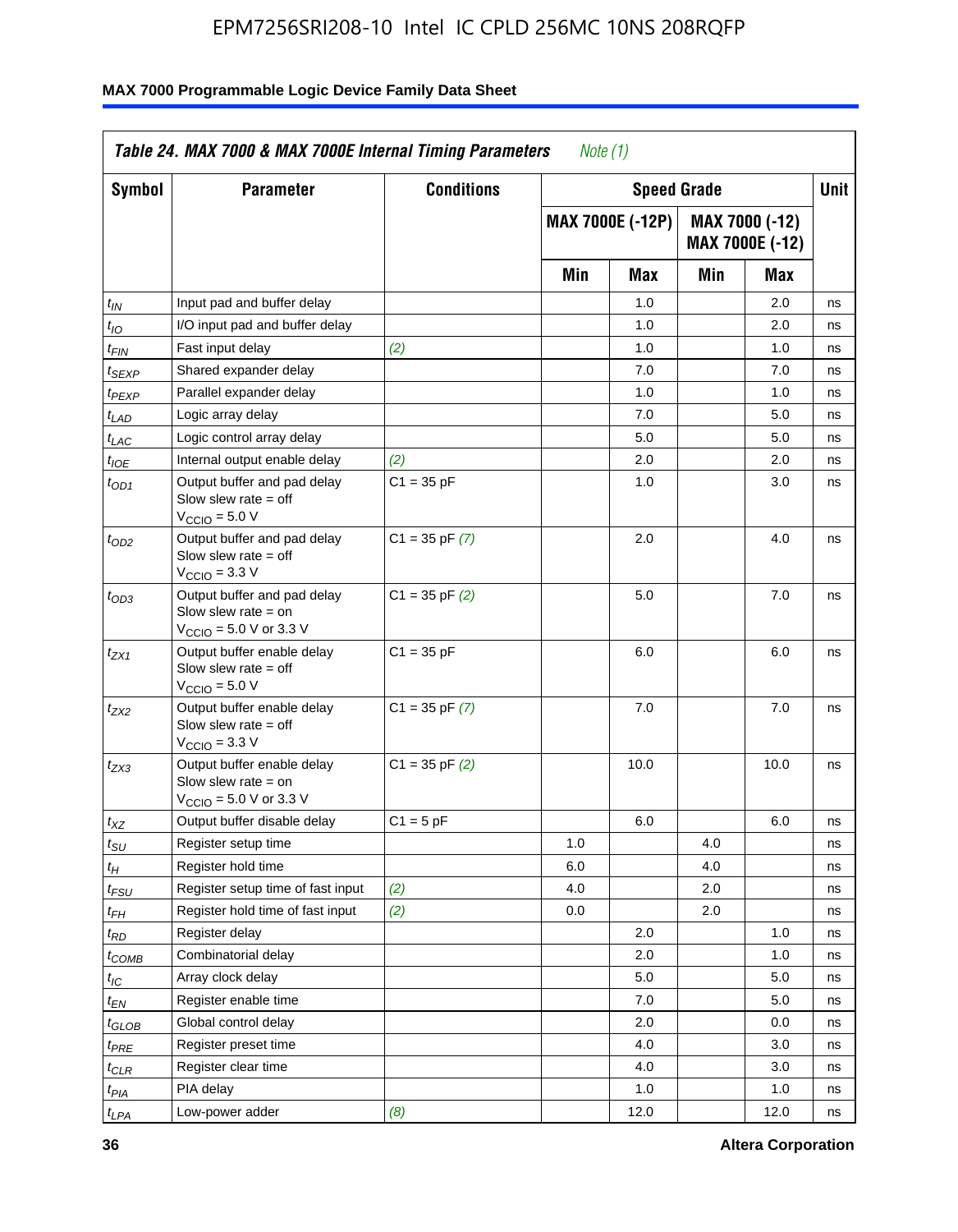**Table 24. MAX 7000 & MAX 7000E Internal Timing Parameters** *Note (1)*

| Symbol | Parameter | Conditions | Speed Grade | | | | Unit |
|---|---|---|---|---|---|---|---|
| | | | MAX 7000E (-12P) | | MAX 7000 (-12) MAX 7000E (-12) | | |
| | | | Min | Max | Min | Max | |
| $t_{IN}$ | Input pad and buffer delay | | | 1.0 | | 2.0 | ns |
| $t_{IO}$ | I/O input pad and buffer delay | | | 1.0 | | 2.0 | ns |
| $t_{FIN}$ | Fast input delay | *(2)* | | 1.0 | | 1.0 | ns |
| $t_{SEXP}$ | Shared expander delay | | | 7.0 | | 7.0 | ns |
| $t_{PEXP}$ | Parallel expander delay | | | 1.0 | | 1.0 | ns |
| $t_{LAD}$ | Logic array delay | | | 7.0 | | 5.0 | ns |
| $t_{LAC}$ | Logic control array delay | | | 5.0 | | 5.0 | ns |
| $t_{IOE}$ | Internal output enable delay | *(2)* | | 2.0 | | 2.0 | ns |
| $t_{OD1}$ | Output buffer and pad delay Slow slew rate = off $V_{CCIO}$ = 5.0 V | C1 = 35 pF | | 1.0 | | 3.0 | ns |
| $t_{OD2}$ | Output buffer and pad delay Slow slew rate = off $V_{CCIO}$ = 3.3 V | C1 = 35 pF *(7)* | | 2.0 | | 4.0 | ns |
| $t_{OD3}$ | Output buffer and pad delay Slow slew rate = on $V_{CCIO}$ = 5.0 V or 3.3 V | C1 = 35 pF *(2)* | | 5.0 | | 7.0 | ns |
| $t_{ZX1}$ | Output buffer enable delay Slow slew rate = off $V_{CCIO}$ = 5.0 V | C1 = 35 pF | | 6.0 | | 6.0 | ns |
| $t_{ZX2}$ | Output buffer enable delay Slow slew rate = off $V_{CCIO}$ = 3.3 V | C1 = 35 pF *(7)* | | 7.0 | | 7.0 | ns |
| $t_{ZX3}$ | Output buffer enable delay Slow slew rate = on $V_{CCIO}$ = 5.0 V or 3.3 V | C1 = 35 pF *(2)* | | 10.0 | | 10.0 | ns |
| $t_{XZ}$ | Output buffer disable delay | C1 = 5 pF | | 6.0 | | 6.0 | ns |
| $t_{SU}$ | Register setup time | | 1.0 | | 4.0 | | ns |
| $t_{H}$ | Register hold time | | 6.0 | | 4.0 | | ns |
| $t_{FSU}$ | Register setup time of fast input | *(2)* | 4.0 | | 2.0 | | ns |
| $t_{FH}$ | Register hold time of fast input | *(2)* | 0.0 | | 2.0 | | ns |
| $t_{RD}$ | Register delay | | | 2.0 | | 1.0 | ns |
| $t_{COMB}$ | Combinatorial delay | | | 2.0 | | 1.0 | ns |
| $t_{IC}$ | Array clock delay | | | 5.0 | | 5.0 | ns |
| $t_{EN}$ | Register enable time | | | 7.0 | | 5.0 | ns |
| $t_{GLOB}$ | Global control delay | | | 2.0 | | 0.0 | ns |
| $t_{PRE}$ | Register preset time | | | 4.0 | | 3.0 | ns |
| $t_{CLR}$ | Register clear time | | | 4.0 | | 3.0 | ns |
| $t_{PIA}$ | PIA delay | | | 1.0 | | 1.0 | ns |
| $t_{LPA}$ | Low-power adder | *(8)* | | 12.0 | | 12.0 | ns |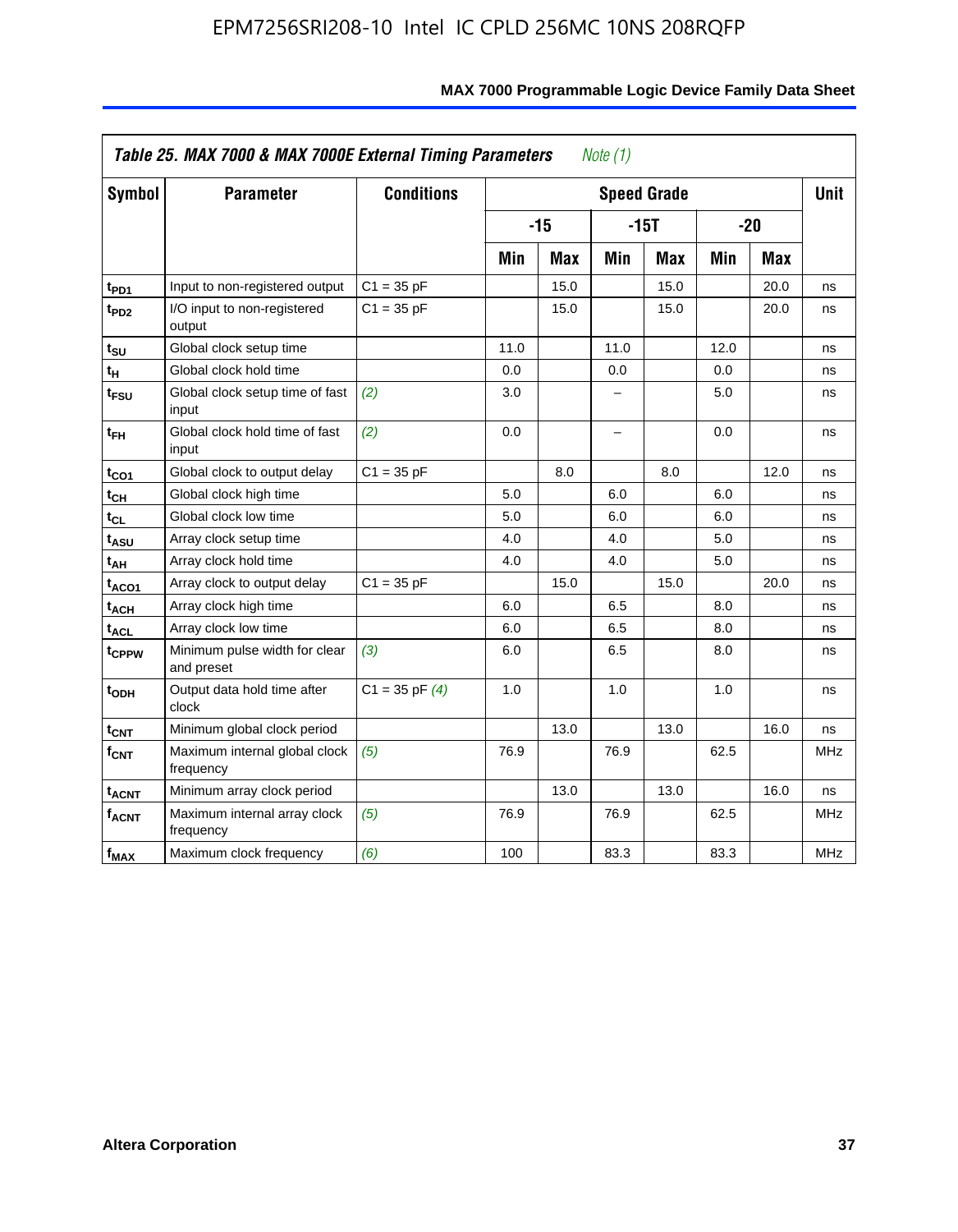**Table 25. MAX 7000 & MAX 7000E External Timing Parameters** *Note (1)*

| Symbol | Parameter | Conditions | Speed Grade | | | | | | Unit |
|---|---|---|---|---|---|---|---|---|---|
| | | | -15 | | -15T | | -20 | | |
| | | | Min | Max | Min | Max | Min | Max | |
| $t_{PD1}$ | Input to non-registered output | C1 = 35 pF | | 15.0 | | 15.0 | | 20.0 | ns |
| $t_{PD2}$ | I/O input to non-registered output | C1 = 35 pF | | 15.0 | | 15.0 | | 20.0 | ns |
| $t_{SU}$ | Global clock setup time | | 11.0 | | 11.0 | | 12.0 | | ns |
| $t_{H}$ | Global clock hold time | | 0.0 | | 0.0 | | 0.0 | | ns |
| $t_{FSU}$ | Global clock setup time of fast input | *(2)* | 3.0 | | – | | 5.0 | | ns |
| $t_{FH}$ | Global clock hold time of fast input | *(2)* | 0.0 | | – | | 0.0 | | ns |
| $t_{CO1}$ | Global clock to output delay | C1 = 35 pF | | 8.0 | | 8.0 | | 12.0 | ns |
| $t_{CH}$ | Global clock high time | | 5.0 | | 6.0 | | 6.0 | | ns |
| $t_{CL}$ | Global clock low time | | 5.0 | | 6.0 | | 6.0 | | ns |
| $t_{ASU}$ | Array clock setup time | | 4.0 | | 4.0 | | 5.0 | | ns |
| $t_{AH}$ | Array clock hold time | | 4.0 | | 4.0 | | 5.0 | | ns |
| $t_{ACO1}$ | Array clock to output delay | C1 = 35 pF | | 15.0 | | 15.0 | | 20.0 | ns |
| $t_{ACH}$ | Array clock high time | | 6.0 | | 6.5 | | 8.0 | | ns |
| $t_{ACL}$ | Array clock low time | | 6.0 | | 6.5 | | 8.0 | | ns |
| $t_{CPPW}$ | Minimum pulse width for clear and preset | *(3)* | 6.0 | | 6.5 | | 8.0 | | ns |
| $t_{ODH}$ | Output data hold time after clock | C1 = 35 pF *(4)* | 1.0 | | 1.0 | | 1.0 | | ns |
| $t_{CNT}$ | Minimum global clock period | | | 13.0 | | 13.0 | | 16.0 | ns |
| $f_{CNT}$ | Maximum internal global clock frequency | *(5)* | 76.9 | | 76.9 | | 62.5 | | MHz |
| $t_{ACNT}$ | Minimum array clock period | | | 13.0 | | 13.0 | | 16.0 | ns |
| $f_{ACNT}$ | Maximum internal array clock frequency | *(5)* | 76.9 | | 76.9 | | 62.5 | | MHz |
| $f_{MAX}$ | Maximum clock frequency | *(6)* | 100 | | 83.3 | | 83.3 | | MHz |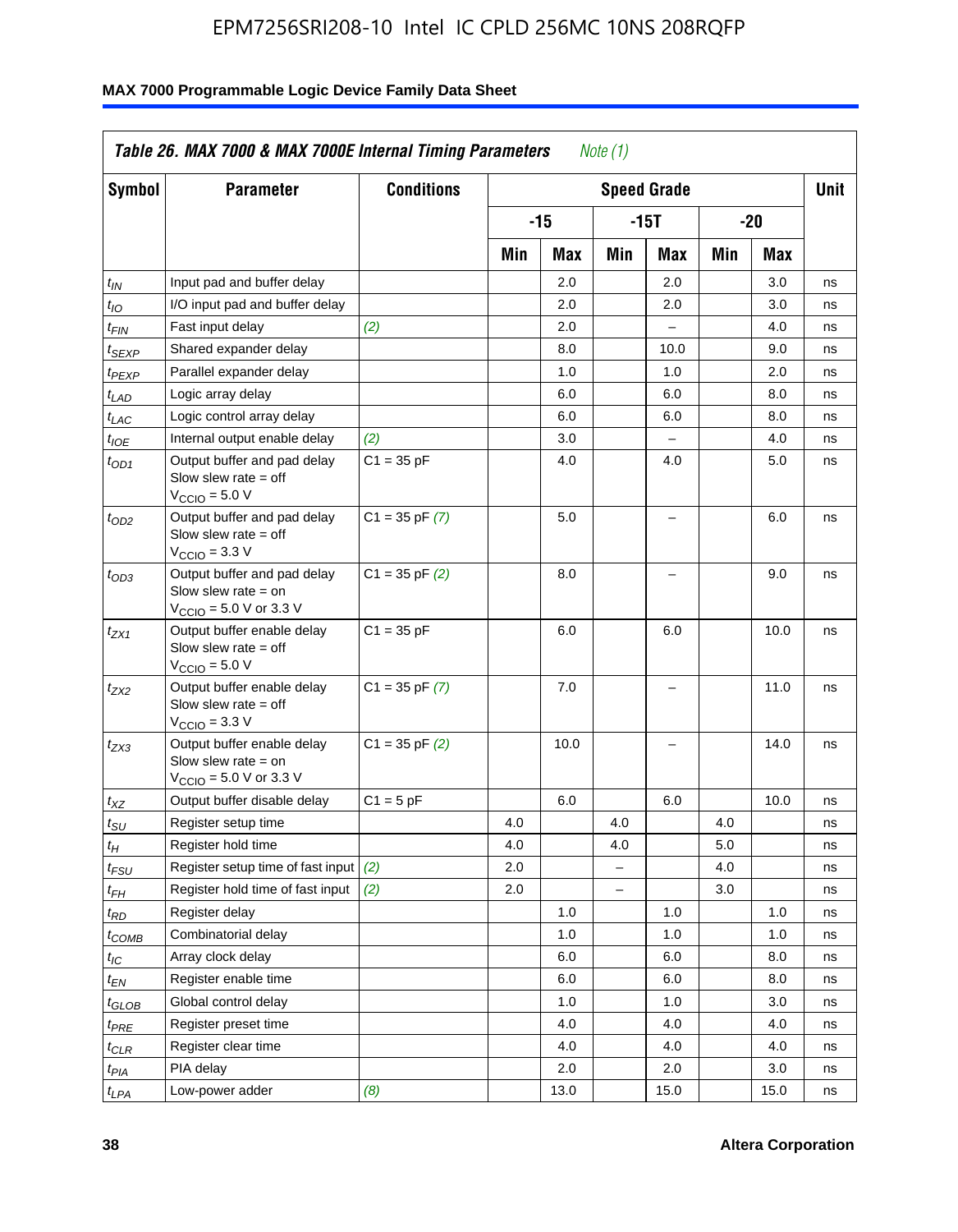**Table 26. MAX 7000 & MAX 7000E Internal Timing Parameters** *Note (1)*

| Symbol | Parameter | Conditions | Speed Grade | | | | | | Unit |
|---|---|---|---|---|---|---|---|---|---|
| | | | -15 | | -15T | | -20 | | |
| | | | Min | Max | Min | Max | Min | Max | |
| $t_{IN}$ | Input pad and buffer delay | | | 2.0 | | 2.0 | | 3.0 | ns |
| $t_{IO}$ | I/O input pad and buffer delay | | | 2.0 | | 2.0 | | 3.0 | ns |
| $t_{FIN}$ | Fast input delay | *(2)* | | 2.0 | | – | | 4.0 | ns |
| $t_{SEXP}$ | Shared expander delay | | | 8.0 | | 10.0 | | 9.0 | ns |
| $t_{PEXP}$ | Parallel expander delay | | | 1.0 | | 1.0 | | 2.0 | ns |
| $t_{LAD}$ | Logic array delay | | | 6.0 | | 6.0 | | 8.0 | ns |
| $t_{LAC}$ | Logic control array delay | | | 6.0 | | 6.0 | | 8.0 | ns |
| $t_{IOE}$ | Internal output enable delay | *(2)* | | 3.0 | | – | | 4.0 | ns |
| $t_{OD1}$ | Output buffer and pad delay Slow slew rate = off $V_{CCIO}$ = 5.0 V | C1 = 35 pF | | 4.0 | | 4.0 | | 5.0 | ns |
| $t_{OD2}$ | Output buffer and pad delay Slow slew rate = off $V_{CCIO}$ = 3.3 V | C1 = 35 pF *(7)* | | 5.0 | | – | | 6.0 | ns |
| $t_{OD3}$ | Output buffer and pad delay Slow slew rate = on $V_{CCIO}$ = 5.0 V or 3.3 V | C1 = 35 pF *(2)* | | 8.0 | | – | | 9.0 | ns |
| $t_{ZX1}$ | Output buffer enable delay Slow slew rate = off $V_{CCIO}$ = 5.0 V | C1 = 35 pF | | 6.0 | | 6.0 | | 10.0 | ns |
| $t_{ZX2}$ | Output buffer enable delay Slow slew rate = off $V_{CCIO}$ = 3.3 V | C1 = 35 pF *(7)* | | 7.0 | | – | | 11.0 | ns |
| $t_{ZX3}$ | Output buffer enable delay Slow slew rate = on $V_{CCIO}$ = 5.0 V or 3.3 V | C1 = 35 pF *(2)* | | 10.0 | | – | | 14.0 | ns |
| $t_{XZ}$ | Output buffer disable delay | C1 = 5 pF | | 6.0 | | 6.0 | | 10.0 | ns |
| $t_{SU}$ | Register setup time | | 4.0 | | 4.0 | | 4.0 | | ns |
| $t_{H}$ | Register hold time | | 4.0 | | 4.0 | | 5.0 | | ns |
| $t_{FSU}$ | Register setup time of fast input | *(2)* | 2.0 | | – | | 4.0 | | ns |
| $t_{FH}$ | Register hold time of fast input | *(2)* | 2.0 | | – | | 3.0 | | ns |
| $t_{RD}$ | Register delay | | | 1.0 | | 1.0 | | 1.0 | ns |
| $t_{COMB}$ | Combinatorial delay | | | 1.0 | | 1.0 | | 1.0 | ns |
| $t_{IC}$ | Array clock delay | | | 6.0 | | 6.0 | | 8.0 | ns |
| $t_{EN}$ | Register enable time | | | 6.0 | | 6.0 | | 8.0 | ns |
| $t_{GLOB}$ | Global control delay | | | 1.0 | | 1.0 | | 3.0 | ns |
| $t_{PRE}$ | Register preset time | | | 4.0 | | 4.0 | | 4.0 | ns |
| $t_{CLR}$ | Register clear time | | | 4.0 | | 4.0 | | 4.0 | ns |
| $t_{PIA}$ | PIA delay | | | 2.0 | | 2.0 | | 3.0 | ns |
| $t_{LPA}$ | Low-power adder | *(8)* | | 13.0 | | 15.0 | | 15.0 | ns |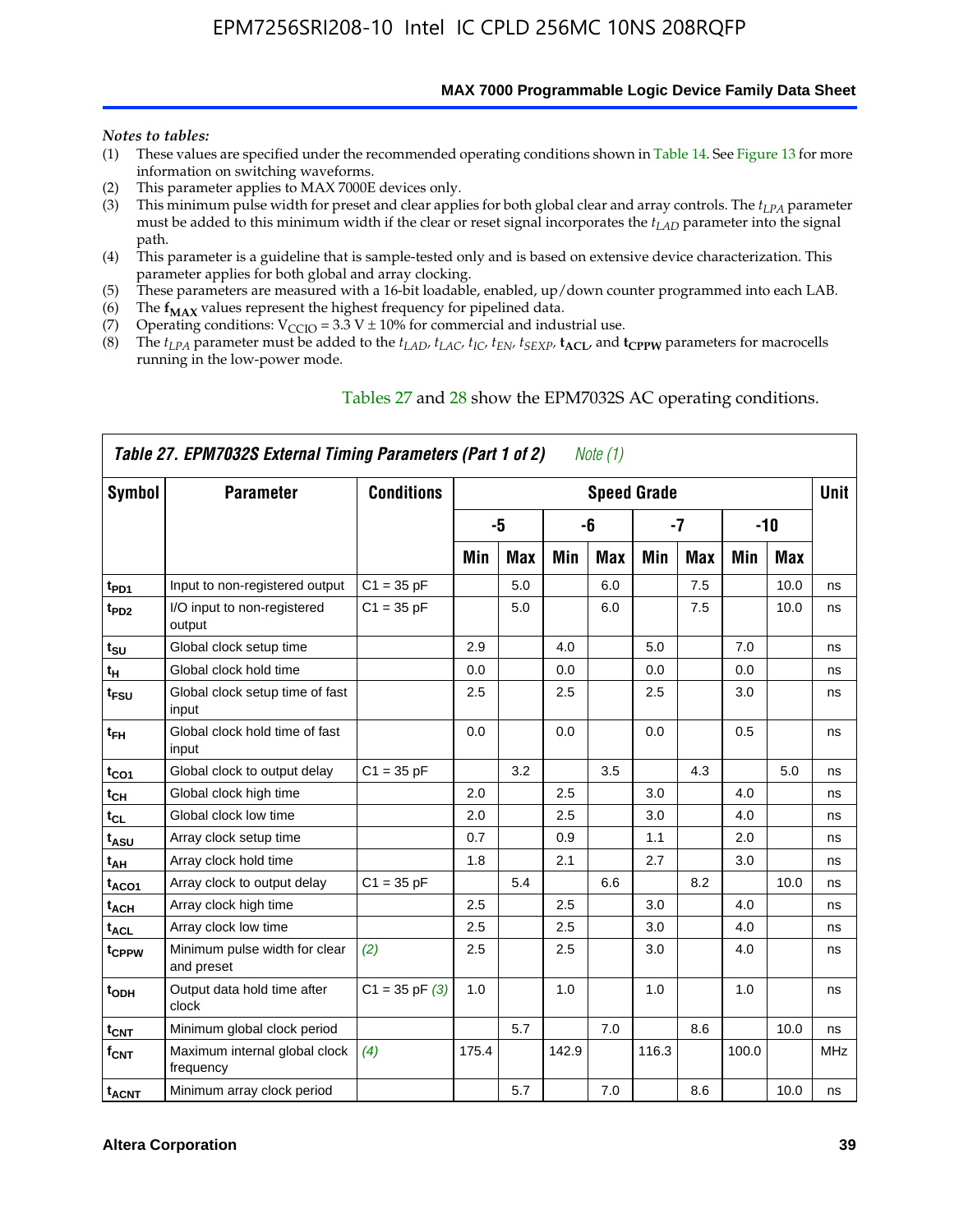*Notes to tables:*

(1) These values are specified under the recommended operating conditions shown in Table 14. See Figure 13 for more information on switching waveforms.
(2) This parameter applies to MAX 7000E devices only.
(3) This minimum pulse width for preset and clear applies for both global clear and array controls. The $t_{LPA}$ parameter must be added to this minimum width if the clear or reset signal incorporates the $t_{LAD}$ parameter into the signal path.
(4) This parameter is a guideline that is sample-tested only and is based on extensive device characterization. This parameter applies for both global and array clocking.
(5) These parameters are measured with a 16-bit loadable, enabled, up/down counter programmed into each LAB.
(6) The $\mathbf{f_{MAX}}$ values represent the highest frequency for pipelined data.
(7) Operating conditions: $V_{CCIO}$ = 3.3 V ± 10% for commercial and industrial use.
(8) The $t_{LPA}$ parameter must be added to the $t_{LAD}$, $t_{LAC}$, $t_{IC}$, $t_{EN}$, $t_{SEXP}$, $\mathbf{t_{ACL}}$, and $\mathbf{t_{CPPW}}$ parameters for macrocells running in the low-power mode.

Tables 27 and 28 show the EPM7032S AC operating conditions.

**Table 27. EPM7032S External Timing Parameters (Part 1 of 2)** *Note (1)*

| Symbol | Parameter | Conditions | Speed Grade | | | | | | | | Unit |
|---|---|---|---|---|---|---|---|---|---|---|---|
| | | | -5 | | -6 | | -7 | | -10 | | |
| | | | Min | Max | Min | Max | Min | Max | Min | Max | |
| $t_{PD1}$ | Input to non-registered output | C1 = 35 pF | | 5.0 | | 6.0 | | 7.5 | | 10.0 | ns |
| $t_{PD2}$ | I/O input to non-registered output | C1 = 35 pF | | 5.0 | | 6.0 | | 7.5 | | 10.0 | ns |
| $t_{SU}$ | Global clock setup time | | 2.9 | | 4.0 | | 5.0 | | 7.0 | | ns |
| $t_H$ | Global clock hold time | | 0.0 | | 0.0 | | 0.0 | | 0.0 | | ns |
| $t_{FSU}$ | Global clock setup time of fast input | | 2.5 | | 2.5 | | 2.5 | | 3.0 | | ns |
| $t_{FH}$ | Global clock hold time of fast input | | 0.0 | | 0.0 | | 0.0 | | 0.5 | | ns |
| $t_{CO1}$ | Global clock to output delay | C1 = 35 pF | | 3.2 | | 3.5 | | 4.3 | | 5.0 | ns |
| $t_{CH}$ | Global clock high time | | 2.0 | | 2.5 | | 3.0 | | 4.0 | | ns |
| $t_{CL}$ | Global clock low time | | 2.0 | | 2.5 | | 3.0 | | 4.0 | | ns |
| $t_{ASU}$ | Array clock setup time | | 0.7 | | 0.9 | | 1.1 | | 2.0 | | ns |
| $t_{AH}$ | Array clock hold time | | 1.8 | | 2.1 | | 2.7 | | 3.0 | | ns |
| $t_{ACO1}$ | Array clock to output delay | C1 = 35 pF | | 5.4 | | 6.6 | | 8.2 | | 10.0 | ns |
| $t_{ACH}$ | Array clock high time | | 2.5 | | 2.5 | | 3.0 | | 4.0 | | ns |
| $t_{ACL}$ | Array clock low time | | 2.5 | | 2.5 | | 3.0 | | 4.0 | | ns |
| $t_{CPPW}$ | Minimum pulse width for clear and preset | *(2)* | 2.5 | | 2.5 | | 3.0 | | 4.0 | | ns |
| $t_{ODH}$ | Output data hold time after clock | C1 = 35 pF *(3)* | 1.0 | | 1.0 | | 1.0 | | 1.0 | | ns |
| $t_{CNT}$ | Minimum global clock period | | | 5.7 | | 7.0 | | 8.6 | | 10.0 | ns |
| $f_{CNT}$ | Maximum internal global clock frequency | *(4)* | 175.4 | | 142.9 | | 116.3 | | 100.0 | | MHz |
| $t_{ACNT}$ | Minimum array clock period | | | 5.7 | | 7.0 | | 8.6 | | 10.0 | ns |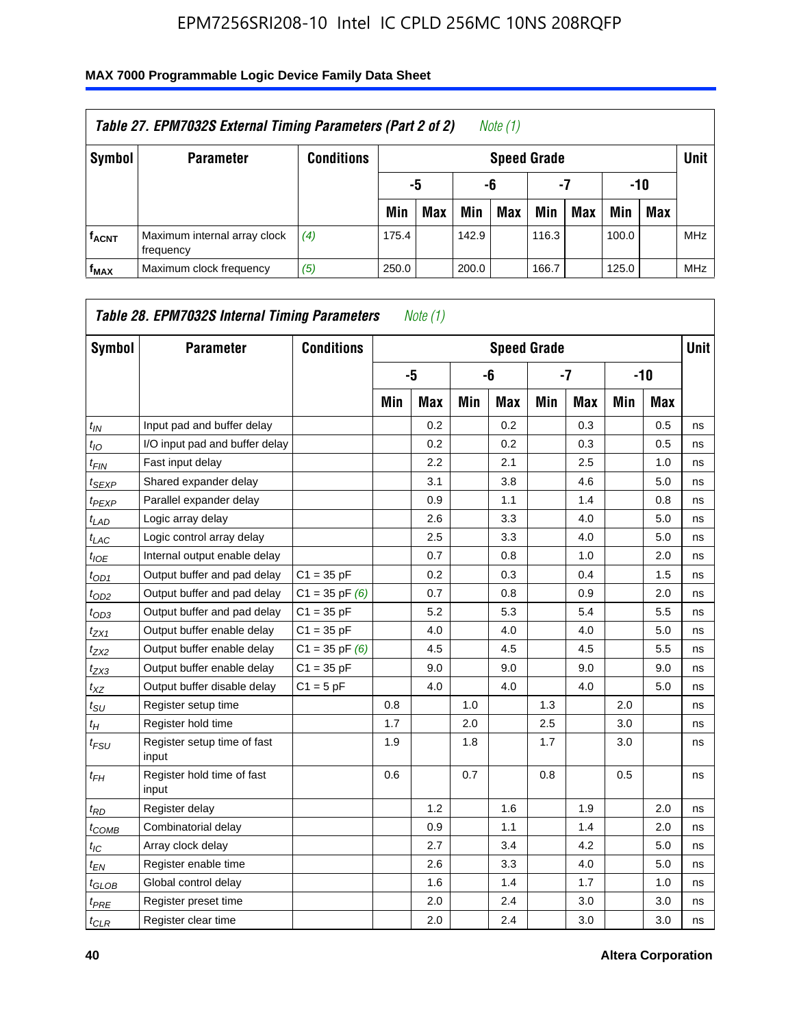### Table 27. EPM7032S External Timing Parameters (Part 2 of 2) *Note (1)*

| Symbol | Parameter | Conditions | Speed Grade | | | | | | | | Unit |
|---|---|---|---|---|---|---|---|---|---|---|---|
| | | | -5 | | -6 | | -7 | | -10 | | |
| | | | Min | Max | Min | Max | Min | Max | Min | Max | |
| $f_{ACNT}$ | Maximum internal array clock frequency | *(4)* | 175.4 | | 142.9 | | 116.3 | | 100.0 | | MHz |
| $f_{MAX}$ | Maximum clock frequency | *(5)* | 250.0 | | 200.0 | | 166.7 | | 125.0 | | MHz |

### Table 28. EPM7032S Internal Timing Parameters *Note (1)*

| Symbol | Parameter | Conditions | Speed Grade | | | | | | | | Unit |
|---|---|---|---|---|---|---|---|---|---|---|---|
| | | | -5 | | -6 | | -7 | | -10 | | |
| | | | Min | Max | Min | Max | Min | Max | Min | Max | |
| $t_{IN}$ | Input pad and buffer delay | | | 0.2 | | 0.2 | | 0.3 | | 0.5 | ns |
| $t_{IO}$ | I/O input pad and buffer delay | | | 0.2 | | 0.2 | | 0.3 | | 0.5 | ns |
| $t_{FIN}$ | Fast input delay | | | 2.2 | | 2.1 | | 2.5 | | 1.0 | ns |
| $t_{SEXP}$ | Shared expander delay | | | 3.1 | | 3.8 | | 4.6 | | 5.0 | ns |
| $t_{PEXP}$ | Parallel expander delay | | | 0.9 | | 1.1 | | 1.4 | | 0.8 | ns |
| $t_{LAD}$ | Logic array delay | | | 2.6 | | 3.3 | | 4.0 | | 5.0 | ns |
| $t_{LAC}$ | Logic control array delay | | | 2.5 | | 3.3 | | 4.0 | | 5.0 | ns |
| $t_{IOE}$ | Internal output enable delay | | | 0.7 | | 0.8 | | 1.0 | | 2.0 | ns |
| $t_{OD1}$ | Output buffer and pad delay | C1 = 35 pF | | 0.2 | | 0.3 | | 0.4 | | 1.5 | ns |
| $t_{OD2}$ | Output buffer and pad delay | C1 = 35 pF *(6)* | | 0.7 | | 0.8 | | 0.9 | | 2.0 | ns |
| $t_{OD3}$ | Output buffer and pad delay | C1 = 35 pF | | 5.2 | | 5.3 | | 5.4 | | 5.5 | ns |
| $t_{ZX1}$ | Output buffer enable delay | C1 = 35 pF | | 4.0 | | 4.0 | | 4.0 | | 5.0 | ns |
| $t_{ZX2}$ | Output buffer enable delay | C1 = 35 pF *(6)* | | 4.5 | | 4.5 | | 4.5 | | 5.5 | ns |
| $t_{ZX3}$ | Output buffer enable delay | C1 = 35 pF | | 9.0 | | 9.0 | | 9.0 | | 9.0 | ns |
| $t_{XZ}$ | Output buffer disable delay | C1 = 5 pF | | 4.0 | | 4.0 | | 4.0 | | 5.0 | ns |
| $t_{SU}$ | Register setup time | | 0.8 | | 1.0 | | 1.3 | | 2.0 | | ns |
| $t_{H}$ | Register hold time | | 1.7 | | 2.0 | | 2.5 | | 3.0 | | ns |
| $t_{FSU}$ | Register setup time of fast input | | 1.9 | | 1.8 | | 1.7 | | 3.0 | | ns |
| $t_{FH}$ | Register hold time of fast input | | 0.6 | | 0.7 | | 0.8 | | 0.5 | | ns |
| $t_{RD}$ | Register delay | | | 1.2 | | 1.6 | | 1.9 | | 2.0 | ns |
| $t_{COMB}$ | Combinatorial delay | | | 0.9 | | 1.1 | | 1.4 | | 2.0 | ns |
| $t_{IC}$ | Array clock delay | | | 2.7 | | 3.4 | | 4.2 | | 5.0 | ns |
| $t_{EN}$ | Register enable time | | | 2.6 | | 3.3 | | 4.0 | | 5.0 | ns |
| $t_{GLOB}$ | Global control delay | | | 1.6 | | 1.4 | | 1.7 | | 1.0 | ns |
| $t_{PRE}$ | Register preset time | | | 2.0 | | 2.4 | | 3.0 | | 3.0 | ns |
| $t_{CLR}$ | Register clear time | | | 2.0 | | 2.4 | | 3.0 | | 3.0 | ns |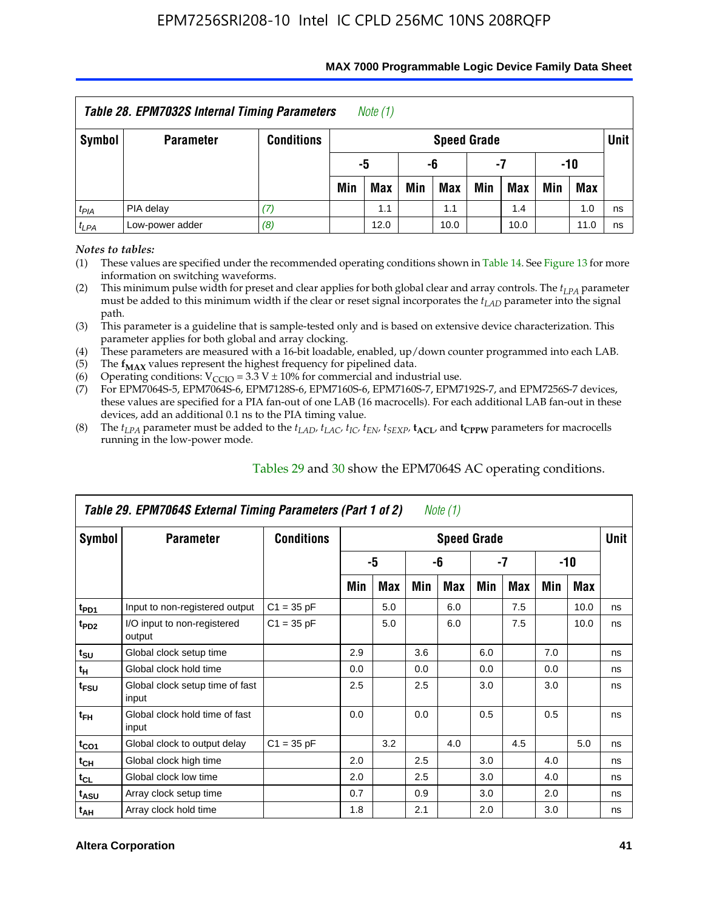| *Table 28. EPM7032S Internal Timing Parameters* *Note (1)* | | | | | | | | | | | |
|---|---|---|---|---|---|---|---|---|---|---|---|
| **Symbol** | **Parameter** | **Conditions** | **Speed Grade** | | | | | | | | **Unit** |
| | | | **-5** | | **-6** | | **-7** | | **-10** | | |
| | | | **Min** | **Max** | **Min** | **Max** | **Min** | **Max** | **Min** | **Max** | |
| $t_{PIA}$ | PIA delay | *(7)* | | 1.1 | | 1.1 | | 1.4 | | 1.0 | ns |
| $t_{LPA}$ | Low-power adder | *(8)* | | 12.0 | | 10.0 | | 10.0 | | 11.0 | ns |

*Notes to tables:*

(1) These values are specified under the recommended operating conditions shown in Table 14. See Figure 13 for more information on switching waveforms.

(2) This minimum pulse width for preset and clear applies for both global clear and array controls. The $t_{LPA}$ parameter must be added to this minimum width if the clear or reset signal incorporates the $t_{LAD}$ parameter into the signal path.

(3) This parameter is a guideline that is sample-tested only and is based on extensive device characterization. This parameter applies for both global and array clocking.

(4) These parameters are measured with a 16-bit loadable, enabled, up/down counter programmed into each LAB.

(5) The $\mathbf{f_{MAX}}$ values represent the highest frequency for pipelined data.

(6) Operating conditions: $V_{CCIO}$ = 3.3 V ± 10% for commercial and industrial use.

(7) For EPM7064S-5, EPM7064S-6, EPM7128S-6, EPM7160S-6, EPM7160S-7, EPM7192S-7, and EPM7256S-7 devices, these values are specified for a PIA fan-out of one LAB (16 macrocells). For each additional LAB fan-out in these devices, add an additional 0.1 ns to the PIA timing value.

(8) The $t_{LPA}$ parameter must be added to the $t_{LAD}$, $t_{LAC}$, $t_{IC}$, $t_{EN}$, $t_{SEXP}$, $\mathbf{t_{ACL}}$, and $\mathbf{t_{CPPW}}$ parameters for macrocells running in the low-power mode.

Tables 29 and 30 show the EPM7064S AC operating conditions.

| *Table 29. EPM7064S External Timing Parameters (Part 1 of 2)* *Note (1)* | | | | | | | | | | | |
|---|---|---|---|---|---|---|---|---|---|---|---|
| **Symbol** | **Parameter** | **Conditions** | **Speed Grade** | | | | | | | | **Unit** |
| | | | **-5** | | **-6** | | **-7** | | **-10** | | |
| | | | **Min** | **Max** | **Min** | **Max** | **Min** | **Max** | **Min** | **Max** | |
| $t_{PD1}$ | Input to non-registered output | C1 = 35 pF | | 5.0 | | 6.0 | | 7.5 | | 10.0 | ns |
| $t_{PD2}$ | I/O input to non-registered output | C1 = 35 pF | | 5.0 | | 6.0 | | 7.5 | | 10.0 | ns |
| $t_{SU}$ | Global clock setup time | | 2.9 | | 3.6 | | 6.0 | | 7.0 | | ns |
| $t_{H}$ | Global clock hold time | | 0.0 | | 0.0 | | 0.0 | | 0.0 | | ns |
| $t_{FSU}$ | Global clock setup time of fast input | | 2.5 | | 2.5 | | 3.0 | | 3.0 | | ns |
| $t_{FH}$ | Global clock hold time of fast input | | 0.0 | | 0.0 | | 0.5 | | 0.5 | | ns |
| $t_{CO1}$ | Global clock to output delay | C1 = 35 pF | | 3.2 | | 4.0 | | 4.5 | | 5.0 | ns |
| $t_{CH}$ | Global clock high time | | 2.0 | | 2.5 | | 3.0 | | 4.0 | | ns |
| $t_{CL}$ | Global clock low time | | 2.0 | | 2.5 | | 3.0 | | 4.0 | | ns |
| $t_{ASU}$ | Array clock setup time | | 0.7 | | 0.9 | | 3.0 | | 2.0 | | ns |
| $t_{AH}$ | Array clock hold time | | 1.8 | | 2.1 | | 2.0 | | 3.0 | | ns |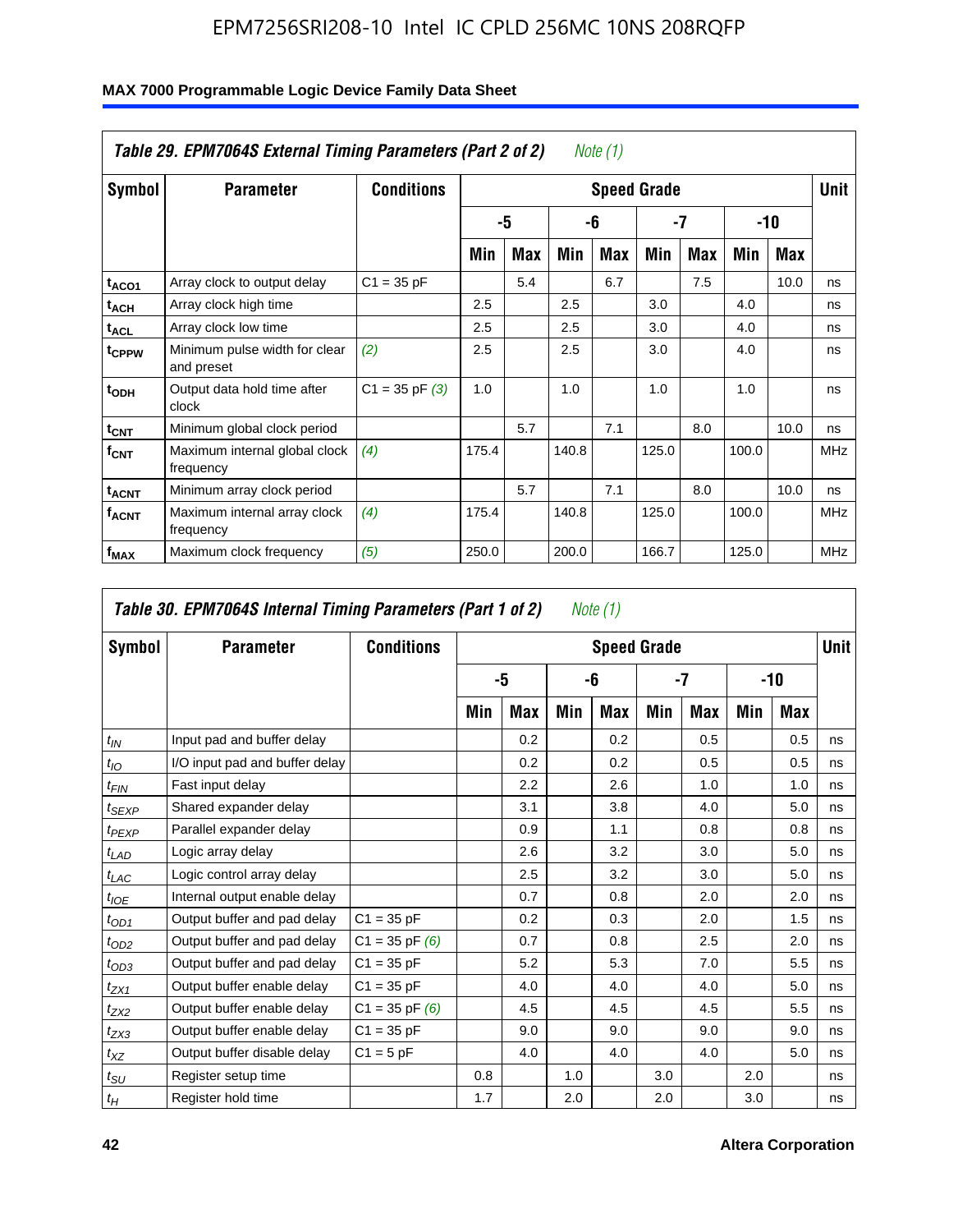**Table 29. EPM7064S External Timing Parameters (Part 2 of 2)** *Note (1)*

| Symbol | Parameter | Conditions | Speed Grade | | | | | | | | Unit |
|---|---|---|---|---|---|---|---|---|---|---|---|
| | | | -5 | | -6 | | -7 | | -10 | | |
| | | | Min | Max | Min | Max | Min | Max | Min | Max | |
| $t_{ACO1}$ | Array clock to output delay | C1 = 35 pF | | 5.4 | | 6.7 | | 7.5 | | 10.0 | ns |
| $t_{ACH}$ | Array clock high time | | 2.5 | | 2.5 | | 3.0 | | 4.0 | | ns |
| $t_{ACL}$ | Array clock low time | | 2.5 | | 2.5 | | 3.0 | | 4.0 | | ns |
| $t_{CPPW}$ | Minimum pulse width for clear and preset | *(2)* | 2.5 | | 2.5 | | 3.0 | | 4.0 | | ns |
| $t_{ODH}$ | Output data hold time after clock | C1 = 35 pF *(3)* | 1.0 | | 1.0 | | 1.0 | | 1.0 | | ns |
| $t_{CNT}$ | Minimum global clock period | | | 5.7 | | 7.1 | | 8.0 | | 10.0 | ns |
| $f_{CNT}$ | Maximum internal global clock frequency | *(4)* | 175.4 | | 140.8 | | 125.0 | | 100.0 | | MHz |
| $t_{ACNT}$ | Minimum array clock period | | | 5.7 | | 7.1 | | 8.0 | | 10.0 | ns |
| $f_{ACNT}$ | Maximum internal array clock frequency | *(4)* | 175.4 | | 140.8 | | 125.0 | | 100.0 | | MHz |
| $f_{MAX}$ | Maximum clock frequency | *(5)* | 250.0 | | 200.0 | | 166.7 | | 125.0 | | MHz |

**Table 30. EPM7064S Internal Timing Parameters (Part 1 of 2)** *Note (1)*

| Symbol | Parameter | Conditions | Speed Grade | | | | | | | | Unit |
|---|---|---|---|---|---|---|---|---|---|---|---|
| | | | -5 | | -6 | | -7 | | -10 | | |
| | | | Min | Max | Min | Max | Min | Max | Min | Max | |
| $t_{IN}$ | Input pad and buffer delay | | | 0.2 | | 0.2 | | 0.5 | | 0.5 | ns |
| $t_{IO}$ | I/O input pad and buffer delay | | | 0.2 | | 0.2 | | 0.5 | | 0.5 | ns |
| $t_{FIN}$ | Fast input delay | | | 2.2 | | 2.6 | | 1.0 | | 1.0 | ns |
| $t_{SEXP}$ | Shared expander delay | | | 3.1 | | 3.8 | | 4.0 | | 5.0 | ns |
| $t_{PEXP}$ | Parallel expander delay | | | 0.9 | | 1.1 | | 0.8 | | 0.8 | ns |
| $t_{LAD}$ | Logic array delay | | | 2.6 | | 3.2 | | 3.0 | | 5.0 | ns |
| $t_{LAC}$ | Logic control array delay | | | 2.5 | | 3.2 | | 3.0 | | 5.0 | ns |
| $t_{IOE}$ | Internal output enable delay | | | 0.7 | | 0.8 | | 2.0 | | 2.0 | ns |
| $t_{OD1}$ | Output buffer and pad delay | C1 = 35 pF | | 0.2 | | 0.3 | | 2.0 | | 1.5 | ns |
| $t_{OD2}$ | Output buffer and pad delay | C1 = 35 pF *(6)* | | 0.7 | | 0.8 | | 2.5 | | 2.0 | ns |
| $t_{OD3}$ | Output buffer and pad delay | C1 = 35 pF | | 5.2 | | 5.3 | | 7.0 | | 5.5 | ns |
| $t_{ZX1}$ | Output buffer enable delay | C1 = 35 pF | | 4.0 | | 4.0 | | 4.0 | | 5.0 | ns |
| $t_{ZX2}$ | Output buffer enable delay | C1 = 35 pF *(6)* | | 4.5 | | 4.5 | | 4.5 | | 5.5 | ns |
| $t_{ZX3}$ | Output buffer enable delay | C1 = 35 pF | | 9.0 | | 9.0 | | 9.0 | | 9.0 | ns |
| $t_{XZ}$ | Output buffer disable delay | C1 = 5 pF | | 4.0 | | 4.0 | | 4.0 | | 5.0 | ns |
| $t_{SU}$ | Register setup time | | 0.8 | | 1.0 | | 3.0 | | 2.0 | | ns |
| $t_{H}$ | Register hold time | | 1.7 | | 2.0 | | 2.0 | | 3.0 | | ns |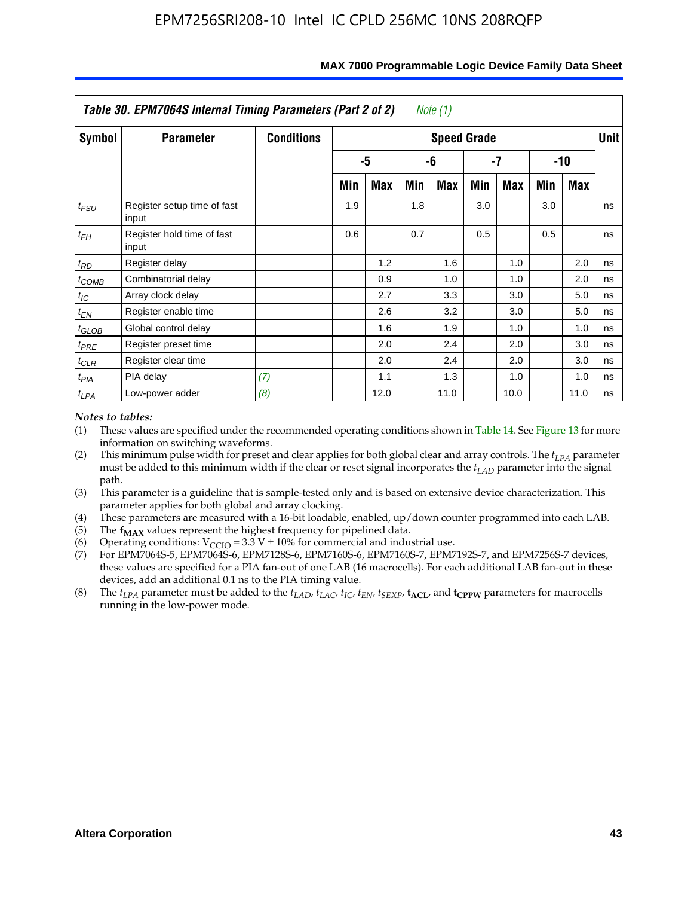**Table 30. EPM7064S Internal Timing Parameters (Part 2 of 2)** *Note (1)*

| Symbol | Parameter | Conditions | Speed Grade | | | | | | | | Unit |
|---|---|---|---|---|---|---|---|---|---|---|---|
| | | | -5 | | -6 | | -7 | | -10 | | |
| | | | Min | Max | Min | Max | Min | Max | Min | Max | |
| $t_{FSU}$ | Register setup time of fast input | | 1.9 | | 1.8 | | 3.0 | | 3.0 | | ns |
| $t_{FH}$ | Register hold time of fast input | | 0.6 | | 0.7 | | 0.5 | | 0.5 | | ns |
| $t_{RD}$ | Register delay | | | 1.2 | | 1.6 | | 1.0 | | 2.0 | ns |
| $t_{COMB}$ | Combinatorial delay | | | 0.9 | | 1.0 | | 1.0 | | 2.0 | ns |
| $t_{IC}$ | Array clock delay | | | 2.7 | | 3.3 | | 3.0 | | 5.0 | ns |
| $t_{EN}$ | Register enable time | | | 2.6 | | 3.2 | | 3.0 | | 5.0 | ns |
| $t_{GLOB}$ | Global control delay | | | 1.6 | | 1.9 | | 1.0 | | 1.0 | ns |
| $t_{PRE}$ | Register preset time | | | 2.0 | | 2.4 | | 2.0 | | 3.0 | ns |
| $t_{CLR}$ | Register clear time | | | 2.0 | | 2.4 | | 2.0 | | 3.0 | ns |
| $t_{PIA}$ | PIA delay | *(7)* | | 1.1 | | 1.3 | | 1.0 | | 1.0 | ns |
| $t_{LPA}$ | Low-power adder | *(8)* | | 12.0 | | 11.0 | | 10.0 | | 11.0 | ns |

*Notes to tables:*

(1) These values are specified under the recommended operating conditions shown in Table 14. See Figure 13 for more information on switching waveforms.

(2) This minimum pulse width for preset and clear applies for both global clear and array controls. The $t_{LPA}$ parameter must be added to this minimum width if the clear or reset signal incorporates the $t_{LAD}$ parameter into the signal path.

(3) This parameter is a guideline that is sample-tested only and is based on extensive device characterization. This parameter applies for both global and array clocking.

(4) These parameters are measured with a 16-bit loadable, enabled, up/down counter programmed into each LAB.

(5) The $\mathbf{f_{MAX}}$ values represent the highest frequency for pipelined data.

(6) Operating conditions: $V_{CCIO} = 3.3\ V \pm 10\%$ for commercial and industrial use.

(7) For EPM7064S-5, EPM7064S-6, EPM7128S-6, EPM7160S-6, EPM7160S-7, EPM7192S-7, and EPM7256S-7 devices, these values are specified for a PIA fan-out of one LAB (16 macrocells). For each additional LAB fan-out in these devices, add an additional 0.1 ns to the PIA timing value.

(8) The $t_{LPA}$ parameter must be added to the $t_{LAD}$, $t_{LAC}$, $t_{IC}$, $t_{EN}$, $t_{SEXP}$, $\mathbf{t_{ACL}}$, and $\mathbf{t_{CPPW}}$ parameters for macrocells running in the low-power mode.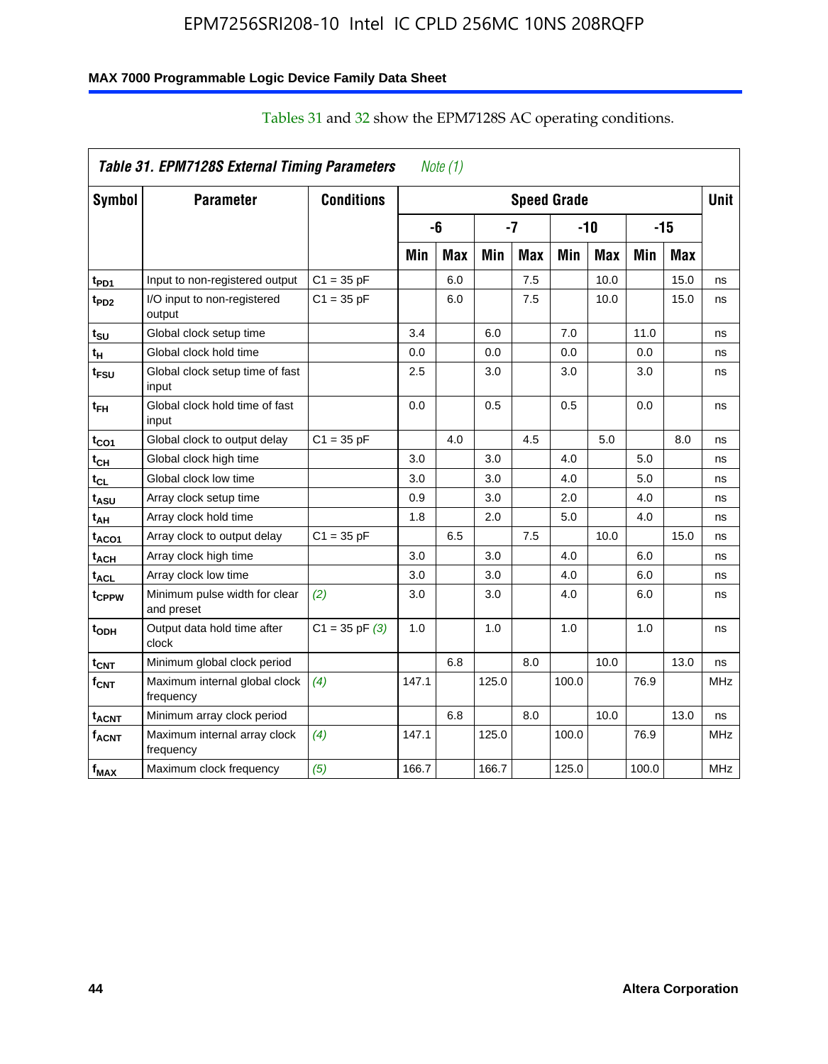Tables 31 and 32 show the EPM7128S AC operating conditions.

| Symbol | Parameter | Conditions | Speed Grade | | | | | | | | Unit |
|---|---|---|---|---|---|---|---|---|---|---|---|
| | | | -6 | | -7 | | -10 | | -15 | | |
| | | | Min | Max | Min | Max | Min | Max | Min | Max | |
| $t_{PD1}$ | Input to non-registered output | C1 = 35 pF | | 6.0 | | 7.5 | | 10.0 | | 15.0 | ns |
| $t_{PD2}$ | I/O input to non-registered output | C1 = 35 pF | | 6.0 | | 7.5 | | 10.0 | | 15.0 | ns |
| $t_{SU}$ | Global clock setup time | | 3.4 | | 6.0 | | 7.0 | | 11.0 | | ns |
| $t_H$ | Global clock hold time | | 0.0 | | 0.0 | | 0.0 | | 0.0 | | ns |
| $t_{FSU}$ | Global clock setup time of fast input | | 2.5 | | 3.0 | | 3.0 | | 3.0 | | ns |
| $t_{FH}$ | Global clock hold time of fast input | | 0.0 | | 0.5 | | 0.5 | | 0.0 | | ns |
| $t_{CO1}$ | Global clock to output delay | C1 = 35 pF | | 4.0 | | 4.5 | | 5.0 | | 8.0 | ns |
| $t_{CH}$ | Global clock high time | | 3.0 | | 3.0 | | 4.0 | | 5.0 | | ns |
| $t_{CL}$ | Global clock low time | | 3.0 | | 3.0 | | 4.0 | | 5.0 | | ns |
| $t_{ASU}$ | Array clock setup time | | 0.9 | | 3.0 | | 2.0 | | 4.0 | | ns |
| $t_{AH}$ | Array clock hold time | | 1.8 | | 2.0 | | 5.0 | | 4.0 | | ns |
| $t_{ACO1}$ | Array clock to output delay | C1 = 35 pF | | 6.5 | | 7.5 | | 10.0 | | 15.0 | ns |
| $t_{ACH}$ | Array clock high time | | 3.0 | | 3.0 | | 4.0 | | 6.0 | | ns |
| $t_{ACL}$ | Array clock low time | | 3.0 | | 3.0 | | 4.0 | | 6.0 | | ns |
| $t_{CPPW}$ | Minimum pulse width for clear and preset | *(2)* | 3.0 | | 3.0 | | 4.0 | | 6.0 | | ns |
| $t_{ODH}$ | Output data hold time after clock | C1 = 35 pF *(3)* | 1.0 | | 1.0 | | 1.0 | | 1.0 | | ns |
| $t_{CNT}$ | Minimum global clock period | | | 6.8 | | 8.0 | | 10.0 | | 13.0 | ns |
| $f_{CNT}$ | Maximum internal global clock frequency | *(4)* | 147.1 | | 125.0 | | 100.0 | | 76.9 | | MHz |
| $t_{ACNT}$ | Minimum array clock period | | | 6.8 | | 8.0 | | 10.0 | | 13.0 | ns |
| $f_{ACNT}$ | Maximum internal array clock frequency | *(4)* | 147.1 | | 125.0 | | 100.0 | | 76.9 | | MHz |
| $f_{MAX}$ | Maximum clock frequency | *(5)* | 166.7 | | 166.7 | | 125.0 | | 100.0 | | MHz |

Table 31. EPM7128S External Timing Parameters *Note (1)*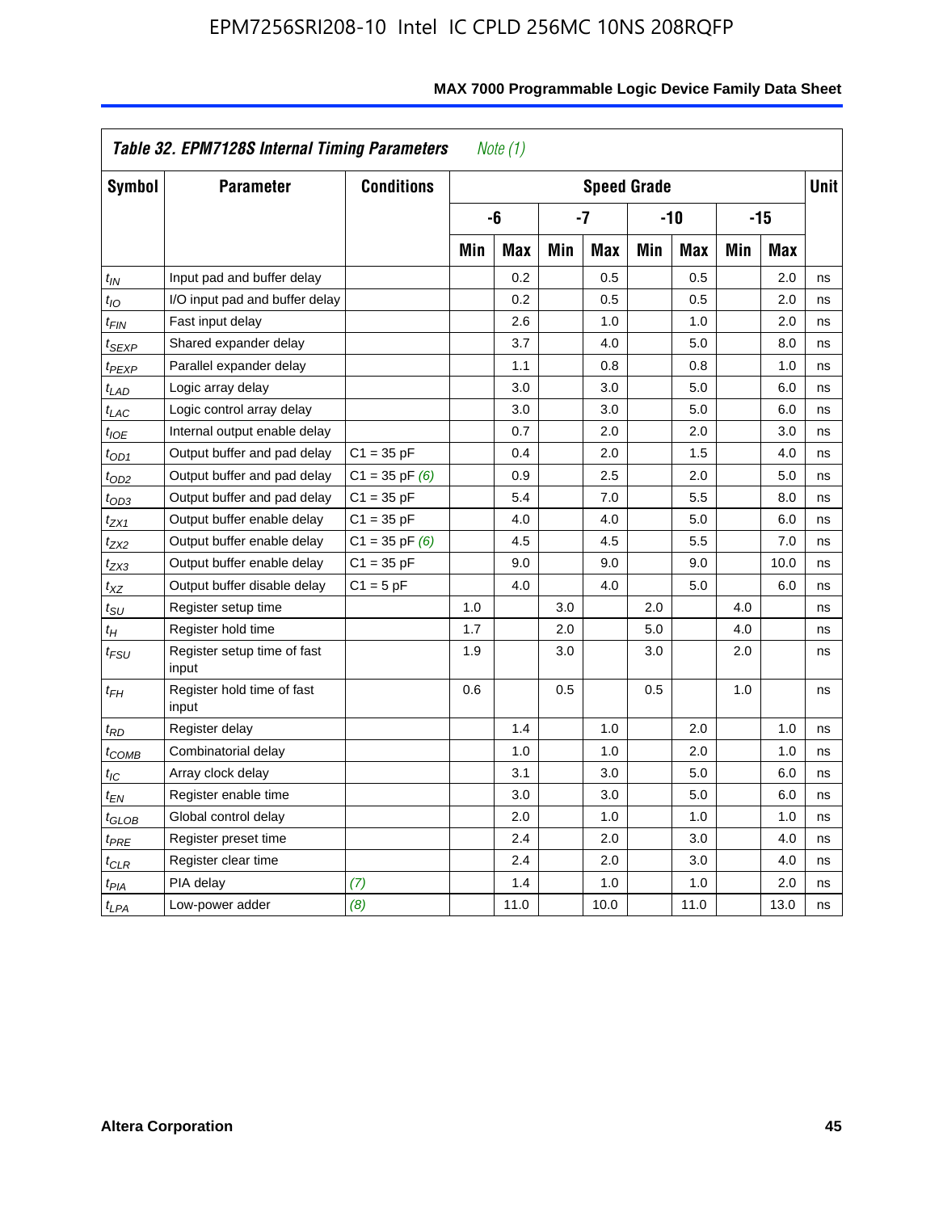### Table 32. EPM7128S Internal Timing Parameters *Note (1)*

| Symbol | Parameter | Conditions | Speed Grade | | | | | | | | Unit |
|---|---|---|---|---|---|---|---|---|---|---|---|
| | | | -6 | | -7 | | -10 | | -15 | | |
| | | | Min | Max | Min | Max | Min | Max | Min | Max | |
| $t_{IN}$ | Input pad and buffer delay | | | 0.2 | | 0.5 | | 0.5 | | 2.0 | ns |
| $t_{IO}$ | I/O input pad and buffer delay | | | 0.2 | | 0.5 | | 0.5 | | 2.0 | ns |
| $t_{FIN}$ | Fast input delay | | | 2.6 | | 1.0 | | 1.0 | | 2.0 | ns |
| $t_{SEXP}$ | Shared expander delay | | | 3.7 | | 4.0 | | 5.0 | | 8.0 | ns |
| $t_{PEXP}$ | Parallel expander delay | | | 1.1 | | 0.8 | | 0.8 | | 1.0 | ns |
| $t_{LAD}$ | Logic array delay | | | 3.0 | | 3.0 | | 5.0 | | 6.0 | ns |
| $t_{LAC}$ | Logic control array delay | | | 3.0 | | 3.0 | | 5.0 | | 6.0 | ns |
| $t_{IOE}$ | Internal output enable delay | | | 0.7 | | 2.0 | | 2.0 | | 3.0 | ns |
| $t_{OD1}$ | Output buffer and pad delay | C1 = 35 pF | | 0.4 | | 2.0 | | 1.5 | | 4.0 | ns |
| $t_{OD2}$ | Output buffer and pad delay | C1 = 35 pF *(6)* | | 0.9 | | 2.5 | | 2.0 | | 5.0 | ns |
| $t_{OD3}$ | Output buffer and pad delay | C1 = 35 pF | | 5.4 | | 7.0 | | 5.5 | | 8.0 | ns |
| $t_{ZX1}$ | Output buffer enable delay | C1 = 35 pF | | 4.0 | | 4.0 | | 5.0 | | 6.0 | ns |
| $t_{ZX2}$ | Output buffer enable delay | C1 = 35 pF *(6)* | | 4.5 | | 4.5 | | 5.5 | | 7.0 | ns |
| $t_{ZX3}$ | Output buffer enable delay | C1 = 35 pF | | 9.0 | | 9.0 | | 9.0 | | 10.0 | ns |
| $t_{XZ}$ | Output buffer disable delay | C1 = 5 pF | | 4.0 | | 4.0 | | 5.0 | | 6.0 | ns |
| $t_{SU}$ | Register setup time | | 1.0 | | 3.0 | | 2.0 | | 4.0 | | ns |
| $t_{H}$ | Register hold time | | 1.7 | | 2.0 | | 5.0 | | 4.0 | | ns |
| $t_{FSU}$ | Register setup time of fast input | | 1.9 | | 3.0 | | 3.0 | | 2.0 | | ns |
| $t_{FH}$ | Register hold time of fast input | | 0.6 | | 0.5 | | 0.5 | | 1.0 | | ns |
| $t_{RD}$ | Register delay | | | 1.4 | | 1.0 | | 2.0 | | 1.0 | ns |
| $t_{COMB}$ | Combinatorial delay | | | 1.0 | | 1.0 | | 2.0 | | 1.0 | ns |
| $t_{IC}$ | Array clock delay | | | 3.1 | | 3.0 | | 5.0 | | 6.0 | ns |
| $t_{EN}$ | Register enable time | | | 3.0 | | 3.0 | | 5.0 | | 6.0 | ns |
| $t_{GLOB}$ | Global control delay | | | 2.0 | | 1.0 | | 1.0 | | 1.0 | ns |
| $t_{PRE}$ | Register preset time | | | 2.4 | | 2.0 | | 3.0 | | 4.0 | ns |
| $t_{CLR}$ | Register clear time | | | 2.4 | | 2.0 | | 3.0 | | 4.0 | ns |
| $t_{PIA}$ | PIA delay | *(7)* | | 1.4 | | 1.0 | | 1.0 | | 2.0 | ns |
| $t_{LPA}$ | Low-power adder | *(8)* | | 11.0 | | 10.0 | | 11.0 | | 13.0 | ns |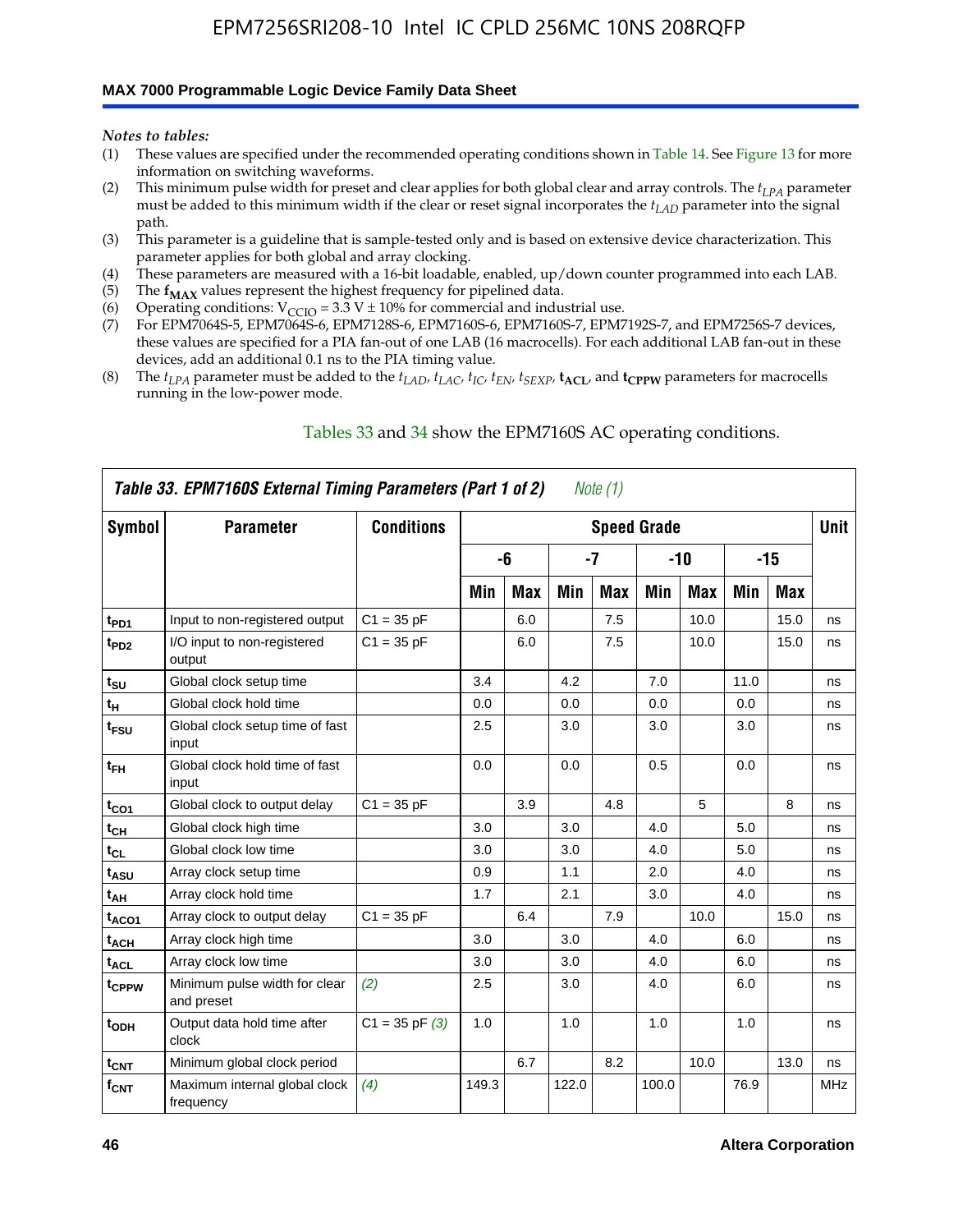*Notes to tables:*

(1) These values are specified under the recommended operating conditions shown in Table 14. See Figure 13 for more information on switching waveforms.
(2) This minimum pulse width for preset and clear applies for both global clear and array controls. The $t_{LPA}$ parameter must be added to this minimum width if the clear or reset signal incorporates the $t_{LAD}$ parameter into the signal path.
(3) This parameter is a guideline that is sample-tested only and is based on extensive device characterization. This parameter applies for both global and array clocking.
(4) These parameters are measured with a 16-bit loadable, enabled, up/down counter programmed into each LAB.
(5) The $\mathbf{f_{MAX}}$ values represent the highest frequency for pipelined data.
(6) Operating conditions: $V_{CCIO} = 3.3$ V ± 10% for commercial and industrial use.
(7) For EPM7064S-5, EPM7064S-6, EPM7128S-6, EPM7160S-6, EPM7160S-7, EPM7192S-7, and EPM7256S-7 devices, these values are specified for a PIA fan-out of one LAB (16 macrocells). For each additional LAB fan-out in these devices, add an additional 0.1 ns to the PIA timing value.
(8) The $t_{LPA}$ parameter must be added to the $t_{LAD}$, $t_{LAC}$, $t_{IC}$, $t_{EN}$, $t_{SEXP}$, $\mathbf{t_{ACL}}$, and $\mathbf{t_{CPPW}}$ parameters for macrocells running in the low-power mode.

Tables 33 and 34 show the EPM7160S AC operating conditions.

**Table 33. EPM7160S External Timing Parameters (Part 1 of 2)** *Note (1)*

| Symbol | Parameter | Conditions | Speed Grade | | | | | | | | Unit |
|---|---|---|---|---|---|---|---|---|---|---|---|
| | | | -6 | | -7 | | -10 | | -15 | | |
| | | | Min | Max | Min | Max | Min | Max | Min | Max | |
| $t_{PD1}$ | Input to non-registered output | C1 = 35 pF | | 6.0 | | 7.5 | | 10.0 | | 15.0 | ns |
| $t_{PD2}$ | I/O input to non-registered output | C1 = 35 pF | | 6.0 | | 7.5 | | 10.0 | | 15.0 | ns |
| $t_{SU}$ | Global clock setup time | | 3.4 | | 4.2 | | 7.0 | | 11.0 | | ns |
| $t_{H}$ | Global clock hold time | | 0.0 | | 0.0 | | 0.0 | | 0.0 | | ns |
| $t_{FSU}$ | Global clock setup time of fast input | | 2.5 | | 3.0 | | 3.0 | | 3.0 | | ns |
| $t_{FH}$ | Global clock hold time of fast input | | 0.0 | | 0.0 | | 0.5 | | 0.0 | | ns |
| $t_{CO1}$ | Global clock to output delay | C1 = 35 pF | | 3.9 | | 4.8 | | 5 | | 8 | ns |
| $t_{CH}$ | Global clock high time | | 3.0 | | 3.0 | | 4.0 | | 5.0 | | ns |
| $t_{CL}$ | Global clock low time | | 3.0 | | 3.0 | | 4.0 | | 5.0 | | ns |
| $t_{ASU}$ | Array clock setup time | | 0.9 | | 1.1 | | 2.0 | | 4.0 | | ns |
| $t_{AH}$ | Array clock hold time | | 1.7 | | 2.1 | | 3.0 | | 4.0 | | ns |
| $t_{ACO1}$ | Array clock to output delay | C1 = 35 pF | | 6.4 | | 7.9 | | 10.0 | | 15.0 | ns |
| $t_{ACH}$ | Array clock high time | | 3.0 | | 3.0 | | 4.0 | | 6.0 | | ns |
| $t_{ACL}$ | Array clock low time | | 3.0 | | 3.0 | | 4.0 | | 6.0 | | ns |
| $t_{CPPW}$ | Minimum pulse width for clear and preset | *(2)* | 2.5 | | 3.0 | | 4.0 | | 6.0 | | ns |
| $t_{ODH}$ | Output data hold time after clock | C1 = 35 pF *(3)* | 1.0 | | 1.0 | | 1.0 | | 1.0 | | ns |
| $t_{CNT}$ | Minimum global clock period | | | 6.7 | | 8.2 | | 10.0 | | 13.0 | ns |
| $f_{CNT}$ | Maximum internal global clock frequency | *(4)* | 149.3 | | 122.0 | | 100.0 | | 76.9 | | MHz |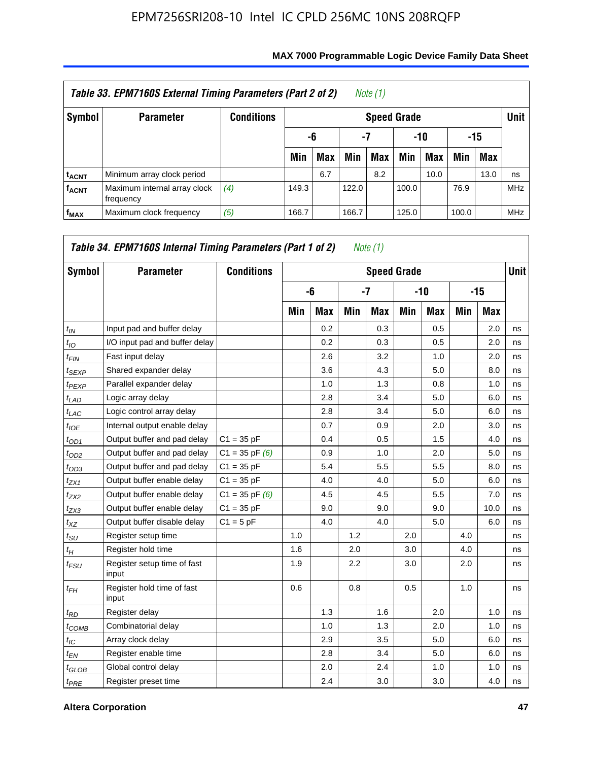EPM7256SRI208-10 Intel IC CPLD 256MC 10NS 208RQFP

**Table 33. EPM7160S External Timing Parameters (Part 2 of 2)** *Note (1)*

| Symbol | Parameter | Conditions | Speed Grade | | | | | | | | Unit |
|---|---|---|---|---|---|---|---|---|---|---|---|
| | | | -6 | | -7 | | -10 | | -15 | | |
| | | | Min | Max | Min | Max | Min | Max | Min | Max | |
| $t_{ACNT}$ | Minimum array clock period | | | 6.7 | | 8.2 | | 10.0 | | 13.0 | ns |
| $f_{ACNT}$ | Maximum internal array clock frequency | *(4)* | 149.3 | | 122.0 | | 100.0 | | 76.9 | | MHz |
| $f_{MAX}$ | Maximum clock frequency | *(5)* | 166.7 | | 166.7 | | 125.0 | | 100.0 | | MHz |

**Table 34. EPM7160S Internal Timing Parameters (Part 1 of 2)** *Note (1)*

| Symbol | Parameter | Conditions | Speed Grade | | | | | | | | Unit |
|---|---|---|---|---|---|---|---|---|---|---|---|
| | | | -6 | | -7 | | -10 | | -15 | | |
| | | | Min | Max | Min | Max | Min | Max | Min | Max | |
| $t_{IN}$ | Input pad and buffer delay | | | 0.2 | | 0.3 | | 0.5 | | 2.0 | ns |
| $t_{IO}$ | I/O input pad and buffer delay | | | 0.2 | | 0.3 | | 0.5 | | 2.0 | ns |
| $t_{FIN}$ | Fast input delay | | | 2.6 | | 3.2 | | 1.0 | | 2.0 | ns |
| $t_{SEXP}$ | Shared expander delay | | | 3.6 | | 4.3 | | 5.0 | | 8.0 | ns |
| $t_{PEXP}$ | Parallel expander delay | | | 1.0 | | 1.3 | | 0.8 | | 1.0 | ns |
| $t_{LAD}$ | Logic array delay | | | 2.8 | | 3.4 | | 5.0 | | 6.0 | ns |
| $t_{LAC}$ | Logic control array delay | | | 2.8 | | 3.4 | | 5.0 | | 6.0 | ns |
| $t_{IOE}$ | Internal output enable delay | | | 0.7 | | 0.9 | | 2.0 | | 3.0 | ns |
| $t_{OD1}$ | Output buffer and pad delay | C1 = 35 pF | | 0.4 | | 0.5 | | 1.5 | | 4.0 | ns |
| $t_{OD2}$ | Output buffer and pad delay | C1 = 35 pF *(6)* | | 0.9 | | 1.0 | | 2.0 | | 5.0 | ns |
| $t_{OD3}$ | Output buffer and pad delay | C1 = 35 pF | | 5.4 | | 5.5 | | 5.5 | | 8.0 | ns |
| $t_{ZX1}$ | Output buffer enable delay | C1 = 35 pF | | 4.0 | | 4.0 | | 5.0 | | 6.0 | ns |
| $t_{ZX2}$ | Output buffer enable delay | C1 = 35 pF *(6)* | | 4.5 | | 4.5 | | 5.5 | | 7.0 | ns |
| $t_{ZX3}$ | Output buffer enable delay | C1 = 35 pF | | 9.0 | | 9.0 | | 9.0 | | 10.0 | ns |
| $t_{XZ}$ | Output buffer disable delay | C1 = 5 pF | | 4.0 | | 4.0 | | 5.0 | | 6.0 | ns |
| $t_{SU}$ | Register setup time | | 1.0 | | 1.2 | | 2.0 | | 4.0 | | ns |
| $t_{H}$ | Register hold time | | 1.6 | | 2.0 | | 3.0 | | 4.0 | | ns |
| $t_{FSU}$ | Register setup time of fast input | | 1.9 | | 2.2 | | 3.0 | | 2.0 | | ns |
| $t_{FH}$ | Register hold time of fast input | | 0.6 | | 0.8 | | 0.5 | | 1.0 | | ns |
| $t_{RD}$ | Register delay | | | 1.3 | | 1.6 | | 2.0 | | 1.0 | ns |
| $t_{COMB}$ | Combinatorial delay | | | 1.0 | | 1.3 | | 2.0 | | 1.0 | ns |
| $t_{IC}$ | Array clock delay | | | 2.9 | | 3.5 | | 5.0 | | 6.0 | ns |
| $t_{EN}$ | Register enable time | | | 2.8 | | 3.4 | | 5.0 | | 6.0 | ns |
| $t_{GLOB}$ | Global control delay | | | 2.0 | | 2.4 | | 1.0 | | 1.0 | ns |
| $t_{PRE}$ | Register preset time | | | 2.4 | | 3.0 | | 3.0 | | 4.0 | ns |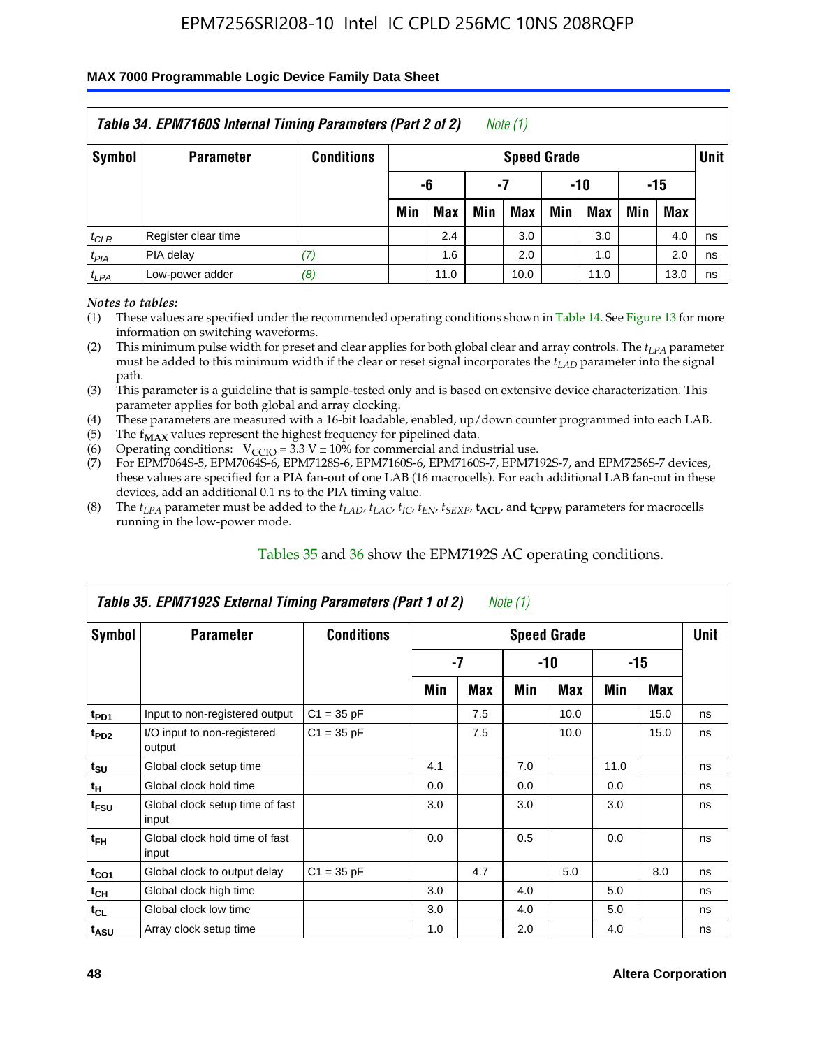## Table 34. EPM7160S Internal Timing Parameters (Part 2 of 2) *Note (1)*

| Symbol | Parameter | Conditions | Speed Grade | | | | | | | | Unit |
|---|---|---|---|---|---|---|---|---|---|---|---|
| | | | -6 | | -7 | | -10 | | -15 | | |
| | | | Min | Max | Min | Max | Min | Max | Min | Max | |
| $t_{CLR}$ | Register clear time | | | 2.4 | | 3.0 | | 3.0 | | 4.0 | ns |
| $t_{PIA}$ | PIA delay | *(7)* | | 1.6 | | 2.0 | | 1.0 | | 2.0 | ns |
| $t_{LPA}$ | Low-power adder | *(8)* | | 11.0 | | 10.0 | | 11.0 | | 13.0 | ns |

*Notes to tables:*

(1) These values are specified under the recommended operating conditions shown in Table 14. See Figure 13 for more information on switching waveforms.

(2) This minimum pulse width for preset and clear applies for both global clear and array controls. The $t_{LPA}$ parameter must be added to this minimum width if the clear or reset signal incorporates the $t_{LAD}$ parameter into the signal path.

(3) This parameter is a guideline that is sample-tested only and is based on extensive device characterization. This parameter applies for both global and array clocking.

(4) These parameters are measured with a 16-bit loadable, enabled, up/down counter programmed into each LAB.

(5) The $\mathbf{f_{MAX}}$ values represent the highest frequency for pipelined data.

(6) Operating conditions: $V_{CCIO} = 3.3\ V \pm 10\%$ for commercial and industrial use.

(7) For EPM7064S-5, EPM7064S-6, EPM7128S-6, EPM7160S-6, EPM7160S-7, EPM7192S-7, and EPM7256S-7 devices, these values are specified for a PIA fan-out of one LAB (16 macrocells). For each additional LAB fan-out in these devices, add an additional 0.1 ns to the PIA timing value.

(8) The $t_{LPA}$ parameter must be added to the $t_{LAD}$, $t_{LAC}$, $t_{IC}$, $t_{EN}$, $t_{SEXP}$, $\mathbf{t_{ACL}}$, and $\mathbf{t_{CPPW}}$ parameters for macrocells running in the low-power mode.

Tables 35 and 36 show the EPM7192S AC operating conditions.

## Table 35. EPM7192S External Timing Parameters (Part 1 of 2) *Note (1)*

| Symbol | Parameter | Conditions | Speed Grade | | | | | | Unit |
|---|---|---|---|---|---|---|---|---|---|
| | | | -7 | | -10 | | -15 | | |
| | | | Min | Max | Min | Max | Min | Max | |
| $t_{PD1}$ | Input to non-registered output | C1 = 35 pF | | 7.5 | | 10.0 | | 15.0 | ns |
| $t_{PD2}$ | I/O input to non-registered output | C1 = 35 pF | | 7.5 | | 10.0 | | 15.0 | ns |
| $t_{SU}$ | Global clock setup time | | 4.1 | | 7.0 | | 11.0 | | ns |
| $t_H$ | Global clock hold time | | 0.0 | | 0.0 | | 0.0 | | ns |
| $t_{FSU}$ | Global clock setup time of fast input | | 3.0 | | 3.0 | | 3.0 | | ns |
| $t_{FH}$ | Global clock hold time of fast input | | 0.0 | | 0.5 | | 0.0 | | ns |
| $t_{CO1}$ | Global clock to output delay | C1 = 35 pF | | 4.7 | | 5.0 | | 8.0 | ns |
| $t_{CH}$ | Global clock high time | | 3.0 | | 4.0 | | 5.0 | | ns |
| $t_{CL}$ | Global clock low time | | 3.0 | | 4.0 | | 5.0 | | ns |
| $t_{ASU}$ | Array clock setup time | | 1.0 | | 2.0 | | 4.0 | | ns |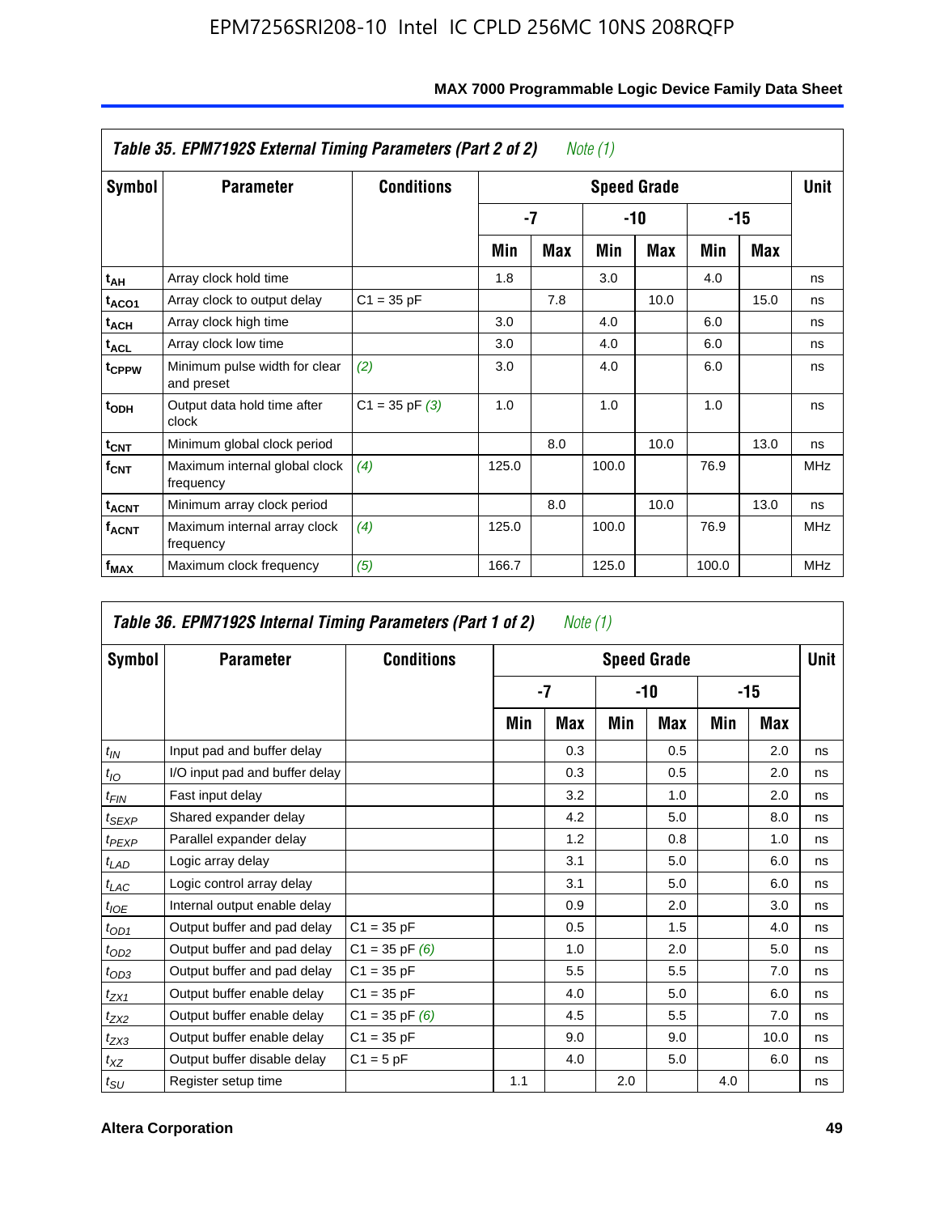**Table 35. EPM7192S External Timing Parameters (Part 2 of 2)** *Note (1)*

| Symbol | Parameter | Conditions | Speed Grade | | | | | | Unit |
|---|---|---|---|---|---|---|---|---|---|
| | | | -7 | | -10 | | -15 | | |
| | | | Min | Max | Min | Max | Min | Max | |
| $t_{AH}$ | Array clock hold time | | 1.8 | | 3.0 | | 4.0 | | ns |
| $t_{ACO1}$ | Array clock to output delay | C1 = 35 pF | | 7.8 | | 10.0 | | 15.0 | ns |
| $t_{ACH}$ | Array clock high time | | 3.0 | | 4.0 | | 6.0 | | ns |
| $t_{ACL}$ | Array clock low time | | 3.0 | | 4.0 | | 6.0 | | ns |
| $t_{CPPW}$ | Minimum pulse width for clear and preset | *(2)* | 3.0 | | 4.0 | | 6.0 | | ns |
| $t_{ODH}$ | Output data hold time after clock | C1 = 35 pF *(3)* | 1.0 | | 1.0 | | 1.0 | | ns |
| $t_{CNT}$ | Minimum global clock period | | | 8.0 | | 10.0 | | 13.0 | ns |
| $f_{CNT}$ | Maximum internal global clock frequency | *(4)* | 125.0 | | 100.0 | | 76.9 | | MHz |
| $t_{ACNT}$ | Minimum array clock period | | | 8.0 | | 10.0 | | 13.0 | ns |
| $f_{ACNT}$ | Maximum internal array clock frequency | *(4)* | 125.0 | | 100.0 | | 76.9 | | MHz |
| $f_{MAX}$ | Maximum clock frequency | *(5)* | 166.7 | | 125.0 | | 100.0 | | MHz |

**Table 36. EPM7192S Internal Timing Parameters (Part 1 of 2)** *Note (1)*

| Symbol | Parameter | Conditions | Speed Grade | | | | | | Unit |
|---|---|---|---|---|---|---|---|---|---|
| | | | -7 | | -10 | | -15 | | |
| | | | Min | Max | Min | Max | Min | Max | |
| $t_{IN}$ | Input pad and buffer delay | | | 0.3 | | 0.5 | | 2.0 | ns |
| $t_{IO}$ | I/O input pad and buffer delay | | | 0.3 | | 0.5 | | 2.0 | ns |
| $t_{FIN}$ | Fast input delay | | | 3.2 | | 1.0 | | 2.0 | ns |
| $t_{SEXP}$ | Shared expander delay | | | 4.2 | | 5.0 | | 8.0 | ns |
| $t_{PEXP}$ | Parallel expander delay | | | 1.2 | | 0.8 | | 1.0 | ns |
| $t_{LAD}$ | Logic array delay | | | 3.1 | | 5.0 | | 6.0 | ns |
| $t_{LAC}$ | Logic control array delay | | | 3.1 | | 5.0 | | 6.0 | ns |
| $t_{IOE}$ | Internal output enable delay | | | 0.9 | | 2.0 | | 3.0 | ns |
| $t_{OD1}$ | Output buffer and pad delay | C1 = 35 pF | | 0.5 | | 1.5 | | 4.0 | ns |
| $t_{OD2}$ | Output buffer and pad delay | C1 = 35 pF *(6)* | | 1.0 | | 2.0 | | 5.0 | ns |
| $t_{OD3}$ | Output buffer and pad delay | C1 = 35 pF | | 5.5 | | 5.5 | | 7.0 | ns |
| $t_{ZX1}$ | Output buffer enable delay | C1 = 35 pF | | 4.0 | | 5.0 | | 6.0 | ns |
| $t_{ZX2}$ | Output buffer enable delay | C1 = 35 pF *(6)* | | 4.5 | | 5.5 | | 7.0 | ns |
| $t_{ZX3}$ | Output buffer enable delay | C1 = 35 pF | | 9.0 | | 9.0 | | 10.0 | ns |
| $t_{XZ}$ | Output buffer disable delay | C1 = 5 pF | | 4.0 | | 5.0 | | 6.0 | ns |
| $t_{SU}$ | Register setup time | | 1.1 | | 2.0 | | 4.0 | | ns |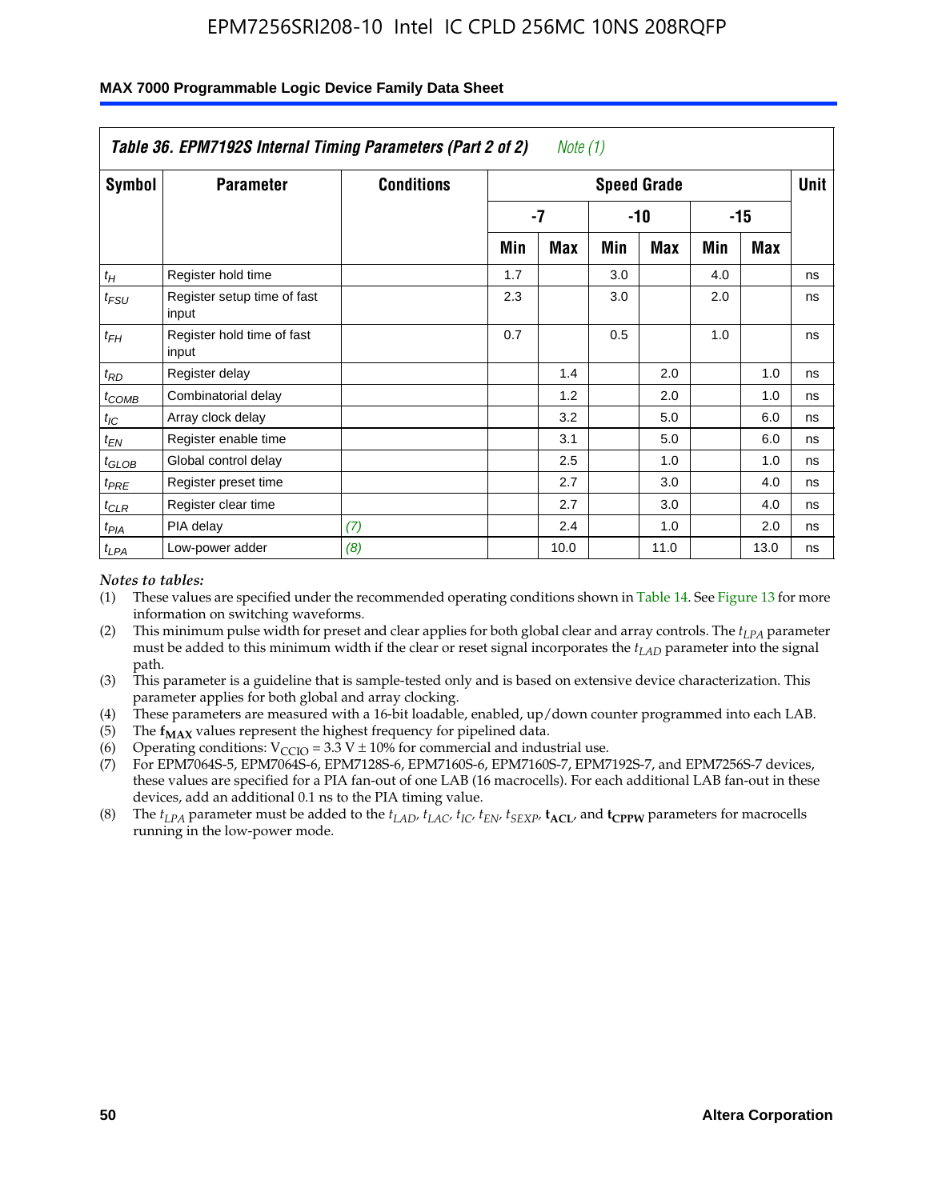# Table 36. EPM7192S Internal Timing Parameters (Part 2 of 2) *Note (1)*

| Symbol | Parameter | Conditions | Speed Grade | | | | | | Unit |
|---|---|---|---|---|---|---|---|---|---|
| | | | -7 | | -10 | | -15 | | |
| | | | Min | Max | Min | Max | Min | Max | |
| $t_H$ | Register hold time | | 1.7 | | 3.0 | | 4.0 | | ns |
| $t_{FSU}$ | Register setup time of fast input | | 2.3 | | 3.0 | | 2.0 | | ns |
| $t_{FH}$ | Register hold time of fast input | | 0.7 | | 0.5 | | 1.0 | | ns |
| $t_{RD}$ | Register delay | | | 1.4 | | 2.0 | | 1.0 | ns |
| $t_{COMB}$ | Combinatorial delay | | | 1.2 | | 2.0 | | 1.0 | ns |
| $t_{IC}$ | Array clock delay | | | 3.2 | | 5.0 | | 6.0 | ns |
| $t_{EN}$ | Register enable time | | | 3.1 | | 5.0 | | 6.0 | ns |
| $t_{GLOB}$ | Global control delay | | | 2.5 | | 1.0 | | 1.0 | ns |
| $t_{PRE}$ | Register preset time | | | 2.7 | | 3.0 | | 4.0 | ns |
| $t_{CLR}$ | Register clear time | | | 2.7 | | 3.0 | | 4.0 | ns |
| $t_{PIA}$ | PIA delay | *(7)* | | 2.4 | | 1.0 | | 2.0 | ns |
| $t_{LPA}$ | Low-power adder | *(8)* | | 10.0 | | 11.0 | | 13.0 | ns |

*Notes to tables:*

(1) These values are specified under the recommended operating conditions shown in Table 14. See Figure 13 for more information on switching waveforms.

(2) This minimum pulse width for preset and clear applies for both global clear and array controls. The $t_{LPA}$ parameter must be added to this minimum width if the clear or reset signal incorporates the $t_{LAD}$ parameter into the signal path.

(3) This parameter is a guideline that is sample-tested only and is based on extensive device characterization. This parameter applies for both global and array clocking.

(4) These parameters are measured with a 16-bit loadable, enabled, up/down counter programmed into each LAB.

(5) The $\mathbf{f_{MAX}}$ values represent the highest frequency for pipelined data.

(6) Operating conditions: $V_{CCIO} = 3.3\ V \pm 10\%$ for commercial and industrial use.

(7) For EPM7064S-5, EPM7064S-6, EPM7128S-6, EPM7160S-6, EPM7160S-7, EPM7192S-7, and EPM7256S-7 devices, these values are specified for a PIA fan-out of one LAB (16 macrocells). For each additional LAB fan-out in these devices, add an additional 0.1 ns to the PIA timing value.

(8) The $t_{LPA}$ parameter must be added to the $t_{LAD}$, $t_{LAC}$, $t_{IC}$, $t_{EN}$, $t_{SEXP}$, $\mathbf{t_{ACL}}$, and $\mathbf{t_{CPPW}}$ parameters for macrocells running in the low-power mode.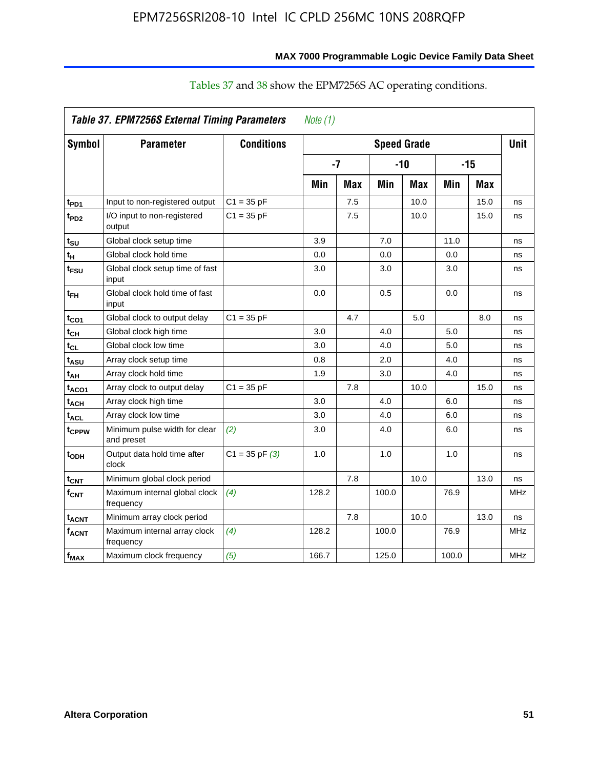Tables 37 and 38 show the EPM7256S AC operating conditions.

*Table 37. EPM7256S External Timing Parameters* *Note (1)*

| Symbol | Parameter | Conditions | Speed Grade | | | | | | Unit |
|---|---|---|---|---|---|---|---|---|---|
| | | | -7 | | -10 | | -15 | | |
| | | | Min | Max | Min | Max | Min | Max | |
| $t_{PD1}$ | Input to non-registered output | C1 = 35 pF | | 7.5 | | 10.0 | | 15.0 | ns |
| $t_{PD2}$ | I/O input to non-registered output | C1 = 35 pF | | 7.5 | | 10.0 | | 15.0 | ns |
| $t_{SU}$ | Global clock setup time | | 3.9 | | 7.0 | | 11.0 | | ns |
| $t_{H}$ | Global clock hold time | | 0.0 | | 0.0 | | 0.0 | | ns |
| $t_{FSU}$ | Global clock setup time of fast input | | 3.0 | | 3.0 | | 3.0 | | ns |
| $t_{FH}$ | Global clock hold time of fast input | | 0.0 | | 0.5 | | 0.0 | | ns |
| $t_{CO1}$ | Global clock to output delay | C1 = 35 pF | | 4.7 | | 5.0 | | 8.0 | ns |
| $t_{CH}$ | Global clock high time | | 3.0 | | 4.0 | | 5.0 | | ns |
| $t_{CL}$ | Global clock low time | | 3.0 | | 4.0 | | 5.0 | | ns |
| $t_{ASU}$ | Array clock setup time | | 0.8 | | 2.0 | | 4.0 | | ns |
| $t_{AH}$ | Array clock hold time | | 1.9 | | 3.0 | | 4.0 | | ns |
| $t_{ACO1}$ | Array clock to output delay | C1 = 35 pF | | 7.8 | | 10.0 | | 15.0 | ns |
| $t_{ACH}$ | Array clock high time | | 3.0 | | 4.0 | | 6.0 | | ns |
| $t_{ACL}$ | Array clock low time | | 3.0 | | 4.0 | | 6.0 | | ns |
| $t_{CPPW}$ | Minimum pulse width for clear and preset | *(2)* | 3.0 | | 4.0 | | 6.0 | | ns |
| $t_{ODH}$ | Output data hold time after clock | C1 = 35 pF *(3)* | 1.0 | | 1.0 | | 1.0 | | ns |
| $t_{CNT}$ | Minimum global clock period | | | 7.8 | | 10.0 | | 13.0 | ns |
| $f_{CNT}$ | Maximum internal global clock frequency | *(4)* | 128.2 | | 100.0 | | 76.9 | | MHz |
| $t_{ACNT}$ | Minimum array clock period | | | 7.8 | | 10.0 | | 13.0 | ns |
| $f_{ACNT}$ | Maximum internal array clock frequency | *(4)* | 128.2 | | 100.0 | | 76.9 | | MHz |
| $f_{MAX}$ | Maximum clock frequency | *(5)* | 166.7 | | 125.0 | | 100.0 | | MHz |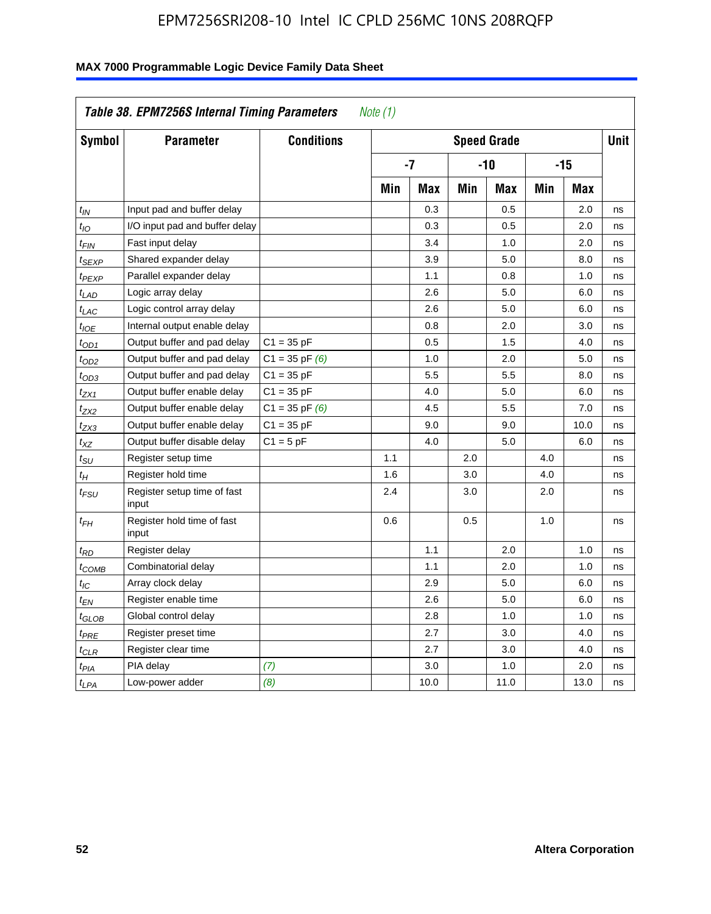## Table 38. EPM7256S Internal Timing Parameters *Note (1)*

| Symbol | Parameter | Conditions | Speed Grade | | | | | | Unit |
|---|---|---|---|---|---|---|---|---|---|
| | | | -7 | | -10 | | -15 | | |
| | | | Min | Max | Min | Max | Min | Max | |
| $t_{IN}$ | Input pad and buffer delay | | | 0.3 | | 0.5 | | 2.0 | ns |
| $t_{IO}$ | I/O input pad and buffer delay | | | 0.3 | | 0.5 | | 2.0 | ns |
| $t_{FIN}$ | Fast input delay | | | 3.4 | | 1.0 | | 2.0 | ns |
| $t_{SEXP}$ | Shared expander delay | | | 3.9 | | 5.0 | | 8.0 | ns |
| $t_{PEXP}$ | Parallel expander delay | | | 1.1 | | 0.8 | | 1.0 | ns |
| $t_{LAD}$ | Logic array delay | | | 2.6 | | 5.0 | | 6.0 | ns |
| $t_{LAC}$ | Logic control array delay | | | 2.6 | | 5.0 | | 6.0 | ns |
| $t_{IOE}$ | Internal output enable delay | | | 0.8 | | 2.0 | | 3.0 | ns |
| $t_{OD1}$ | Output buffer and pad delay | C1 = 35 pF | | 0.5 | | 1.5 | | 4.0 | ns |
| $t_{OD2}$ | Output buffer and pad delay | C1 = 35 pF *(6)* | | 1.0 | | 2.0 | | 5.0 | ns |
| $t_{OD3}$ | Output buffer and pad delay | C1 = 35 pF | | 5.5 | | 5.5 | | 8.0 | ns |
| $t_{ZX1}$ | Output buffer enable delay | C1 = 35 pF | | 4.0 | | 5.0 | | 6.0 | ns |
| $t_{ZX2}$ | Output buffer enable delay | C1 = 35 pF *(6)* | | 4.5 | | 5.5 | | 7.0 | ns |
| $t_{ZX3}$ | Output buffer enable delay | C1 = 35 pF | | 9.0 | | 9.0 | | 10.0 | ns |
| $t_{XZ}$ | Output buffer disable delay | C1 = 5 pF | | 4.0 | | 5.0 | | 6.0 | ns |
| $t_{SU}$ | Register setup time | | 1.1 | | 2.0 | | 4.0 | | ns |
| $t_{H}$ | Register hold time | | 1.6 | | 3.0 | | 4.0 | | ns |
| $t_{FSU}$ | Register setup time of fast input | | 2.4 | | 3.0 | | 2.0 | | ns |
| $t_{FH}$ | Register hold time of fast input | | 0.6 | | 0.5 | | 1.0 | | ns |
| $t_{RD}$ | Register delay | | | 1.1 | | 2.0 | | 1.0 | ns |
| $t_{COMB}$ | Combinatorial delay | | | 1.1 | | 2.0 | | 1.0 | ns |
| $t_{IC}$ | Array clock delay | | | 2.9 | | 5.0 | | 6.0 | ns |
| $t_{EN}$ | Register enable time | | | 2.6 | | 5.0 | | 6.0 | ns |
| $t_{GLOB}$ | Global control delay | | | 2.8 | | 1.0 | | 1.0 | ns |
| $t_{PRE}$ | Register preset time | | | 2.7 | | 3.0 | | 4.0 | ns |
| $t_{CLR}$ | Register clear time | | | 2.7 | | 3.0 | | 4.0 | ns |
| $t_{PIA}$ | PIA delay | *(7)* | | 3.0 | | 1.0 | | 2.0 | ns |
| $t_{LPA}$ | Low-power adder | *(8)* | | 10.0 | | 11.0 | | 13.0 | ns |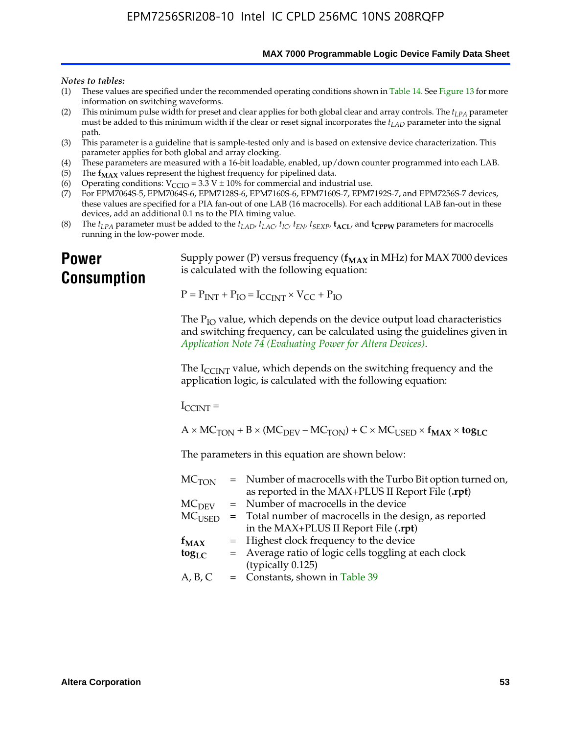*Notes to tables:*

(1) These values are specified under the recommended operating conditions shown in Table 14. See Figure 13 for more information on switching waveforms.

(2) This minimum pulse width for preset and clear applies for both global clear and array controls. The $t_{LPA}$ parameter must be added to this minimum width if the clear or reset signal incorporates the $t_{LAD}$ parameter into the signal path.

(3) This parameter is a guideline that is sample-tested only and is based on extensive device characterization. This parameter applies for both global and array clocking.

(4) These parameters are measured with a 16-bit loadable, enabled, up/down counter programmed into each LAB.

(5) The $\mathbf{f_{MAX}}$ values represent the highest frequency for pipelined data.

(6) Operating conditions: $V_{CCIO}$ = 3.3 V ± 10% for commercial and industrial use.

(7) For EPM7064S-5, EPM7064S-6, EPM7128S-6, EPM7160S-6, EPM7160S-7, EPM7192S-7, and EPM7256S-7 devices, these values are specified for a PIA fan-out of one LAB (16 macrocells). For each additional LAB fan-out in these devices, add an additional 0.1 ns to the PIA timing value.

(8) The $t_{LPA}$ parameter must be added to the $t_{LAD}$, $t_{LAC}$, $t_{IC}$, $t_{EN}$, $t_{SEXP}$, $\mathbf{t_{ACL}}$, and $\mathbf{t_{CPPW}}$ parameters for macrocells running in the low-power mode.

# Power Consumption

Supply power (P) versus frequency ($\mathbf{f_{MAX}}$ in MHz) for MAX 7000 devices is calculated with the following equation:

$$P = P_{INT} + P_{IO} = I_{CCINT} \times V_{CC} + P_{IO}$$

The $P_{IO}$ value, which depends on the device output load characteristics and switching frequency, can be calculated using the guidelines given in *Application Note 74 (Evaluating Power for Altera Devices)*.

The $I_{CCINT}$ value, which depends on the switching frequency and the application logic, is calculated with the following equation:

$I_{CCINT}$ =

$$A \times MC_{TON} + B \times (MC_{DEV} - MC_{TON}) + C \times MC_{USED} \times \mathbf{f_{MAX}} \times \mathbf{tog_{LC}}$$

The parameters in this equation are shown below:

| | | |
|---|---|---|
| $MC_{TON}$ | = | Number of macrocells with the Turbo Bit option turned on, as reported in the MAX+PLUS II Report File (**.rpt**) |
| $MC_{DEV}$ | = | Number of macrocells in the device |
| $MC_{USED}$ | = | Total number of macrocells in the design, as reported in the MAX+PLUS II Report File (**.rpt**) |
| $\mathbf{f_{MAX}}$ | = | Highest clock frequency to the device |
| $\mathbf{tog_{LC}}$ | = | Average ratio of logic cells toggling at each clock (typically 0.125) |
| A, B, C | = | Constants, shown in Table 39 |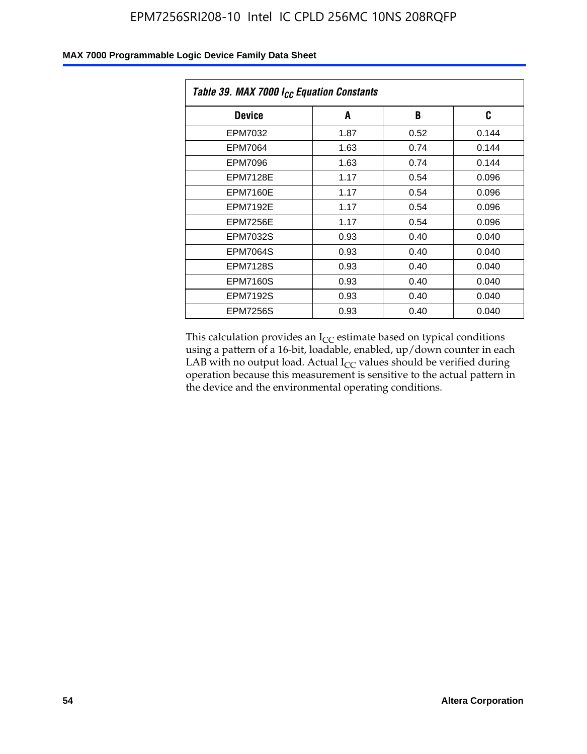| Table 39. MAX 7000 $I_{CC}$ Equation Constants | | | |
|---|---|---|---|
| **Device** | **A** | **B** | **C** |
| EPM7032 | 1.87 | 0.52 | 0.144 |
| EPM7064 | 1.63 | 0.74 | 0.144 |
| EPM7096 | 1.63 | 0.74 | 0.144 |
| EPM7128E | 1.17 | 0.54 | 0.096 |
| EPM7160E | 1.17 | 0.54 | 0.096 |
| EPM7192E | 1.17 | 0.54 | 0.096 |
| EPM7256E | 1.17 | 0.54 | 0.096 |
| EPM7032S | 0.93 | 0.40 | 0.040 |
| EPM7064S | 0.93 | 0.40 | 0.040 |
| EPM7128S | 0.93 | 0.40 | 0.040 |
| EPM7160S | 0.93 | 0.40 | 0.040 |
| EPM7192S | 0.93 | 0.40 | 0.040 |
| EPM7256S | 0.93 | 0.40 | 0.040 |

This calculation provides an $I_{CC}$ estimate based on typical conditions using a pattern of a 16-bit, loadable, enabled, up/down counter in each LAB with no output load. Actual $I_{CC}$ values should be verified during operation because this measurement is sensitive to the actual pattern in the device and the environmental operating conditions.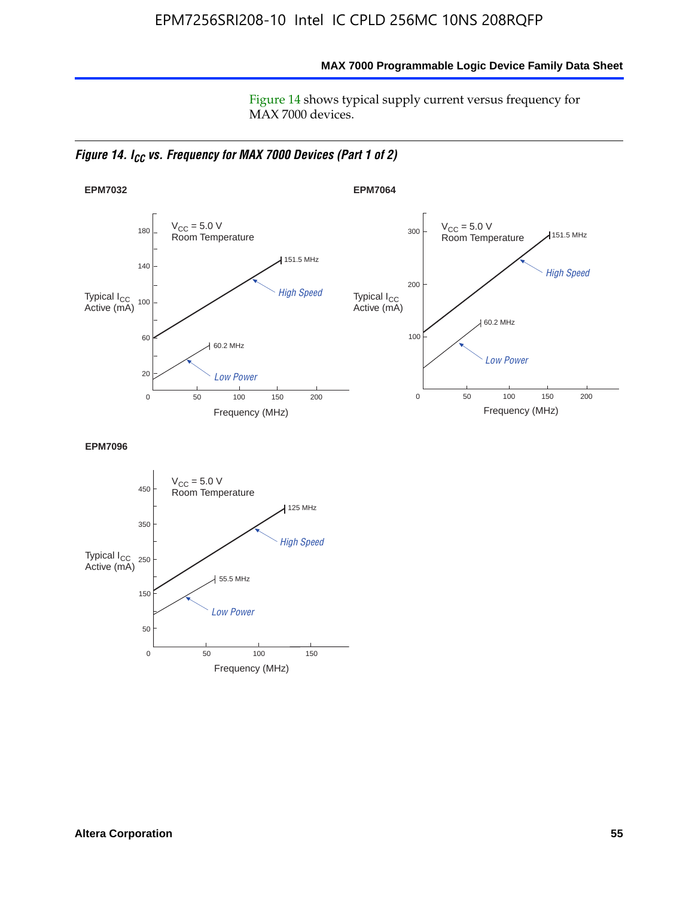Figure 14 shows typical supply current versus frequency for MAX 7000 devices.

***Figure 14. $I_{CC}$ vs. Frequency for MAX 7000 Devices (Part 1 of 2)***

**EPM7032**

$V_{CC}$ = 5.0 V
Room Temperature

Typical $I_{CC}$ Active (mA)

180, 140, 100, 60, 20

151.5 MHz — *High Speed*

60.2 MHz — *Low Power*

0, 50, 100, 150, 200

Frequency (MHz)

**EPM7064**

$V_{CC}$ = 5.0 V
Room Temperature

Typical $I_{CC}$ Active (mA)

300, 200, 100

151.5 MHz — *High Speed*

60.2 MHz — *Low Power*

0, 50, 100, 150, 200

Frequency (MHz)

**EPM7096**

$V_{CC}$ = 5.0 V
Room Temperature

Typical $I_{CC}$ Active (mA)

450, 350, 250, 150, 50

125 MHz — *High Speed*

55.5 MHz — *Low Power*

0, 50, 100, 150

Frequency (MHz)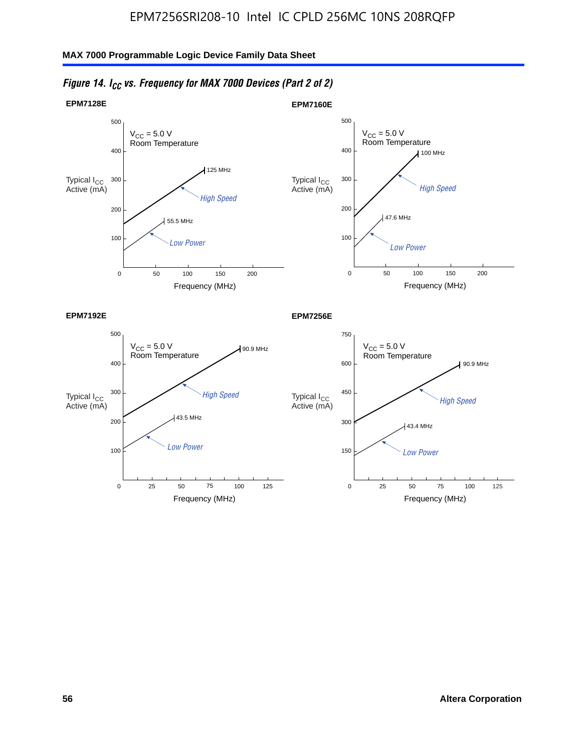*Figure 14. $I_{CC}$ vs. Frequency for MAX 7000 Devices (Part 2 of 2)*

**EPM7128E**

$V_{CC}$ = 5.0 V
Room Temperature

Typical $I_{CC}$ Active (mA)

125 MHz — High Speed

55.5 MHz — Low Power

Frequency (MHz)

**EPM7160E**

$V_{CC}$ = 5.0 V
Room Temperature

Typical $I_{CC}$ Active (mA)

100 MHz — High Speed

47.6 MHz — Low Power

Frequency (MHz)

**EPM7192E**

$V_{CC}$ = 5.0 V
Room Temperature

Typical $I_{CC}$ Active (mA)

90.9 MHz — High Speed

43.5 MHz — Low Power

Frequency (MHz)

**EPM7256E**

$V_{CC}$ = 5.0 V
Room Temperature

Typical $I_{CC}$ Active (mA)

90.9 MHz — High Speed

43.4 MHz — Low Power

Frequency (MHz)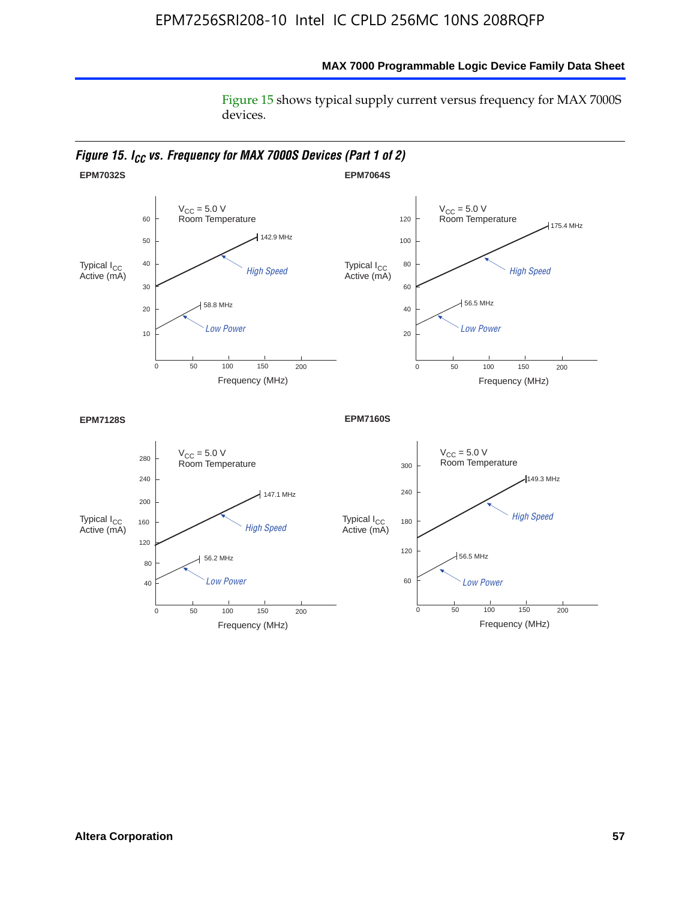Figure 15 shows typical supply current versus frequency for MAX 7000S devices.

***Figure 15. $I_{CC}$ vs. Frequency for MAX 7000S Devices (Part 1 of 2)***

**EPM7032S**

$V_{CC}$ = 5.0 V
Room Temperature

Typical $I_{CC}$ Active (mA)

High Speed: 142.9 MHz
Low Power: 58.8 MHz

Frequency (MHz)

**EPM7064S**

$V_{CC}$ = 5.0 V
Room Temperature

Typical $I_{CC}$ Active (mA)

High Speed: 175.4 MHz
Low Power: 56.5 MHz

Frequency (MHz)

**EPM7128S**

$V_{CC}$ = 5.0 V
Room Temperature

Typical $I_{CC}$ Active (mA)

High Speed: 147.1 MHz
Low Power: 56.2 MHz

Frequency (MHz)

**EPM7160S**

$V_{CC}$ = 5.0 V
Room Temperature

Typical $I_{CC}$ Active (mA)

High Speed: 149.3 MHz
Low Power: 56.5 MHz

Frequency (MHz)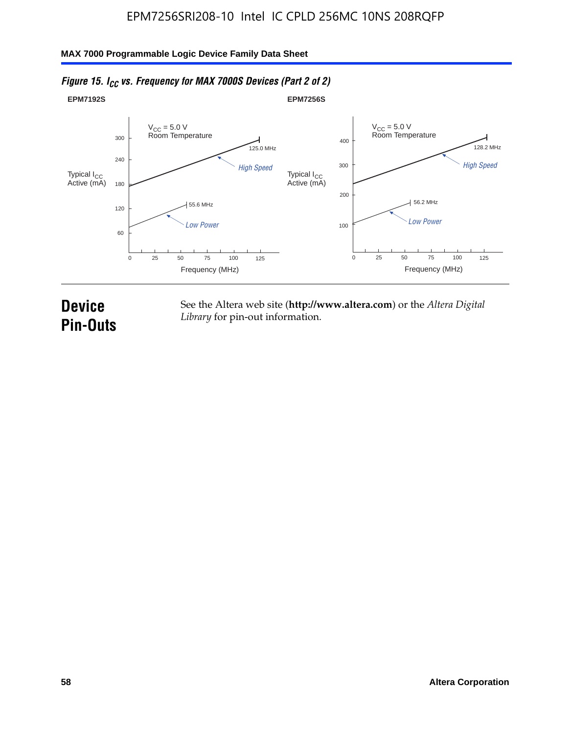*Figure 15. $I_{CC}$ vs. Frequency for MAX 7000S Devices (Part 2 of 2)*

**EPM7192S**

$V_{CC}$ = 5.0 V
Room Temperature

Typical $I_{CC}$ Active (mA)

High Speed: 125.0 MHz

Low Power: 55.6 MHz

Frequency (MHz)

**EPM7256S**

$V_{CC}$ = 5.0 V
Room Temperature

Typical $I_{CC}$ Active (mA)

High Speed: 128.2 MHz

Low Power: 56.2 MHz

Frequency (MHz)

# Device Pin-Outs

See the Altera web site (**http://www.altera.com**) or the *Altera Digital Library* for pin-out information.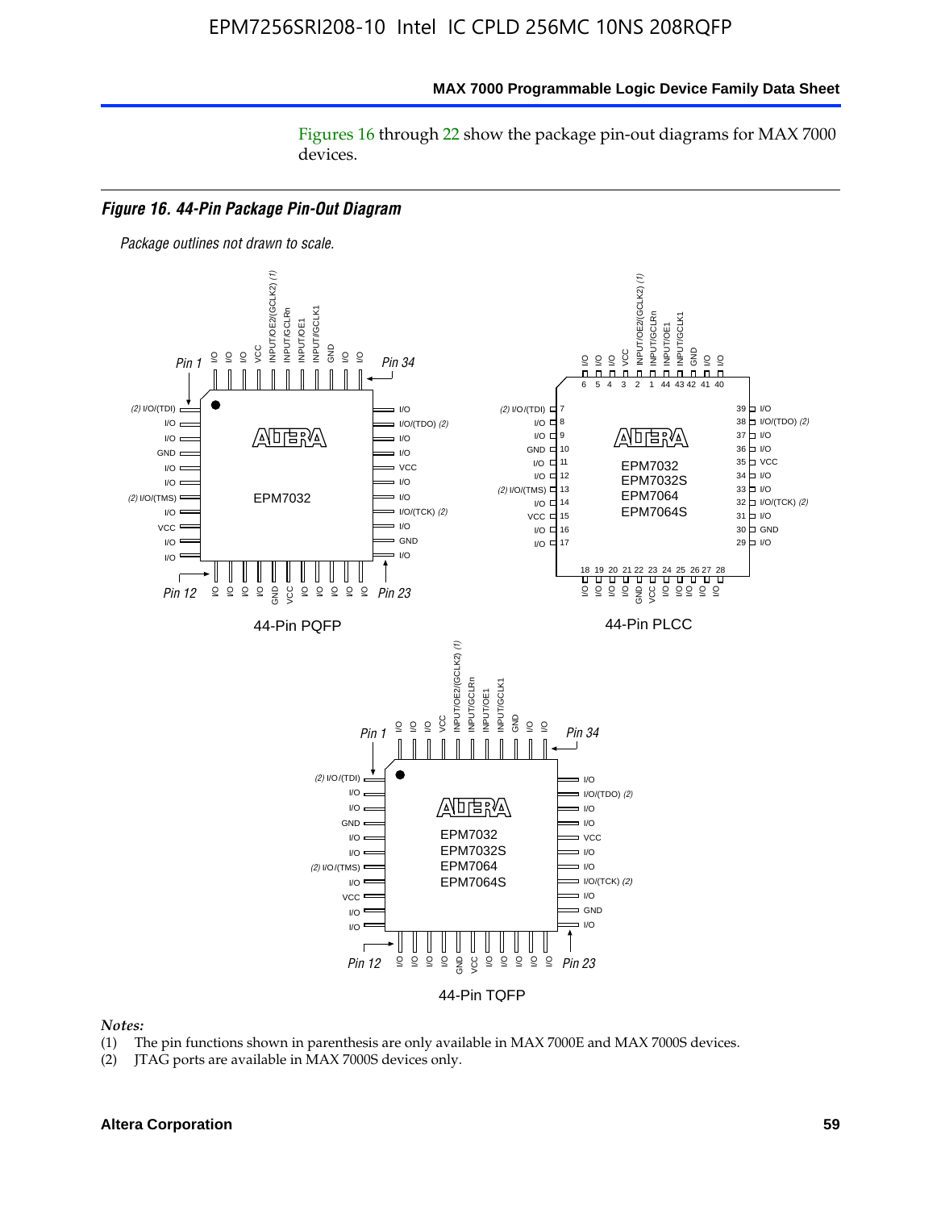Figures 16 through 22 show the package pin-out diagrams for MAX 7000 devices.

***Figure 16. 44-Pin Package Pin-Out Diagram***

*Package outlines not drawn to scale.*

44-Pin PQFP

44-Pin PLCC

44-Pin TQFP

*Notes:*

(1) The pin functions shown in parenthesis are only available in MAX 7000E and MAX 7000S devices.

(2) JTAG ports are available in MAX 7000S devices only.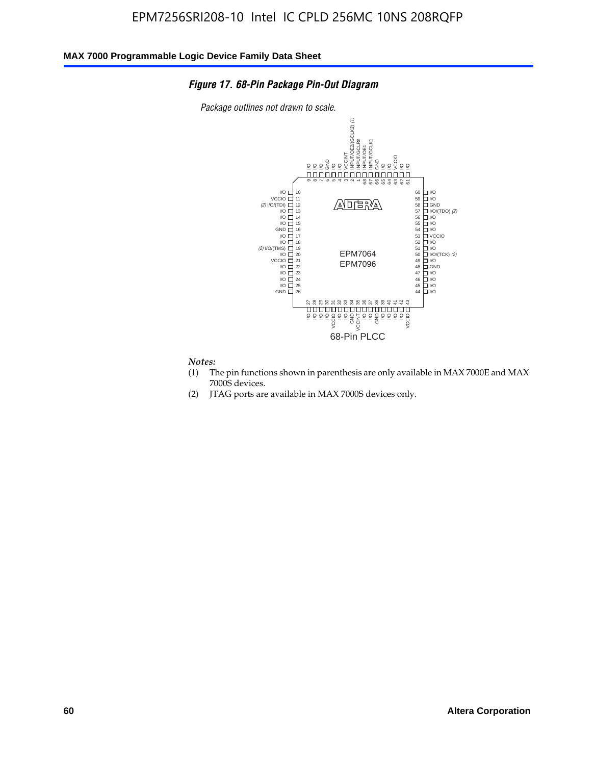*Figure 17. 68-Pin Package Pin-Out Diagram*

*Package outlines not drawn to scale.*

| Pin | Function |
|---|---|
| 1 | INPUT/GCLRn |
| 2 | INPUT/OE2/(GCLK2) *(1)* |
| 3 | VCCINT |
| 4 | I/O |
| 5 | I/O |
| 6 | GND |
| 7 | I/O |
| 8 | I/O |
| 9 | I/O |
| 10 | I/O |
| 11 | VCCIO |
| 12 | *(2)* I/O/(TDI) |
| 13 | I/O |
| 14 | I/O |
| 15 | I/O |
| 16 | GND |
| 17 | I/O |
| 18 | I/O |
| 19 | *(2)* I/O/(TMS) |
| 20 | I/O |
| 21 | VCCIO |
| 22 | I/O |
| 23 | I/O |
| 24 | I/O |
| 25 | I/O |
| 26 | GND |
| 27 | I/O |
| 28 | I/O |
| 29 | I/O |
| 30 | I/O |
| 31 | VCCIO |
| 32 | I/O |
| 33 | I/O |
| 34 | GND |
| 35 | VCCINT |
| 36 | I/O |
| 37 | I/O |
| 38 | GND |
| 39 | I/O |
| 40 | I/O |
| 41 | I/O |
| 42 | I/O |
| 43 | VCCIO |
| 44 | I/O |
| 45 | I/O |
| 46 | I/O |
| 47 | I/O |
| 48 | GND |
| 49 | I/O |
| 50 | I/O/(TCK) *(2)* |
| 51 | I/O |
| 52 | I/O |
| 53 | VCCIO |
| 54 | I/O |
| 55 | I/O |
| 56 | I/O |
| 57 | I/O/(TDO) *(2)* |
| 58 | GND |
| 59 | I/O |
| 60 | I/O |
| 61 | I/O |
| 62 | I/O |
| 63 | VCCIO |
| 64 | I/O |
| 65 | I/O |
| 66 | GND |
| 67 | INPUT/GCLK1 |
| 68 | INPUT/OE1 |

EPM7064
EPM7096

68-Pin PLCC

*Notes:*

(1) The pin functions shown in parenthesis are only available in MAX 7000E and MAX 7000S devices.

(2) JTAG ports are available in MAX 7000S devices only.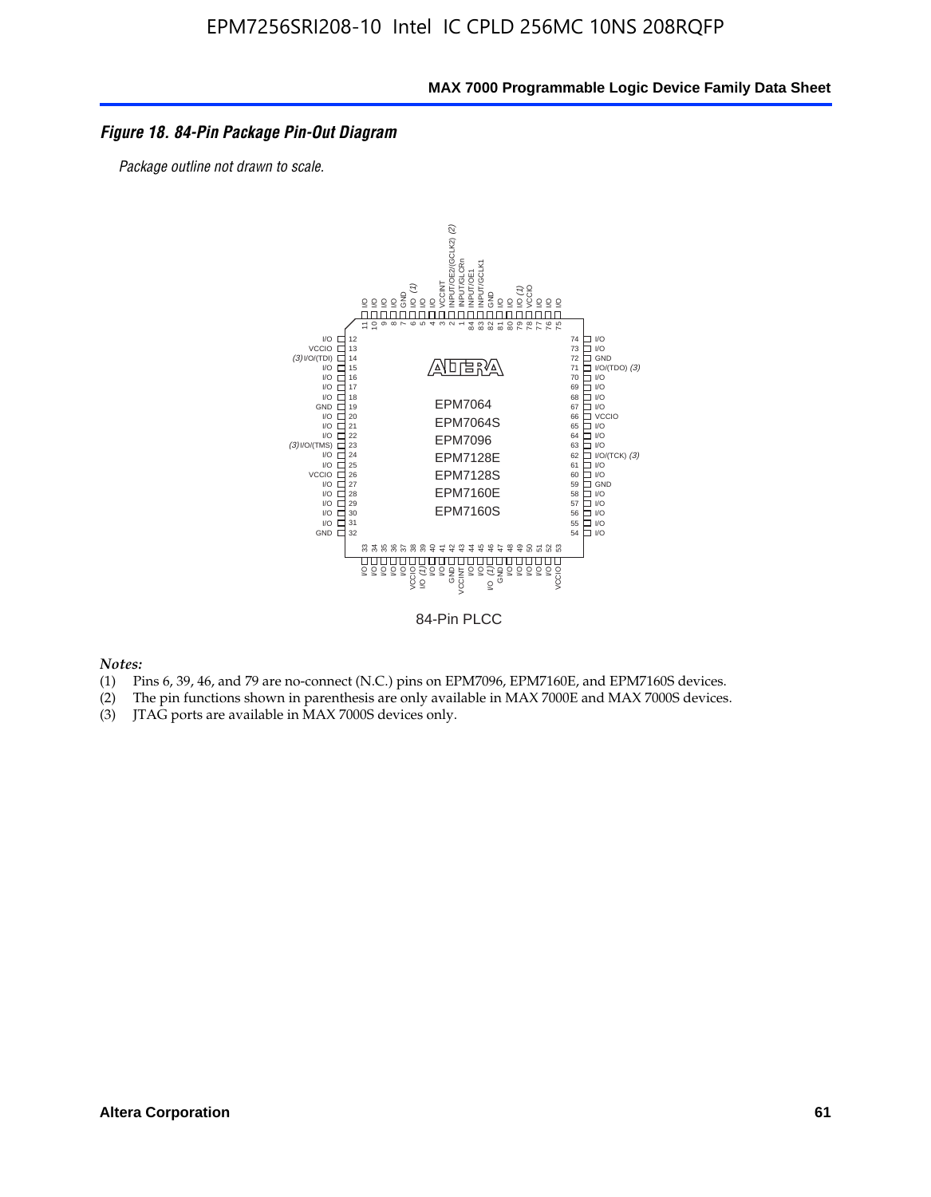#### *Figure 18. 84-Pin Package Pin-Out Diagram*

*Package outline not drawn to scale.*

84-Pin PLCC

*Notes:*

(1) Pins 6, 39, 46, and 79 are no-connect (N.C.) pins on EPM7096, EPM7160E, and EPM7160S devices.
(2) The pin functions shown in parenthesis are only available in MAX 7000E and MAX 7000S devices.
(3) JTAG ports are available in MAX 7000S devices only.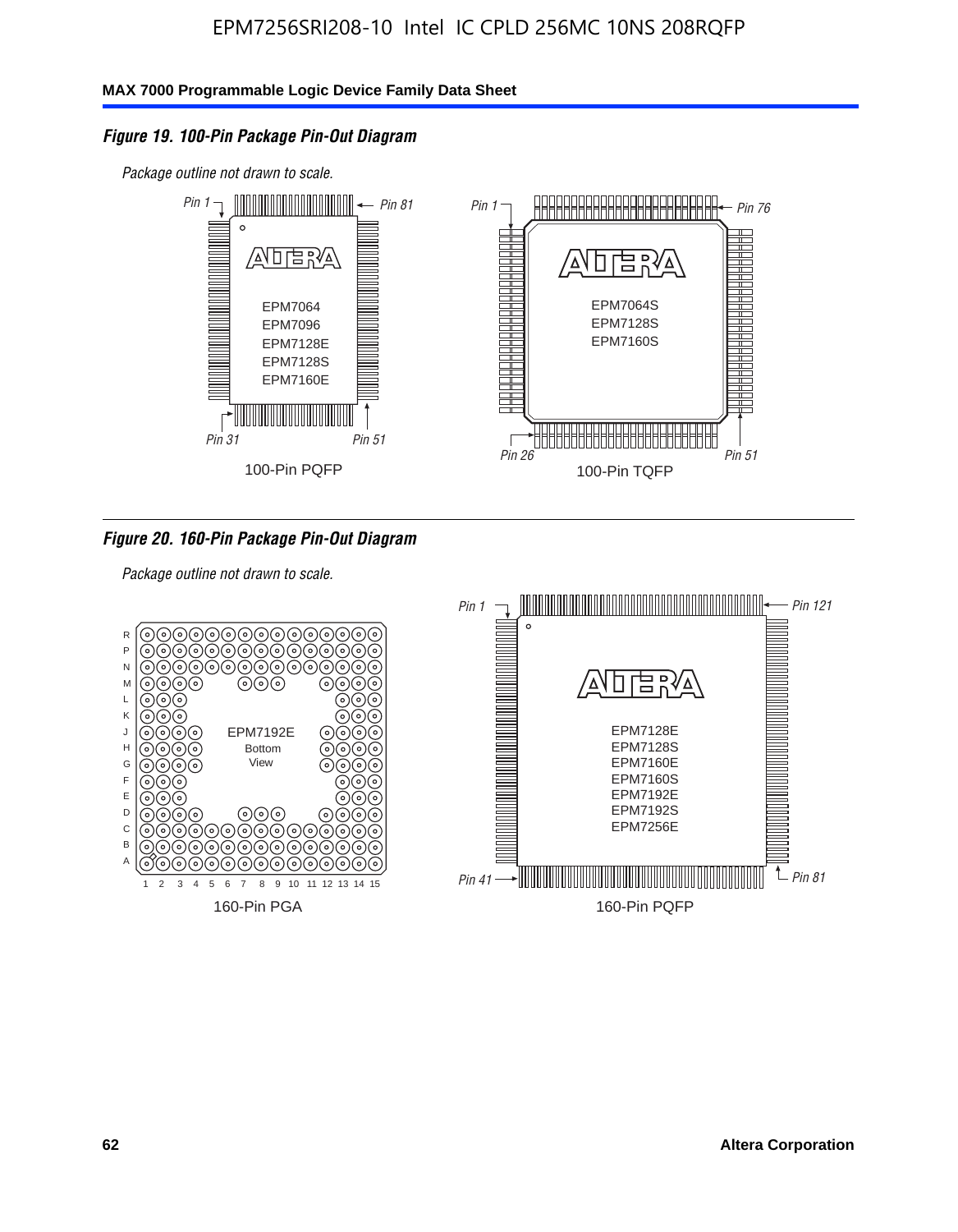### *Figure 19. 100-Pin Package Pin-Out Diagram*

*Package outline not drawn to scale.*

*Pin 1* *Pin 81*

EPM7064
EPM7096
EPM7128E
EPM7128S
EPM7160E

*Pin 31* *Pin 51*

100-Pin PQFP

*Pin 1* *Pin 76*

EPM7064S
EPM7128S
EPM7160S

*Pin 26* *Pin 51*

100-Pin TQFP

### *Figure 20. 160-Pin Package Pin-Out Diagram*

*Package outline not drawn to scale.*

EPM7192E
Bottom
View

160-Pin PGA

*Pin 1* *Pin 121*

EPM7128E
EPM7128S
EPM7160E
EPM7160S
EPM7192E
EPM7192S
EPM7256E

*Pin 41* *Pin 81*

160-Pin PQFP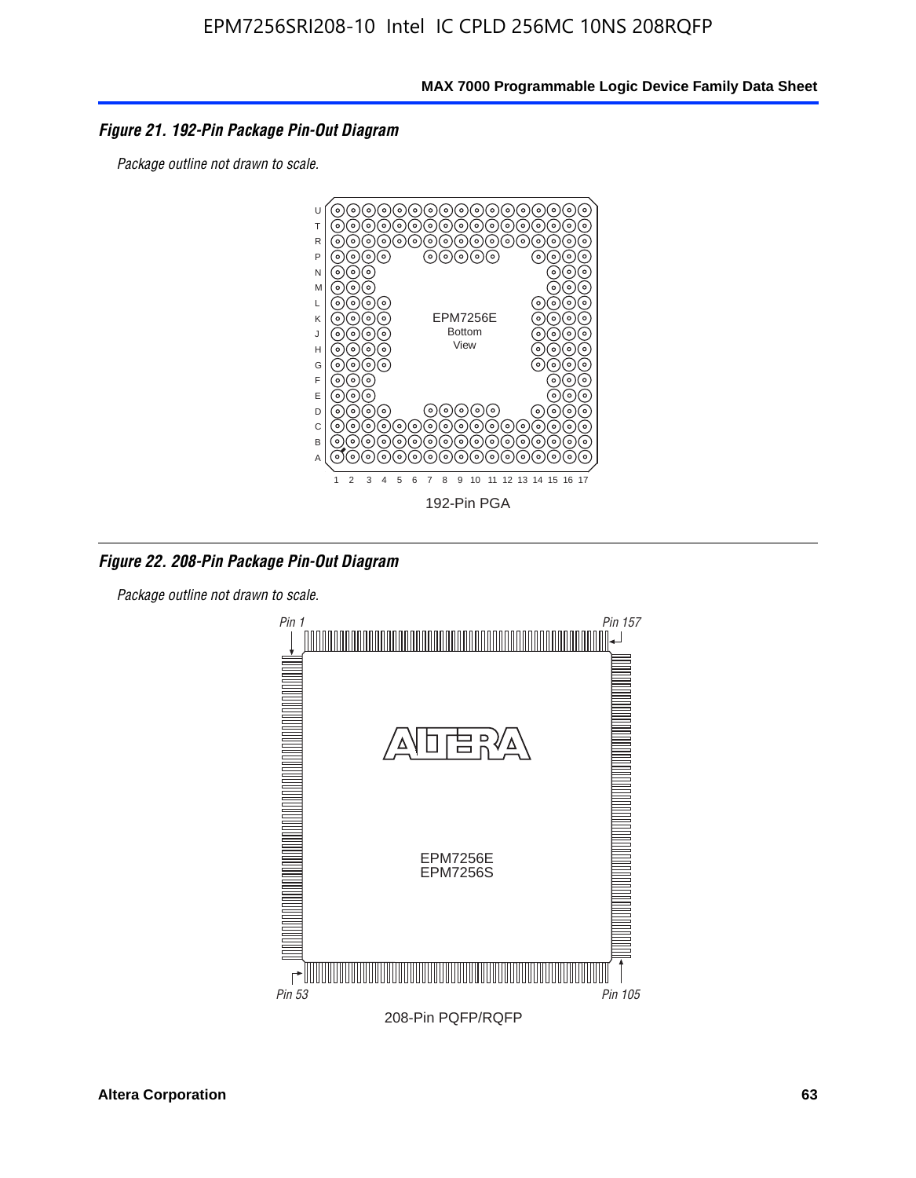*Figure 21. 192-Pin Package Pin-Out Diagram*

*Package outline not drawn to scale.*

192-Pin PGA

*Figure 22. 208-Pin Package Pin-Out Diagram*

*Package outline not drawn to scale.*

208-Pin PQFP/RQFP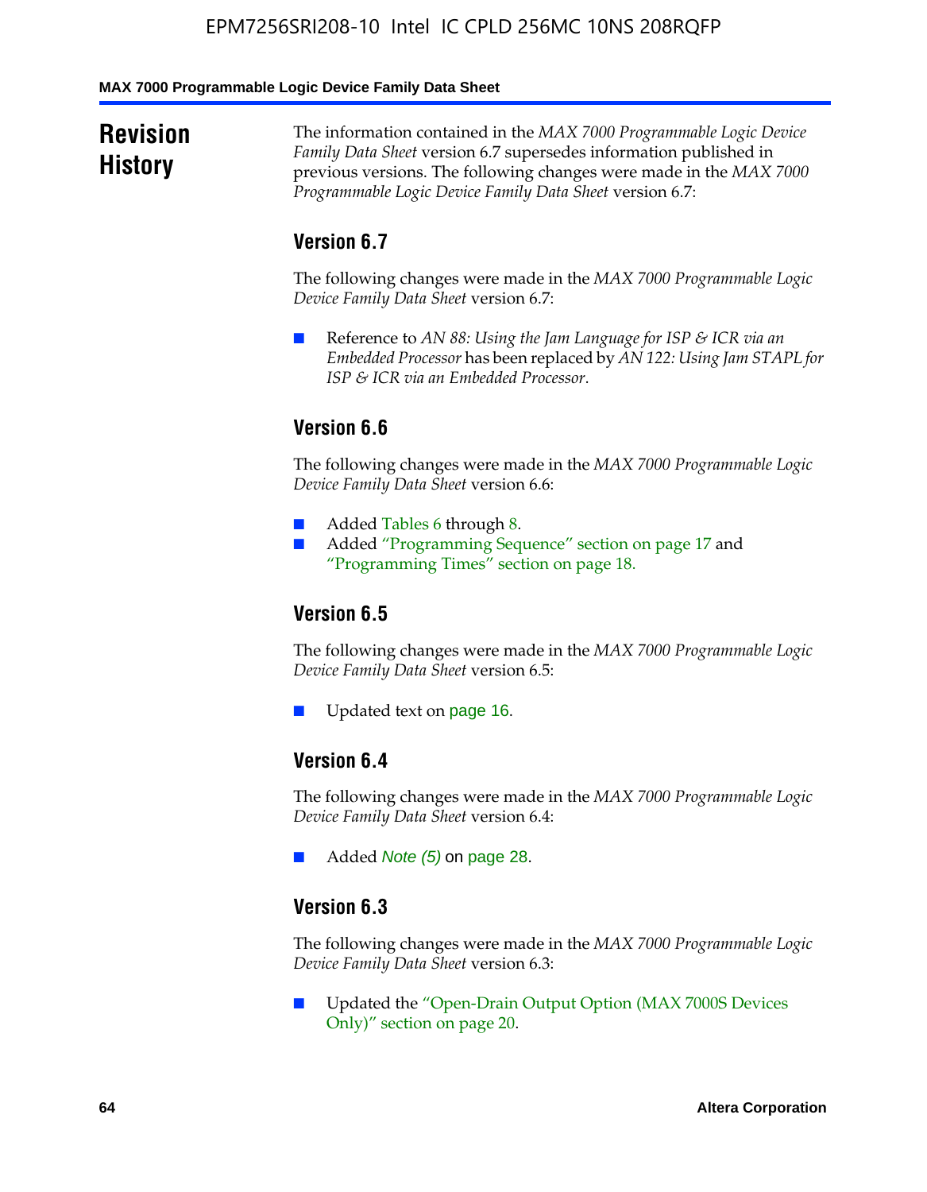# Revision History

The information contained in the *MAX 7000 Programmable Logic Device Family Data Sheet* version 6.7 supersedes information published in previous versions. The following changes were made in the *MAX 7000 Programmable Logic Device Family Data Sheet* version 6.7:

## Version 6.7

The following changes were made in the *MAX 7000 Programmable Logic Device Family Data Sheet* version 6.7:

- Reference to *AN 88: Using the Jam Language for ISP & ICR via an Embedded Processor* has been replaced by *AN 122: Using Jam STAPL for ISP & ICR via an Embedded Processor*.

## Version 6.6

The following changes were made in the *MAX 7000 Programmable Logic Device Family Data Sheet* version 6.6:

- Added Tables 6 through 8.
- Added "Programming Sequence" section on page 17 and "Programming Times" section on page 18.

## Version 6.5

The following changes were made in the *MAX 7000 Programmable Logic Device Family Data Sheet* version 6.5:

- Updated text on page 16.

## Version 6.4

The following changes were made in the *MAX 7000 Programmable Logic Device Family Data Sheet* version 6.4:

- Added *Note (5)* on page 28.

## Version 6.3

The following changes were made in the *MAX 7000 Programmable Logic Device Family Data Sheet* version 6.3:

- Updated the "Open-Drain Output Option (MAX 7000S Devices Only)" section on page 20.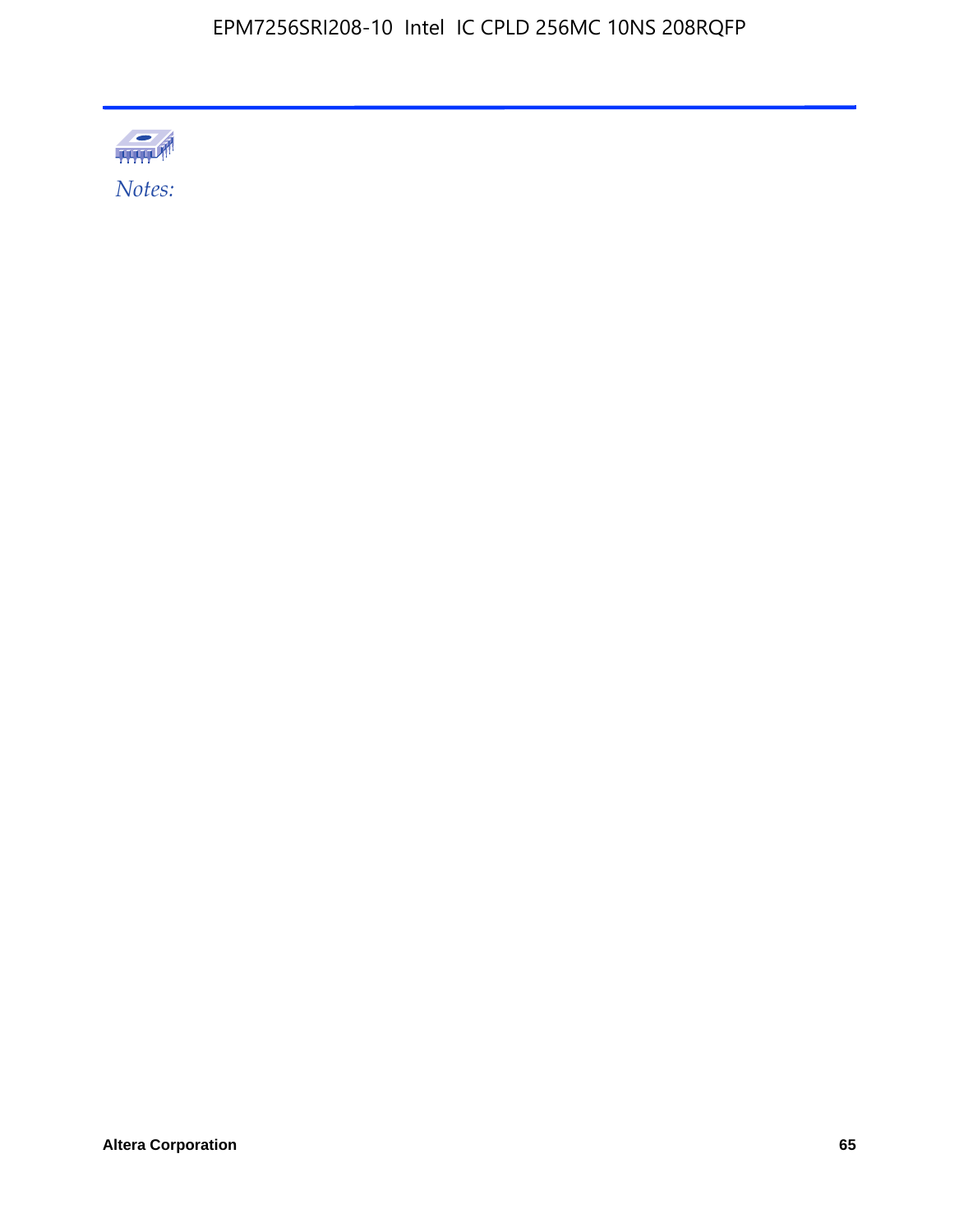*Notes:*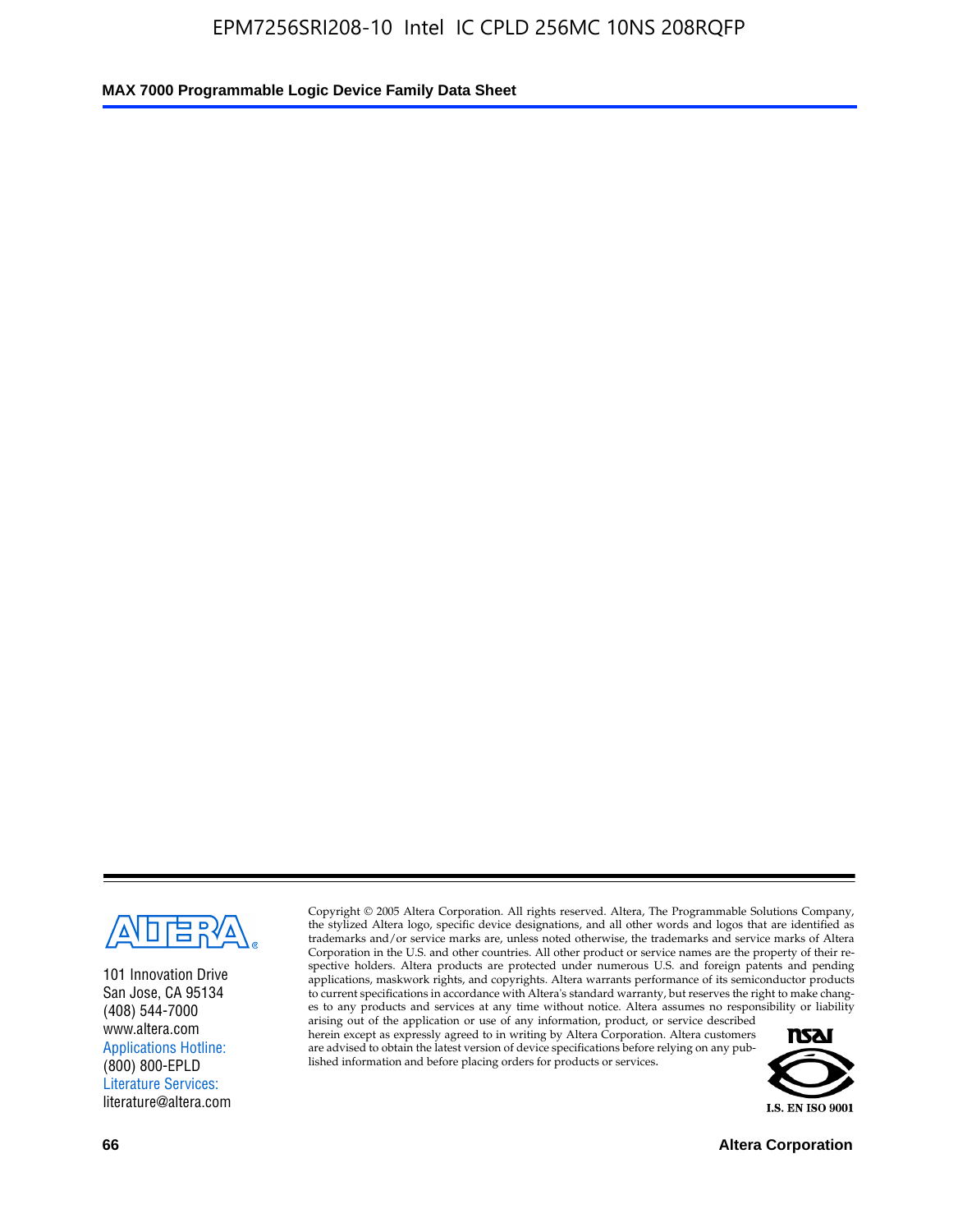101 Innovation Drive
San Jose, CA 95134
(408) 544-7000
www.altera.com
Applications Hotline:
(800) 800-EPLD
Literature Services:
literature@altera.com

Copyright © 2005 Altera Corporation. All rights reserved. Altera, The Programmable Solutions Company, the stylized Altera logo, specific device designations, and all other words and logos that are identified as trademarks and/or service marks are, unless noted otherwise, the trademarks and service marks of Altera Corporation in the U.S. and other countries. All other product or service names are the property of their respective holders. Altera products are protected under numerous U.S. and foreign patents and pending applications, maskwork rights, and copyrights. Altera warrants performance of its semiconductor products to current specifications in accordance with Altera's standard warranty, but reserves the right to make changes to any products and services at any time without notice. Altera assumes no responsibility or liability arising out of the application or use of any information, product, or service described herein except as expressly agreed to in writing by Altera Corporation. Altera customers are advised to obtain the latest version of device specifications before relying on any published information and before placing orders for products or services.

I.S. EN ISO 9001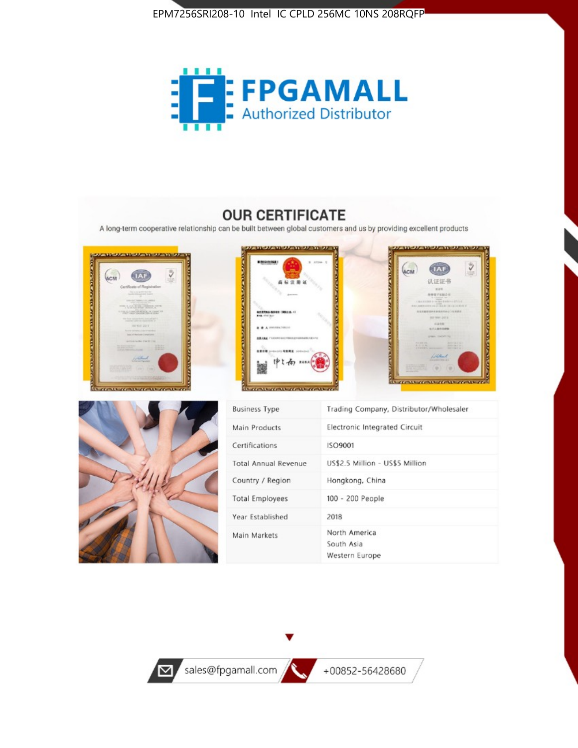FPGAMALL

Authorized Distributor

## OUR CERTIFICATE

A long-term cooperative relationship can be built between global customers and us by providing excellent products

| | |
|---|---|
| Business Type | Trading Company, Distributor/Wholesaler |
| Main Products | Electronic Integrated Circuit |
| Certifications | ISO9001 |
| Total Annual Revenue | US$2.5 Million - US$5 Million |
| Country / Region | Hongkong, China |
| Total Employees | 100 - 200 People |
| Year Established | 2018 |
| Main Markets | North America<br>South Asia<br>Western Europe |

sales@fpgamall.com

+00852-56428680